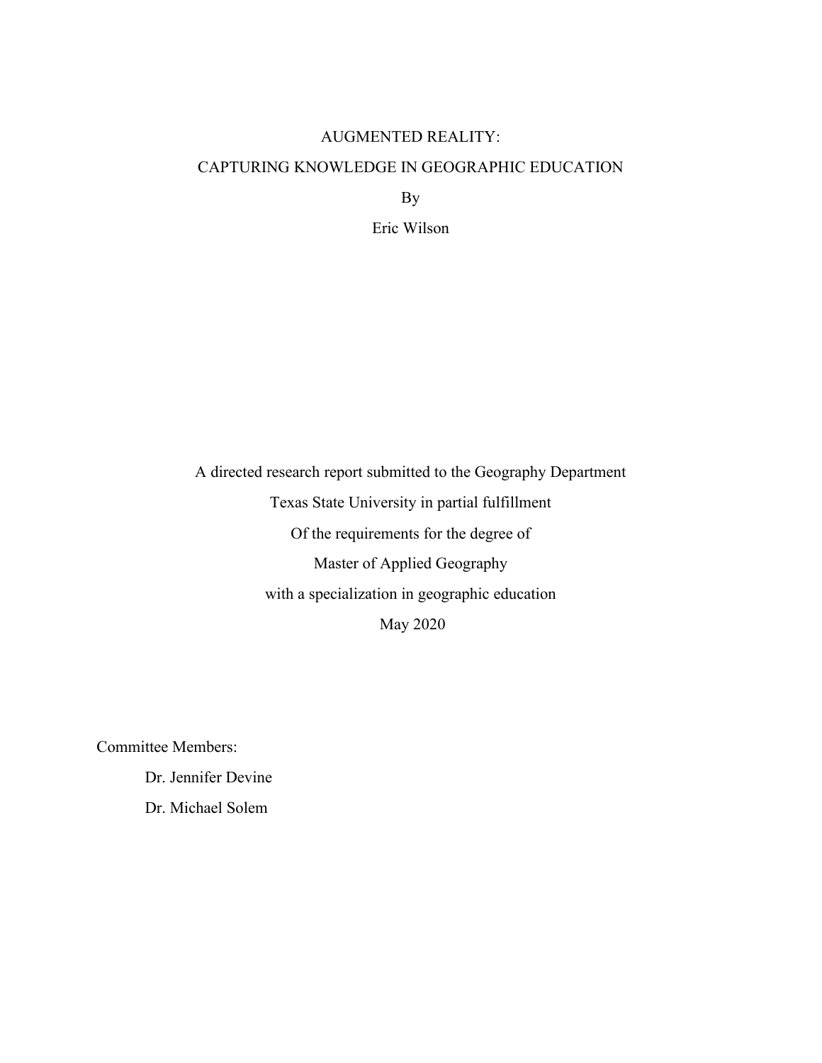# AUGMENTED REALITY:

# CAPTURING KNOWLEDGE IN GEOGRAPHIC EDUCATION

By

Eric Wilson

A directed research report submitted to the Geography Department

Texas State University in partial fulfillment

Of the requirements for the degree of

Master of Applied Geography

with a specialization in geographic education

May 2020

Committee Members:

Dr. Jennifer Devine

Dr. Michael Solem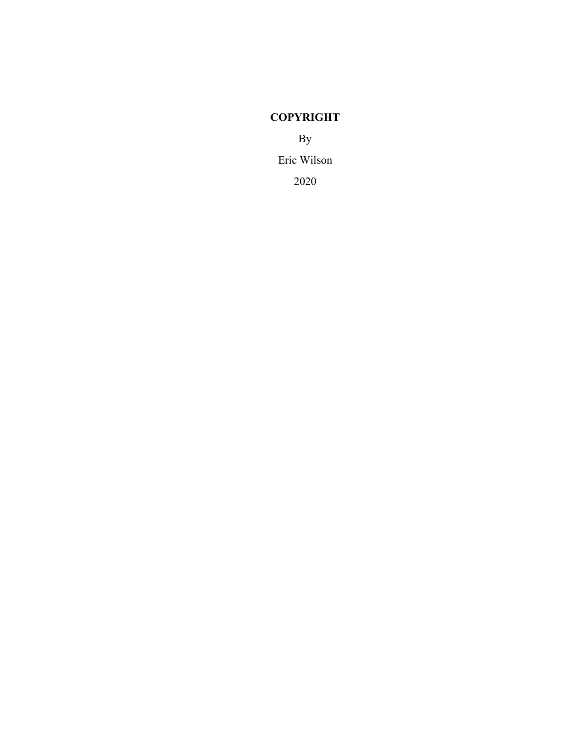**COPYRIGHT**

By

Eric Wilson

2020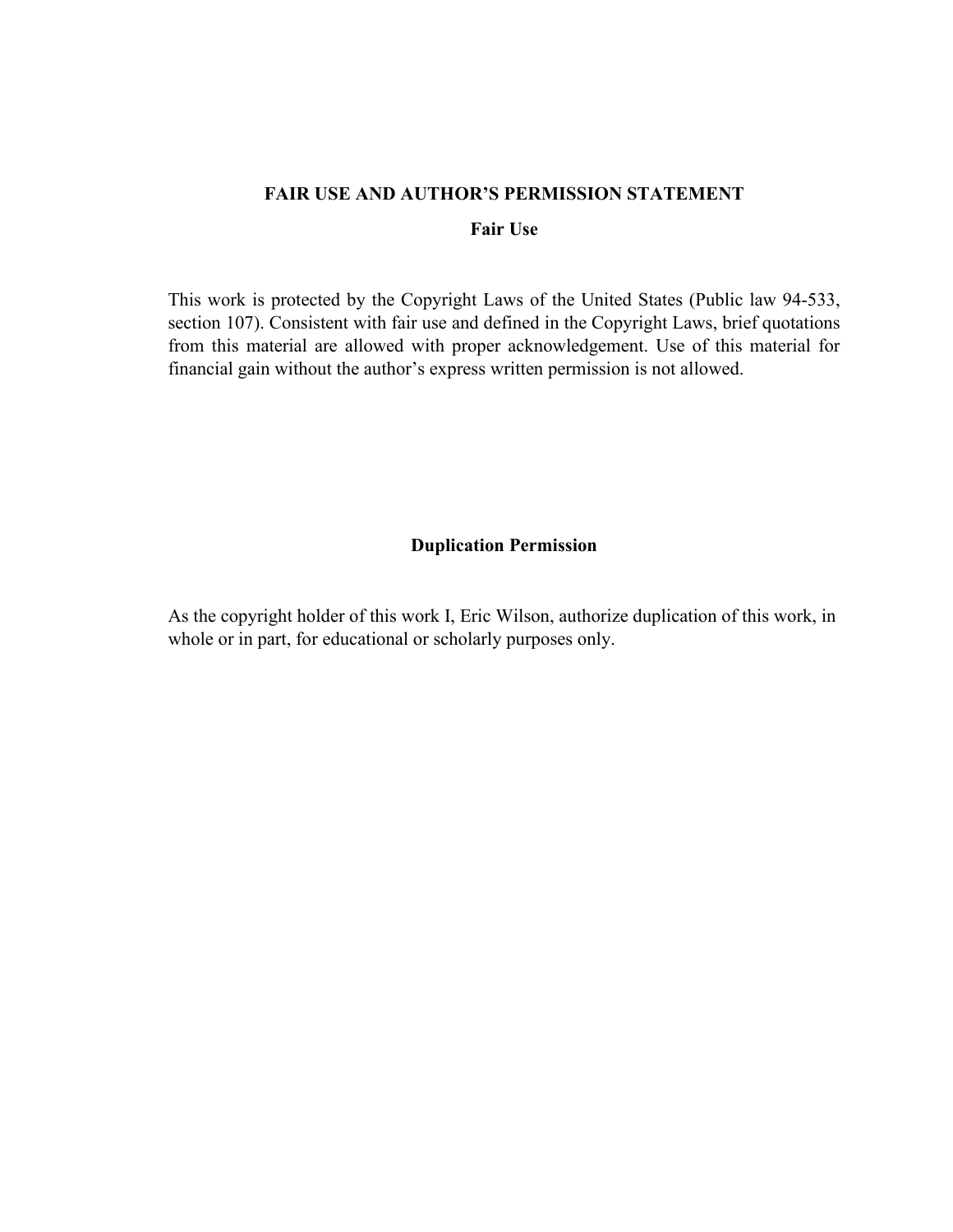# FAIR USE AND AUTHOR'S PERMISSION STATEMENT

## Fair Use

This work is protected by the Copyright Laws of the United States (Public law 94-533, section 107). Consistent with fair use and defined in the Copyright Laws, brief quotations from this material are allowed with proper acknowledgement. Use of this material for financial gain without the author's express written permission is not allowed.

## Duplication Permission

As the copyright holder of this work I, Eric Wilson, authorize duplication of this work, in whole or in part, for educational or scholarly purposes only.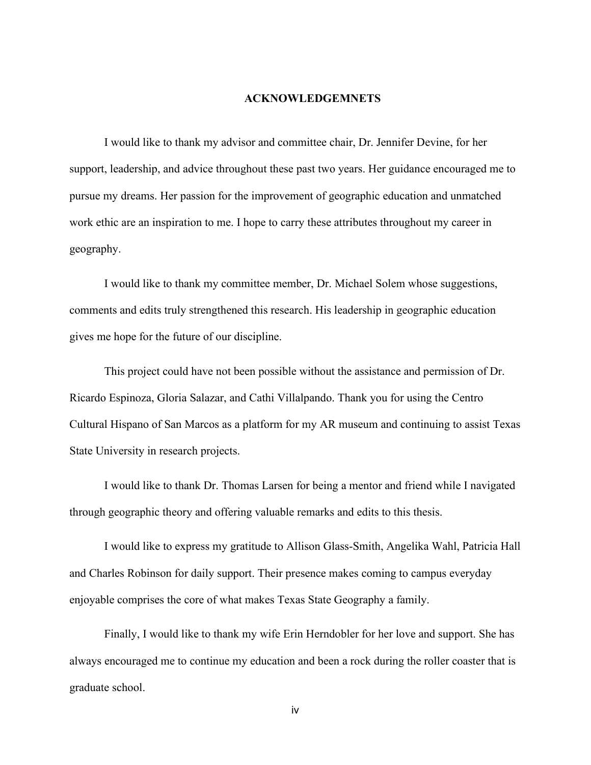# ACKNOWLEDGEMNETS

I would like to thank my advisor and committee chair, Dr. Jennifer Devine, for her support, leadership, and advice throughout these past two years. Her guidance encouraged me to pursue my dreams. Her passion for the improvement of geographic education and unmatched work ethic are an inspiration to me. I hope to carry these attributes throughout my career in geography.

I would like to thank my committee member, Dr. Michael Solem whose suggestions, comments and edits truly strengthened this research. His leadership in geographic education gives me hope for the future of our discipline.

This project could have not been possible without the assistance and permission of Dr. Ricardo Espinoza, Gloria Salazar, and Cathi Villalpando. Thank you for using the Centro Cultural Hispano of San Marcos as a platform for my AR museum and continuing to assist Texas State University in research projects.

I would like to thank Dr. Thomas Larsen for being a mentor and friend while I navigated through geographic theory and offering valuable remarks and edits to this thesis.

I would like to express my gratitude to Allison Glass-Smith, Angelika Wahl, Patricia Hall and Charles Robinson for daily support. Their presence makes coming to campus everyday enjoyable comprises the core of what makes Texas State Geography a family.

Finally, I would like to thank my wife Erin Herndobler for her love and support. She has always encouraged me to continue my education and been a rock during the roller coaster that is graduate school.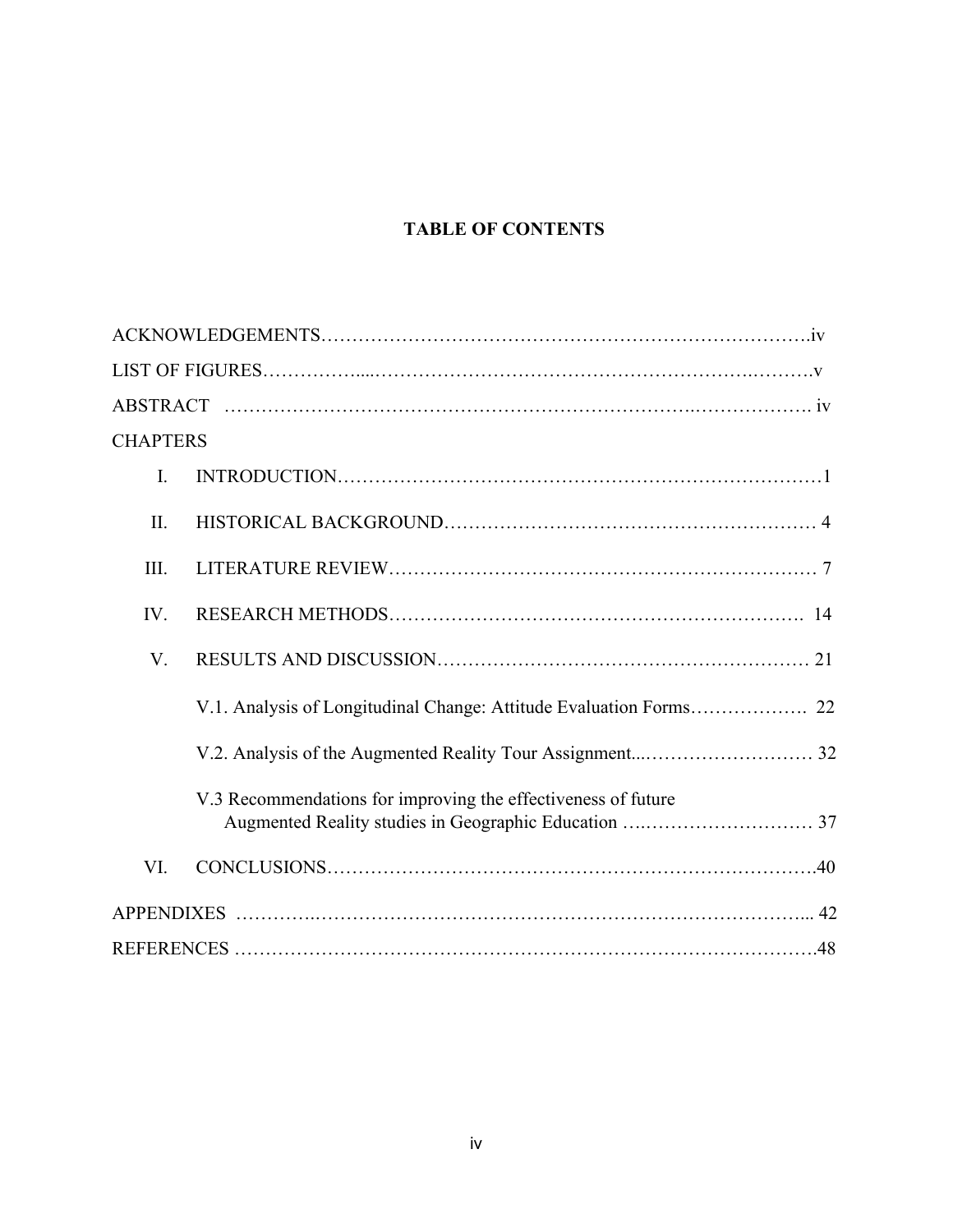# TABLE OF CONTENTS

ACKNOWLEDGEMENTS……………………………………………………………………….iv

LIST OF FIGURES……….…....………………………………………………….……….v

ABSTRACT ……………………………………………………………….………………. iv

CHAPTERS

I. INTRODUCTION……………………………………………………………………1

II. HISTORICAL BACKGROUND…………………………………………………… 4

III. LITERATURE REVIEW…………………………………………………………… 7

IV. RESEARCH METHODS…………………………………………………………. 14

V. RESULTS AND DISCUSSION…………………………………………………… 21

V.1. Analysis of Longitudinal Change: Attitude Evaluation Forms………………. 22

V.2. Analysis of the Augmented Reality Tour Assignment...……………………… 32

V.3 Recommendations for improving the effectiveness of future Augmented Reality studies in Geographic Education ….……………………… 37

VI. CONCLUSIONS…………………………………………………………………….40

APPENDIXES ………….…………………………………………………………………... 42

REFERENCES …………………………………………………………………………….48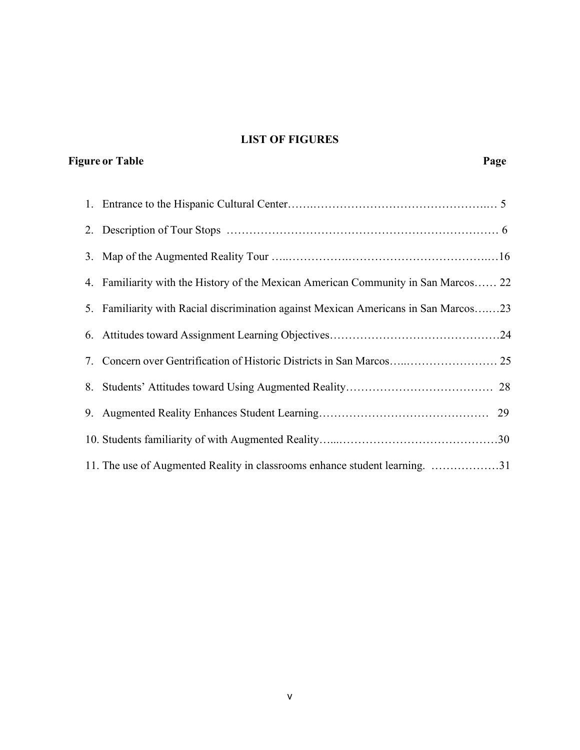## LIST OF FIGURES

| Figure or Table | Page |
|---|---|
| 1. Entrance to the Hispanic Cultural Center | 5 |
| 2. Description of Tour Stops | 6 |
| 3. Map of the Augmented Reality Tour | 16 |
| 4. Familiarity with the History of the Mexican American Community in San Marcos | 22 |
| 5. Familiarity with Racial discrimination against Mexican Americans in San Marcos | 23 |
| 6. Attitudes toward Assignment Learning Objectives | 24 |
| 7. Concern over Gentrification of Historic Districts in San Marcos | 25 |
| 8. Students' Attitudes toward Using Augmented Reality | 28 |
| 9. Augmented Reality Enhances Student Learning | 29 |
| 10. Students familiarity of with Augmented Reality | 30 |
| 11. The use of Augmented Reality in classrooms enhance student learning. | 31 |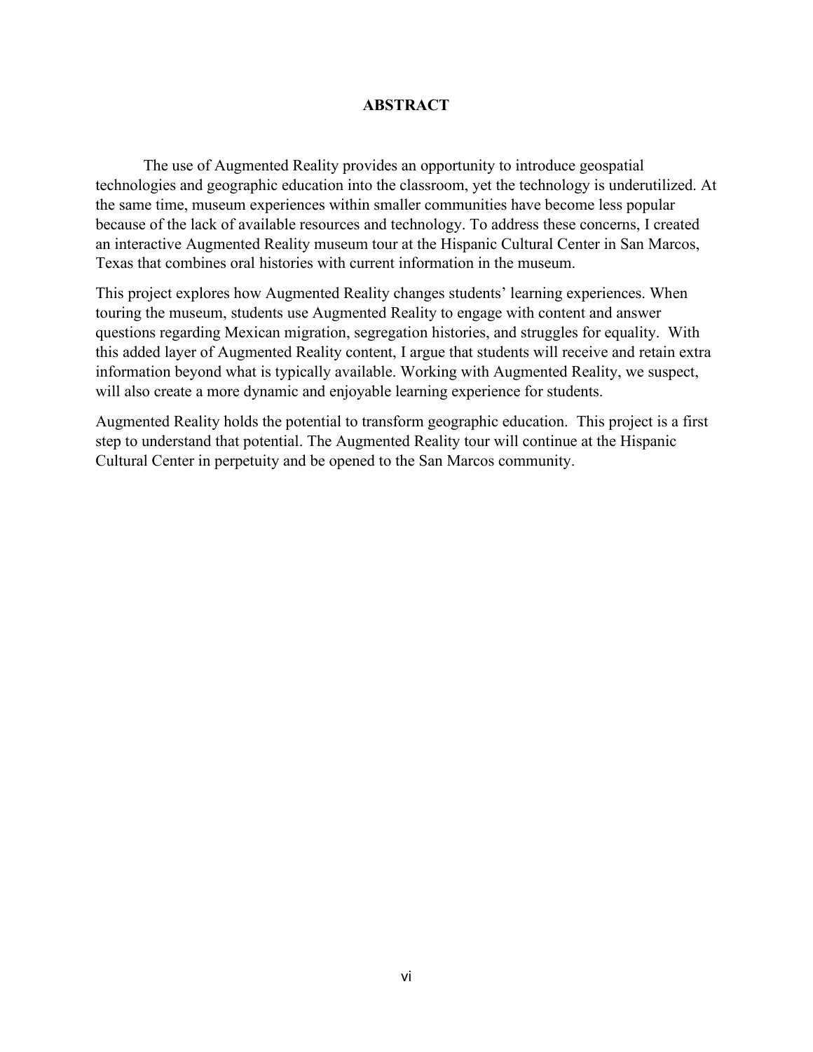# ABSTRACT

The use of Augmented Reality provides an opportunity to introduce geospatial technologies and geographic education into the classroom, yet the technology is underutilized. At the same time, museum experiences within smaller communities have become less popular because of the lack of available resources and technology. To address these concerns, I created an interactive Augmented Reality museum tour at the Hispanic Cultural Center in San Marcos, Texas that combines oral histories with current information in the museum.

This project explores how Augmented Reality changes students' learning experiences. When touring the museum, students use Augmented Reality to engage with content and answer questions regarding Mexican migration, segregation histories, and struggles for equality. With this added layer of Augmented Reality content, I argue that students will receive and retain extra information beyond what is typically available. Working with Augmented Reality, we suspect, will also create a more dynamic and enjoyable learning experience for students.

Augmented Reality holds the potential to transform geographic education. This project is a first step to understand that potential. The Augmented Reality tour will continue at the Hispanic Cultural Center in perpetuity and be opened to the San Marcos community.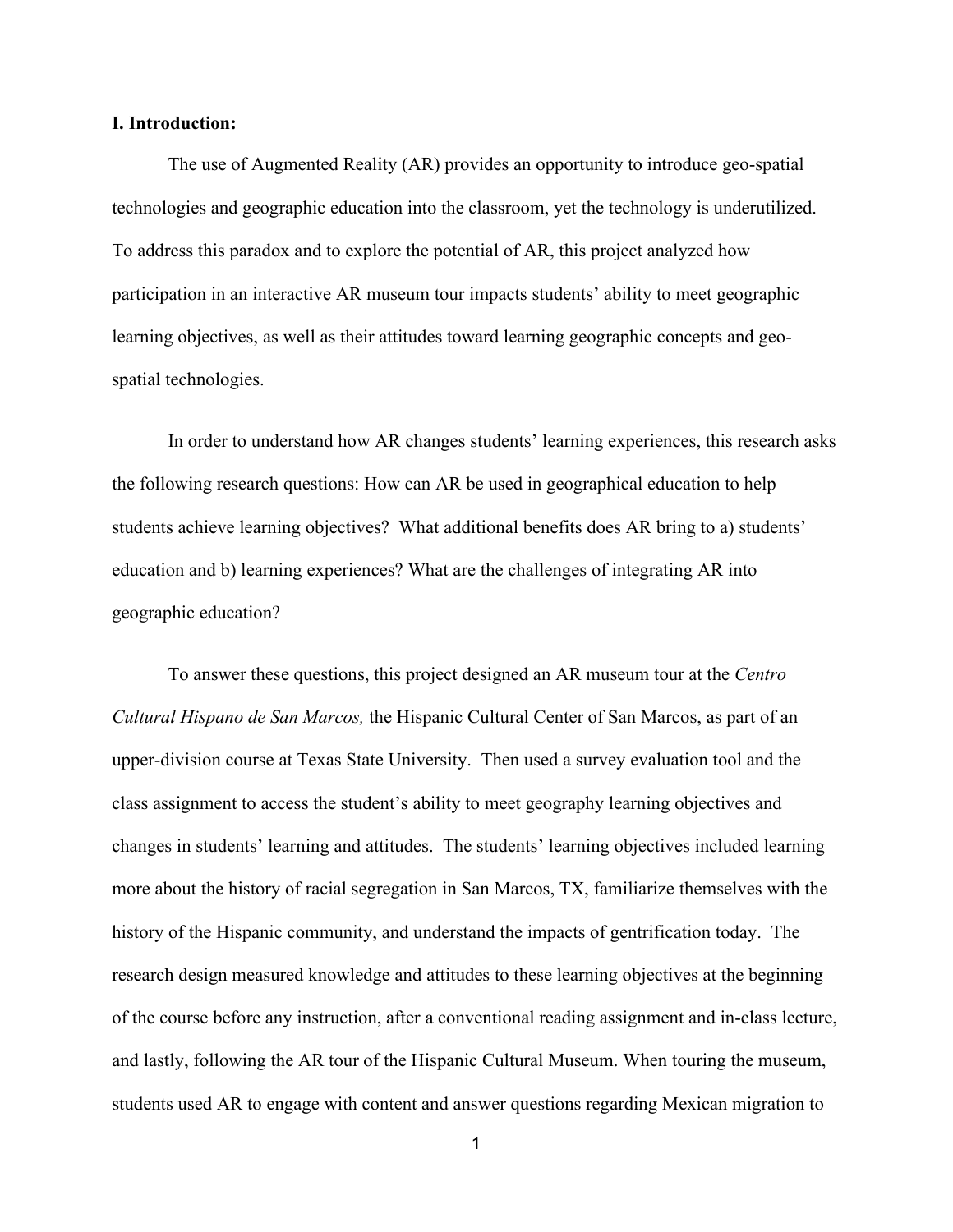**I. Introduction:**

The use of Augmented Reality (AR) provides an opportunity to introduce geo-spatial technologies and geographic education into the classroom, yet the technology is underutilized. To address this paradox and to explore the potential of AR, this project analyzed how participation in an interactive AR museum tour impacts students' ability to meet geographic learning objectives, as well as their attitudes toward learning geographic concepts and geo-spatial technologies.

In order to understand how AR changes students' learning experiences, this research asks the following research questions: How can AR be used in geographical education to help students achieve learning objectives? What additional benefits does AR bring to a) students' education and b) learning experiences? What are the challenges of integrating AR into geographic education?

To answer these questions, this project designed an AR museum tour at the *Centro Cultural Hispano de San Marcos,* the Hispanic Cultural Center of San Marcos, as part of an upper-division course at Texas State University. Then used a survey evaluation tool and the class assignment to access the student's ability to meet geography learning objectives and changes in students' learning and attitudes. The students' learning objectives included learning more about the history of racial segregation in San Marcos, TX, familiarize themselves with the history of the Hispanic community, and understand the impacts of gentrification today. The research design measured knowledge and attitudes to these learning objectives at the beginning of the course before any instruction, after a conventional reading assignment and in-class lecture, and lastly, following the AR tour of the Hispanic Cultural Museum. When touring the museum, students used AR to engage with content and answer questions regarding Mexican migration to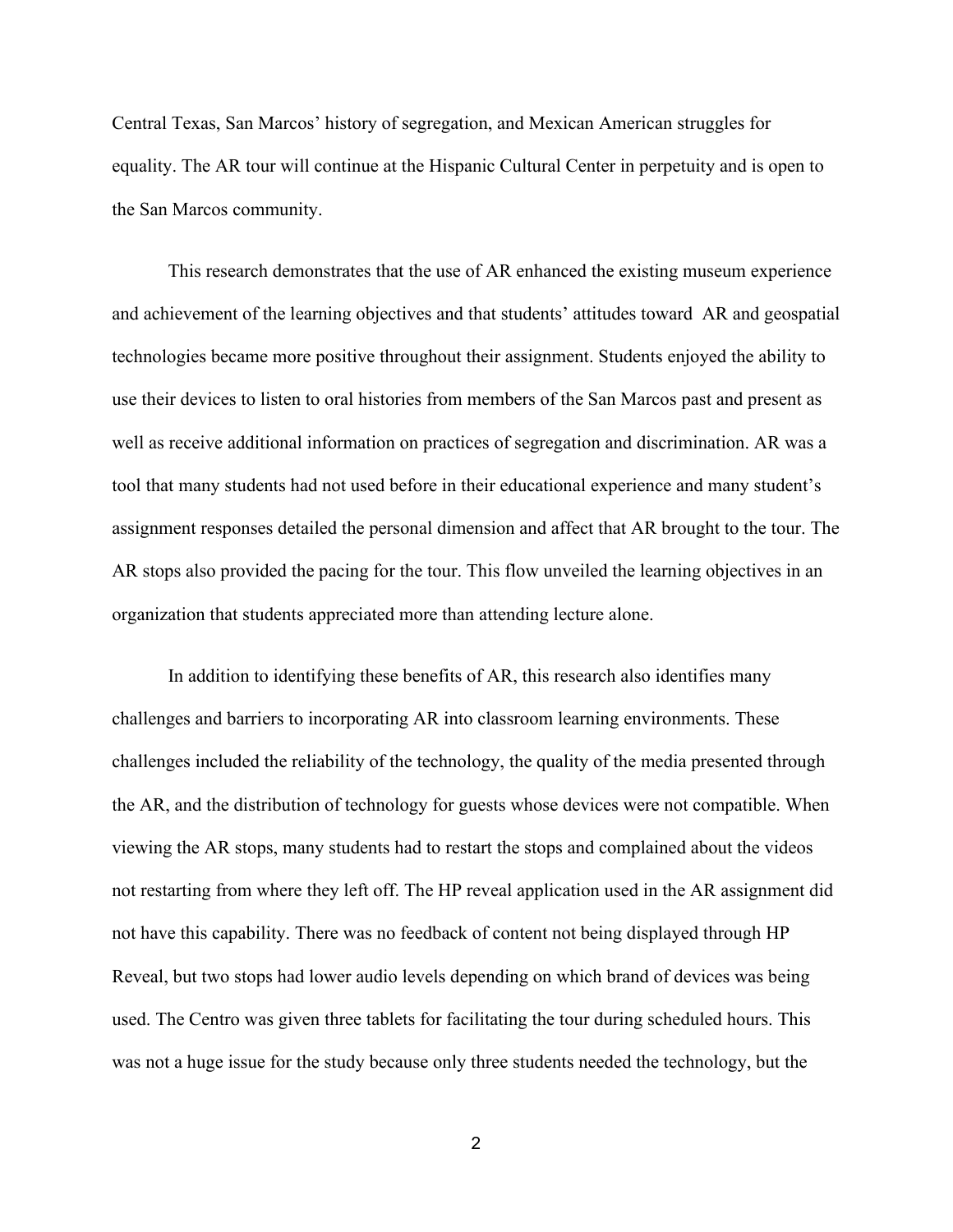Central Texas, San Marcos' history of segregation, and Mexican American struggles for equality. The AR tour will continue at the Hispanic Cultural Center in perpetuity and is open to the San Marcos community.

This research demonstrates that the use of AR enhanced the existing museum experience and achievement of the learning objectives and that students' attitudes toward AR and geospatial technologies became more positive throughout their assignment. Students enjoyed the ability to use their devices to listen to oral histories from members of the San Marcos past and present as well as receive additional information on practices of segregation and discrimination. AR was a tool that many students had not used before in their educational experience and many student's assignment responses detailed the personal dimension and affect that AR brought to the tour. The AR stops also provided the pacing for the tour. This flow unveiled the learning objectives in an organization that students appreciated more than attending lecture alone.

In addition to identifying these benefits of AR, this research also identifies many challenges and barriers to incorporating AR into classroom learning environments. These challenges included the reliability of the technology, the quality of the media presented through the AR, and the distribution of technology for guests whose devices were not compatible. When viewing the AR stops, many students had to restart the stops and complained about the videos not restarting from where they left off. The HP reveal application used in the AR assignment did not have this capability. There was no feedback of content not being displayed through HP Reveal, but two stops had lower audio levels depending on which brand of devices was being used. The Centro was given three tablets for facilitating the tour during scheduled hours. This was not a huge issue for the study because only three students needed the technology, but the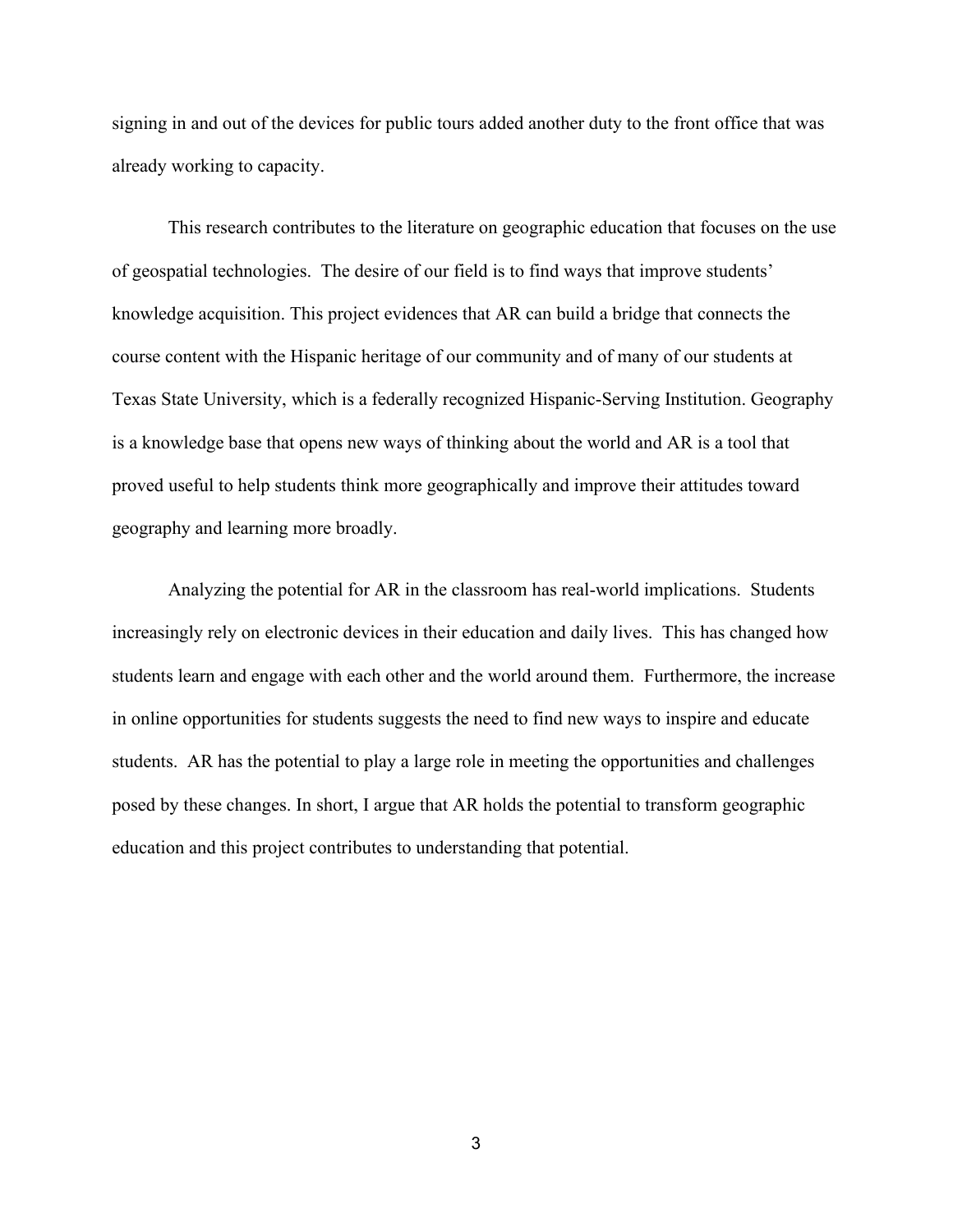signing in and out of the devices for public tours added another duty to the front office that was already working to capacity.

This research contributes to the literature on geographic education that focuses on the use of geospatial technologies. The desire of our field is to find ways that improve students' knowledge acquisition. This project evidences that AR can build a bridge that connects the course content with the Hispanic heritage of our community and of many of our students at Texas State University, which is a federally recognized Hispanic-Serving Institution. Geography is a knowledge base that opens new ways of thinking about the world and AR is a tool that proved useful to help students think more geographically and improve their attitudes toward geography and learning more broadly.

Analyzing the potential for AR in the classroom has real-world implications. Students increasingly rely on electronic devices in their education and daily lives. This has changed how students learn and engage with each other and the world around them. Furthermore, the increase in online opportunities for students suggests the need to find new ways to inspire and educate students. AR has the potential to play a large role in meeting the opportunities and challenges posed by these changes. In short, I argue that AR holds the potential to transform geographic education and this project contributes to understanding that potential.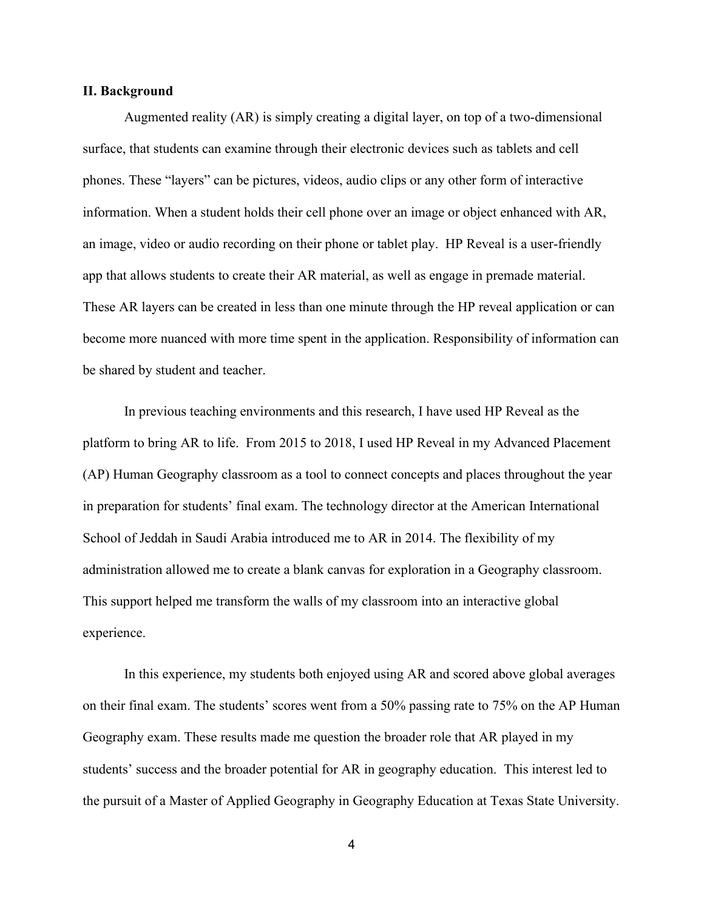## II. Background

Augmented reality (AR) is simply creating a digital layer, on top of a two-dimensional surface, that students can examine through their electronic devices such as tablets and cell phones. These "layers" can be pictures, videos, audio clips or any other form of interactive information. When a student holds their cell phone over an image or object enhanced with AR, an image, video or audio recording on their phone or tablet play. HP Reveal is a user-friendly app that allows students to create their AR material, as well as engage in premade material. These AR layers can be created in less than one minute through the HP reveal application or can become more nuanced with more time spent in the application. Responsibility of information can be shared by student and teacher.

In previous teaching environments and this research, I have used HP Reveal as the platform to bring AR to life. From 2015 to 2018, I used HP Reveal in my Advanced Placement (AP) Human Geography classroom as a tool to connect concepts and places throughout the year in preparation for students' final exam. The technology director at the American International School of Jeddah in Saudi Arabia introduced me to AR in 2014. The flexibility of my administration allowed me to create a blank canvas for exploration in a Geography classroom. This support helped me transform the walls of my classroom into an interactive global experience.

In this experience, my students both enjoyed using AR and scored above global averages on their final exam. The students' scores went from a 50% passing rate to 75% on the AP Human Geography exam. These results made me question the broader role that AR played in my students' success and the broader potential for AR in geography education. This interest led to the pursuit of a Master of Applied Geography in Geography Education at Texas State University.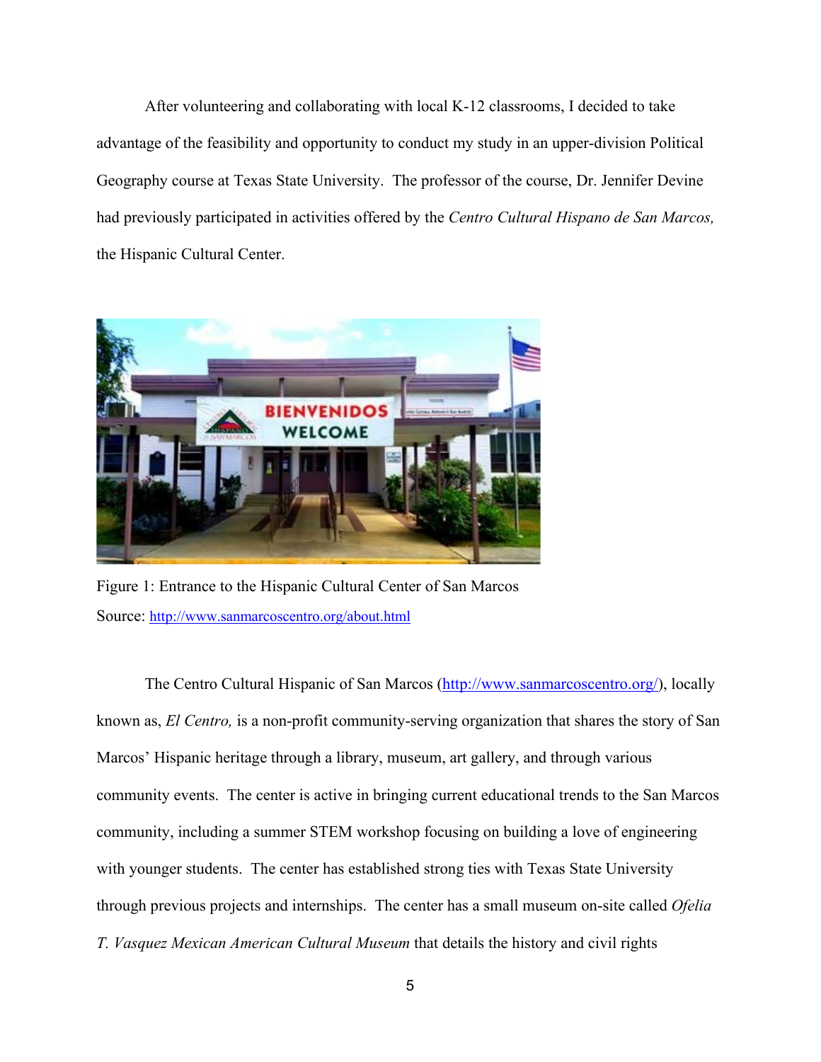After volunteering and collaborating with local K-12 classrooms, I decided to take advantage of the feasibility and opportunity to conduct my study in an upper-division Political Geography course at Texas State University. The professor of the course, Dr. Jennifer Devine had previously participated in activities offered by the *Centro Cultural Hispano de San Marcos,* the Hispanic Cultural Center.

Figure 1: Entrance to the Hispanic Cultural Center of San Marcos
Source: http://www.sanmarcoscentro.org/about.html

The Centro Cultural Hispanic of San Marcos (http://www.sanmarcoscentro.org/), locally known as, *El Centro,* is a non-profit community-serving organization that shares the story of San Marcos' Hispanic heritage through a library, museum, art gallery, and through various community events. The center is active in bringing current educational trends to the San Marcos community, including a summer STEM workshop focusing on building a love of engineering with younger students. The center has established strong ties with Texas State University through previous projects and internships. The center has a small museum on-site called *Ofelia T. Vasquez Mexican American Cultural Museum* that details the history and civil rights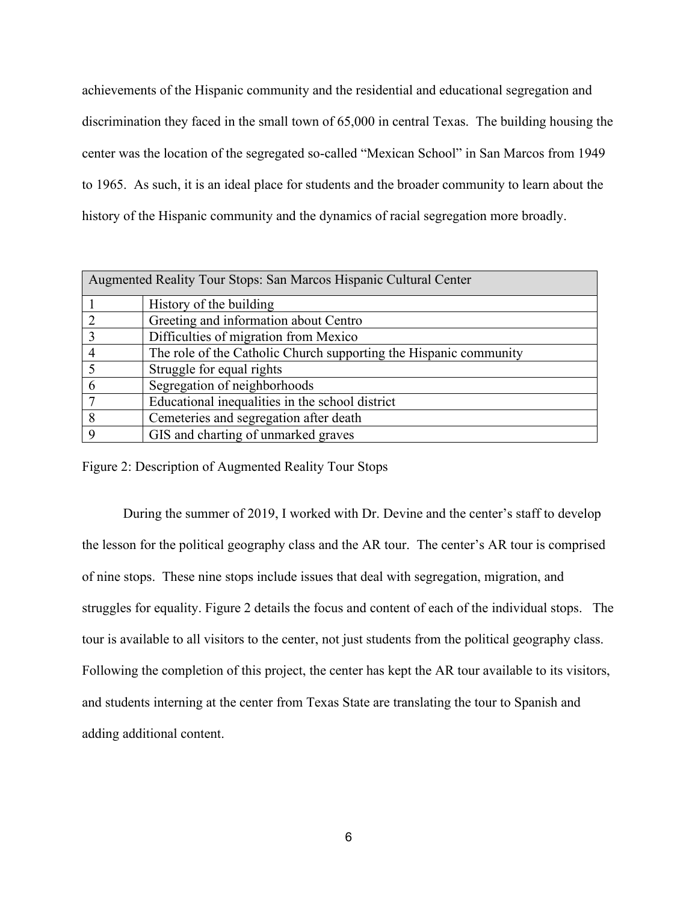achievements of the Hispanic community and the residential and educational segregation and discrimination they faced in the small town of 65,000 in central Texas. The building housing the center was the location of the segregated so-called "Mexican School" in San Marcos from 1949 to 1965. As such, it is an ideal place for students and the broader community to learn about the history of the Hispanic community and the dynamics of racial segregation more broadly.

| Augmented Reality Tour Stops: San Marcos Hispanic Cultural Center | |
|---|---|
| 1 | History of the building |
| 2 | Greeting and information about Centro |
| 3 | Difficulties of migration from Mexico |
| 4 | The role of the Catholic Church supporting the Hispanic community |
| 5 | Struggle for equal rights |
| 6 | Segregation of neighborhoods |
| 7 | Educational inequalities in the school district |
| 8 | Cemeteries and segregation after death |
| 9 | GIS and charting of unmarked graves |

Figure 2: Description of Augmented Reality Tour Stops

During the summer of 2019, I worked with Dr. Devine and the center's staff to develop the lesson for the political geography class and the AR tour. The center's AR tour is comprised of nine stops. These nine stops include issues that deal with segregation, migration, and struggles for equality. Figure 2 details the focus and content of each of the individual stops. The tour is available to all visitors to the center, not just students from the political geography class. Following the completion of this project, the center has kept the AR tour available to its visitors, and students interning at the center from Texas State are translating the tour to Spanish and adding additional content.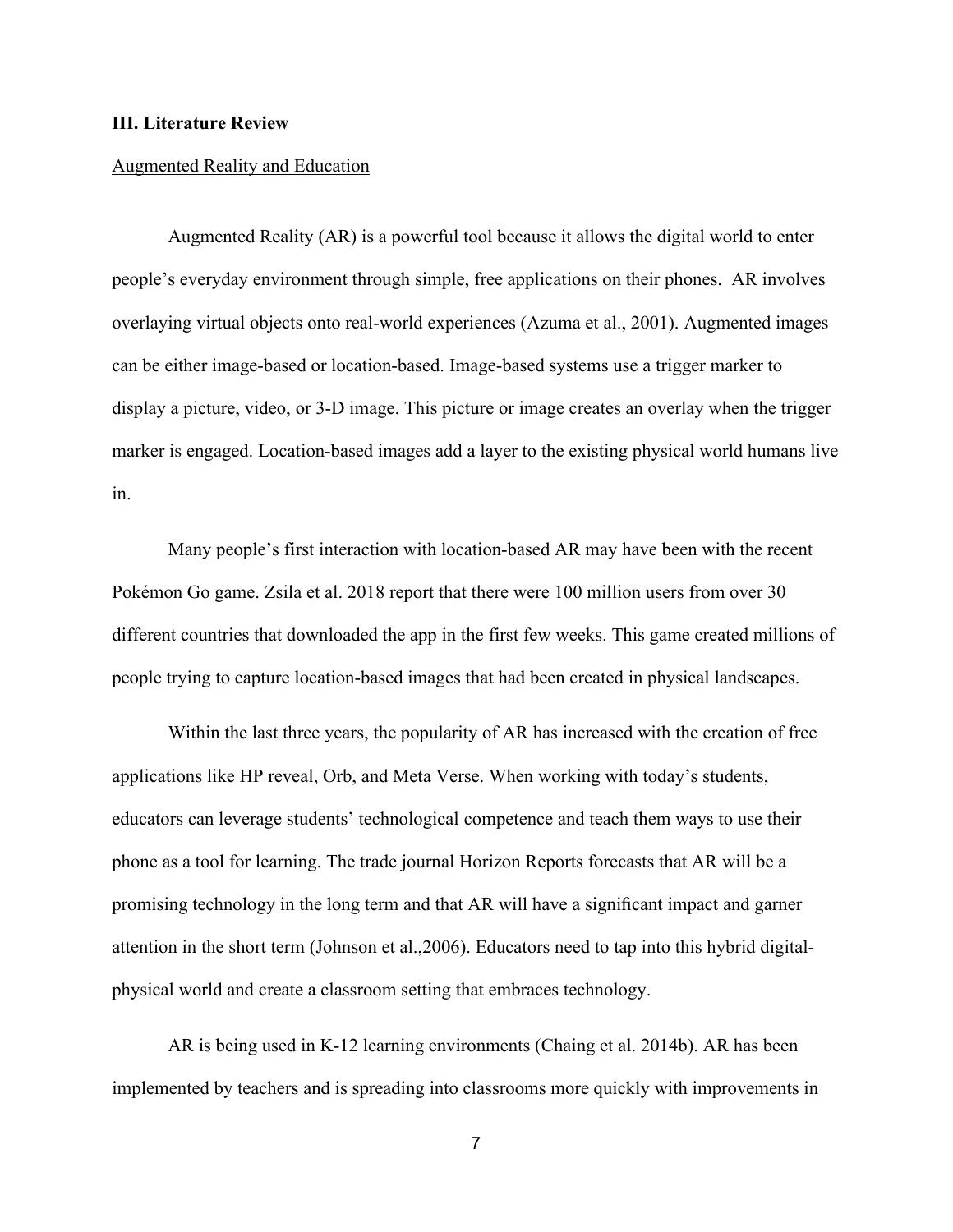## III. Literature Review

### Augmented Reality and Education

Augmented Reality (AR) is a powerful tool because it allows the digital world to enter people's everyday environment through simple, free applications on their phones. AR involves overlaying virtual objects onto real-world experiences (Azuma et al., 2001). Augmented images can be either image-based or location-based. Image-based systems use a trigger marker to display a picture, video, or 3-D image. This picture or image creates an overlay when the trigger marker is engaged. Location-based images add a layer to the existing physical world humans live in.

Many people's first interaction with location-based AR may have been with the recent Pokémon Go game. Zsila et al. 2018 report that there were 100 million users from over 30 different countries that downloaded the app in the first few weeks. This game created millions of people trying to capture location-based images that had been created in physical landscapes.

Within the last three years, the popularity of AR has increased with the creation of free applications like HP reveal, Orb, and Meta Verse. When working with today's students, educators can leverage students' technological competence and teach them ways to use their phone as a tool for learning. The trade journal Horizon Reports forecasts that AR will be a promising technology in the long term and that AR will have a significant impact and garner attention in the short term (Johnson et al.,2006). Educators need to tap into this hybrid digital-physical world and create a classroom setting that embraces technology.

AR is being used in K-12 learning environments (Chaing et al. 2014b). AR has been implemented by teachers and is spreading into classrooms more quickly with improvements in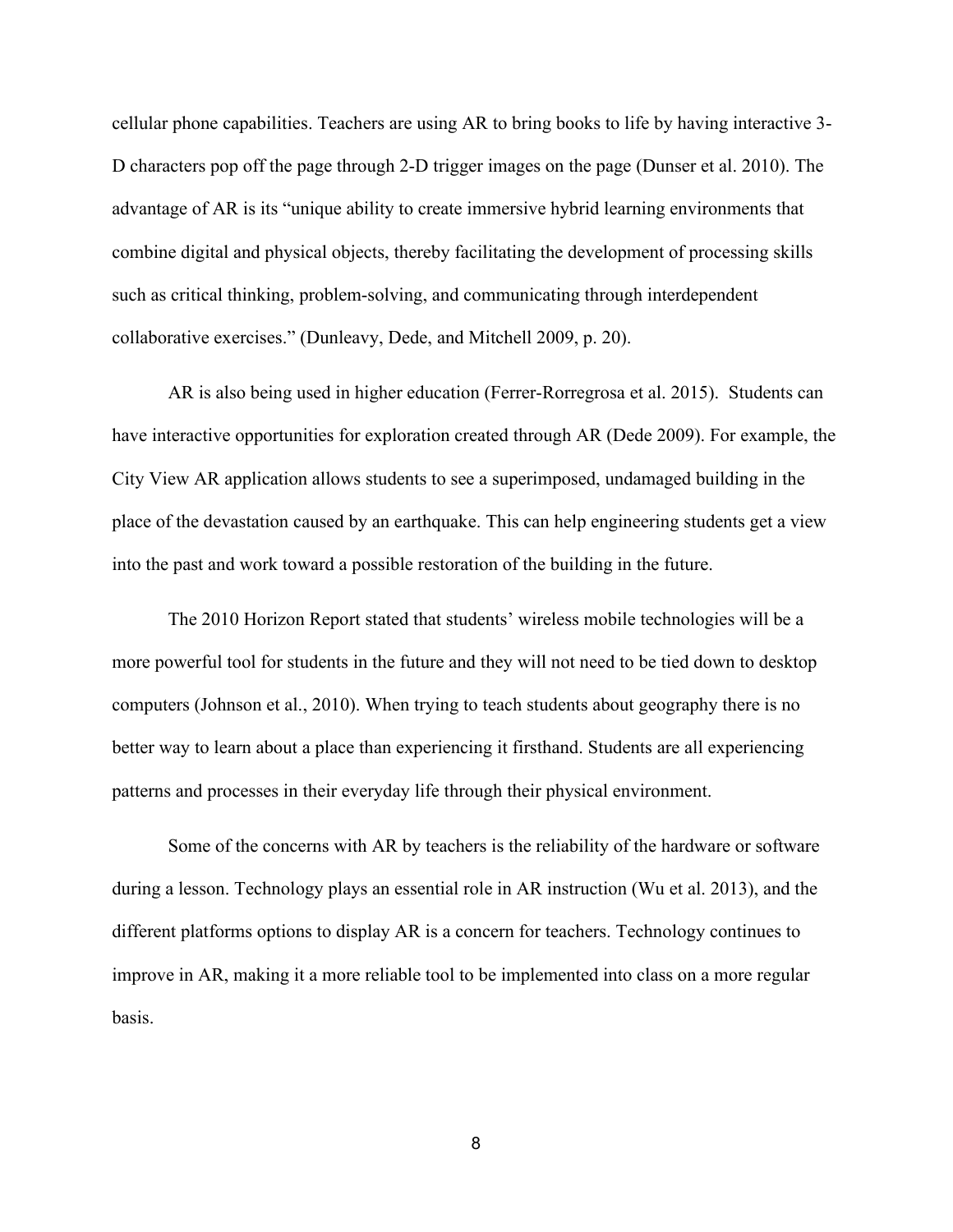cellular phone capabilities. Teachers are using AR to bring books to life by having interactive 3-D characters pop off the page through 2-D trigger images on the page (Dunser et al. 2010). The advantage of AR is its "unique ability to create immersive hybrid learning environments that combine digital and physical objects, thereby facilitating the development of processing skills such as critical thinking, problem-solving, and communicating through interdependent collaborative exercises." (Dunleavy, Dede, and Mitchell 2009, p. 20).

AR is also being used in higher education (Ferrer-Rorregrosa et al. 2015). Students can have interactive opportunities for exploration created through AR (Dede 2009). For example, the City View AR application allows students to see a superimposed, undamaged building in the place of the devastation caused by an earthquake. This can help engineering students get a view into the past and work toward a possible restoration of the building in the future.

The 2010 Horizon Report stated that students' wireless mobile technologies will be a more powerful tool for students in the future and they will not need to be tied down to desktop computers (Johnson et al., 2010). When trying to teach students about geography there is no better way to learn about a place than experiencing it firsthand. Students are all experiencing patterns and processes in their everyday life through their physical environment.

Some of the concerns with AR by teachers is the reliability of the hardware or software during a lesson. Technology plays an essential role in AR instruction (Wu et al. 2013), and the different platforms options to display AR is a concern for teachers. Technology continues to improve in AR, making it a more reliable tool to be implemented into class on a more regular basis.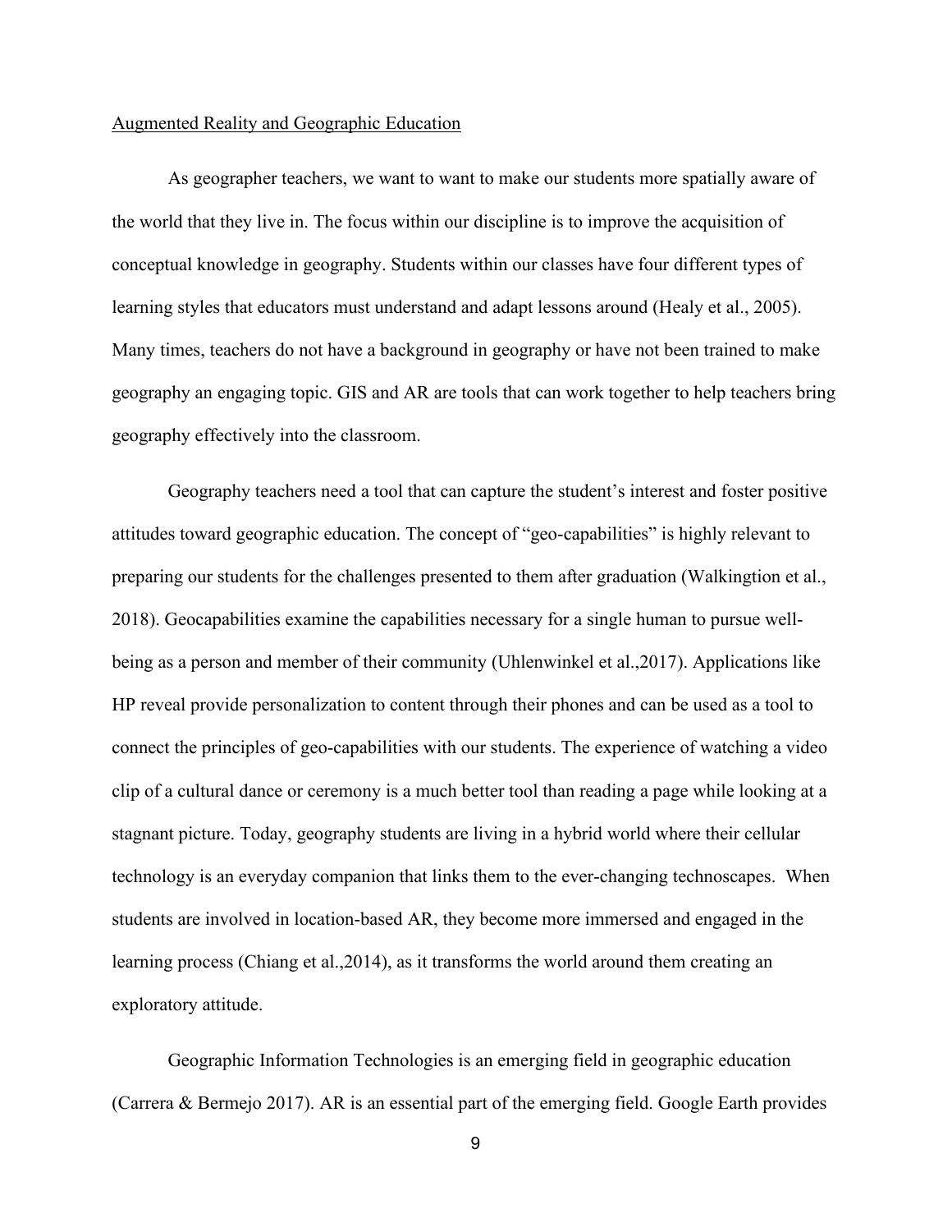<u>Augmented Reality and Geographic Education</u>

As geographer teachers, we want to want to make our students more spatially aware of the world that they live in. The focus within our discipline is to improve the acquisition of conceptual knowledge in geography. Students within our classes have four different types of learning styles that educators must understand and adapt lessons around (Healy et al., 2005). Many times, teachers do not have a background in geography or have not been trained to make geography an engaging topic. GIS and AR are tools that can work together to help teachers bring geography effectively into the classroom.

Geography teachers need a tool that can capture the student's interest and foster positive attitudes toward geographic education. The concept of "geo-capabilities" is highly relevant to preparing our students for the challenges presented to them after graduation (Walkingtion et al., 2018). Geocapabilities examine the capabilities necessary for a single human to pursue well-being as a person and member of their community (Uhlenwinkel et al.,2017). Applications like HP reveal provide personalization to content through their phones and can be used as a tool to connect the principles of geo-capabilities with our students. The experience of watching a video clip of a cultural dance or ceremony is a much better tool than reading a page while looking at a stagnant picture. Today, geography students are living in a hybrid world where their cellular technology is an everyday companion that links them to the ever-changing technoscapes. When students are involved in location-based AR, they become more immersed and engaged in the learning process (Chiang et al.,2014), as it transforms the world around them creating an exploratory attitude.

Geographic Information Technologies is an emerging field in geographic education (Carrera & Bermejo 2017). AR is an essential part of the emerging field. Google Earth provides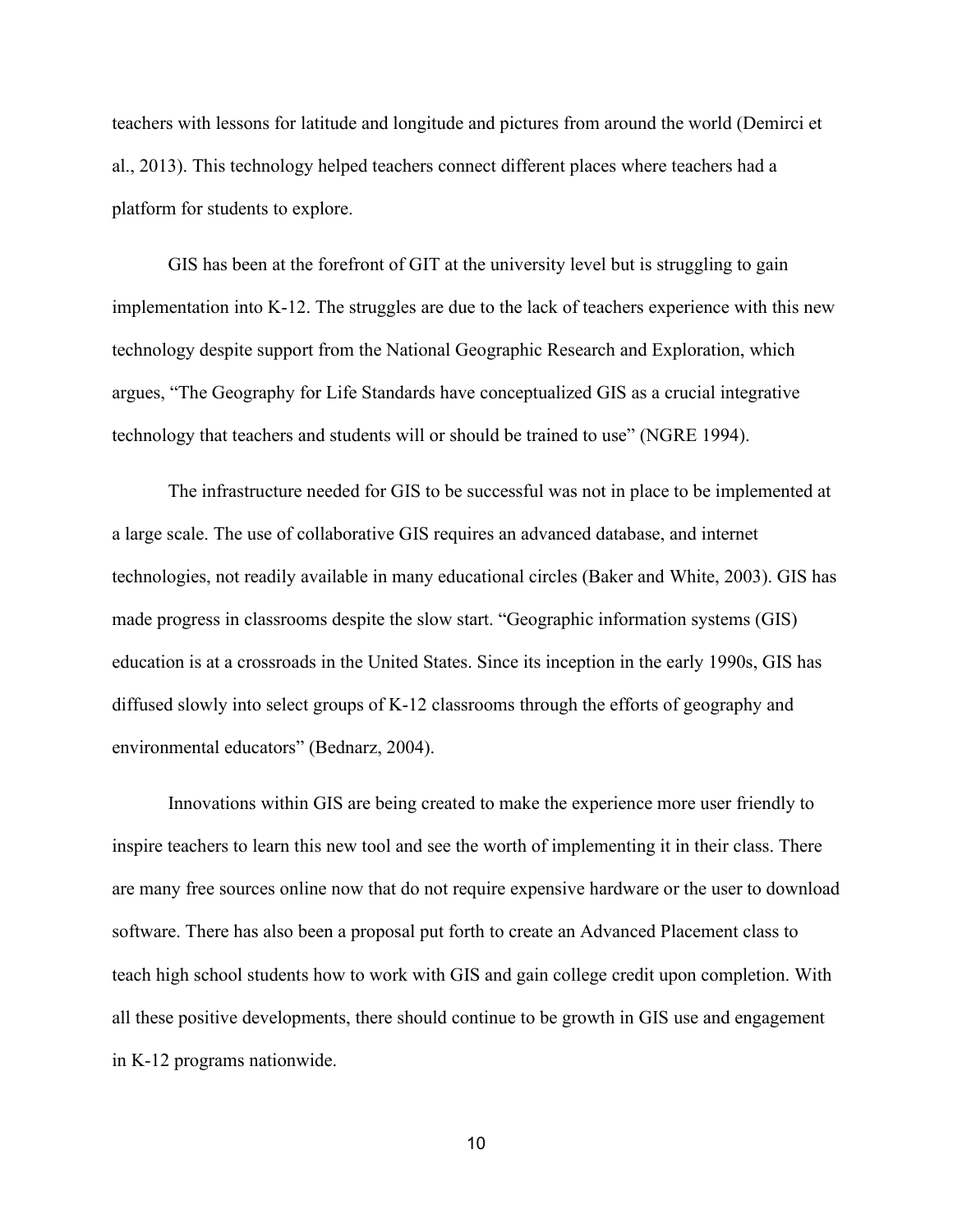teachers with lessons for latitude and longitude and pictures from around the world (Demirci et al., 2013). This technology helped teachers connect different places where teachers had a platform for students to explore.

GIS has been at the forefront of GIT at the university level but is struggling to gain implementation into K-12. The struggles are due to the lack of teachers experience with this new technology despite support from the National Geographic Research and Exploration, which argues, "The Geography for Life Standards have conceptualized GIS as a crucial integrative technology that teachers and students will or should be trained to use" (NGRE 1994).

The infrastructure needed for GIS to be successful was not in place to be implemented at a large scale. The use of collaborative GIS requires an advanced database, and internet technologies, not readily available in many educational circles (Baker and White, 2003). GIS has made progress in classrooms despite the slow start. "Geographic information systems (GIS) education is at a crossroads in the United States. Since its inception in the early 1990s, GIS has diffused slowly into select groups of K-12 classrooms through the efforts of geography and environmental educators" (Bednarz, 2004).

Innovations within GIS are being created to make the experience more user friendly to inspire teachers to learn this new tool and see the worth of implementing it in their class. There are many free sources online now that do not require expensive hardware or the user to download software. There has also been a proposal put forth to create an Advanced Placement class to teach high school students how to work with GIS and gain college credit upon completion. With all these positive developments, there should continue to be growth in GIS use and engagement in K-12 programs nationwide.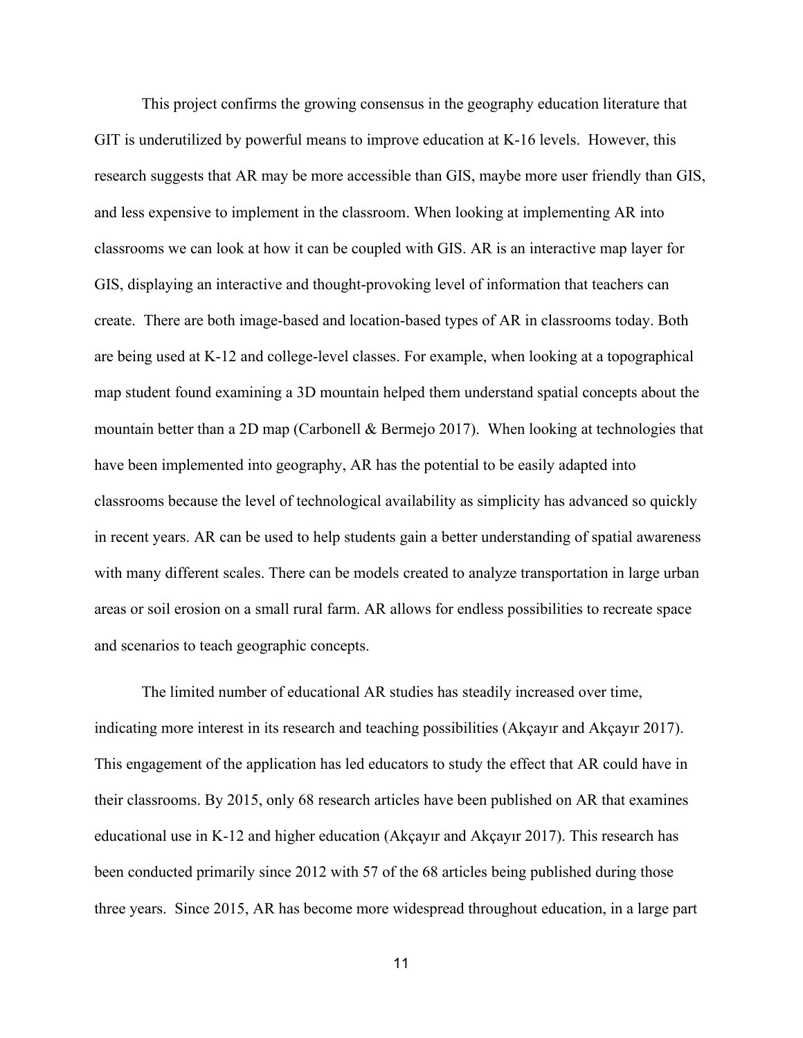This project confirms the growing consensus in the geography education literature that GIT is underutilized by powerful means to improve education at K-16 levels. However, this research suggests that AR may be more accessible than GIS, maybe more user friendly than GIS, and less expensive to implement in the classroom. When looking at implementing AR into classrooms we can look at how it can be coupled with GIS. AR is an interactive map layer for GIS, displaying an interactive and thought-provoking level of information that teachers can create. There are both image-based and location-based types of AR in classrooms today. Both are being used at K-12 and college-level classes. For example, when looking at a topographical map student found examining a 3D mountain helped them understand spatial concepts about the mountain better than a 2D map (Carbonell & Bermejo 2017). When looking at technologies that have been implemented into geography, AR has the potential to be easily adapted into classrooms because the level of technological availability as simplicity has advanced so quickly in recent years. AR can be used to help students gain a better understanding of spatial awareness with many different scales. There can be models created to analyze transportation in large urban areas or soil erosion on a small rural farm. AR allows for endless possibilities to recreate space and scenarios to teach geographic concepts.

The limited number of educational AR studies has steadily increased over time, indicating more interest in its research and teaching possibilities (Akçayır and Akçayır 2017). This engagement of the application has led educators to study the effect that AR could have in their classrooms. By 2015, only 68 research articles have been published on AR that examines educational use in K-12 and higher education (Akçayır and Akçayır 2017). This research has been conducted primarily since 2012 with 57 of the 68 articles being published during those three years. Since 2015, AR has become more widespread throughout education, in a large part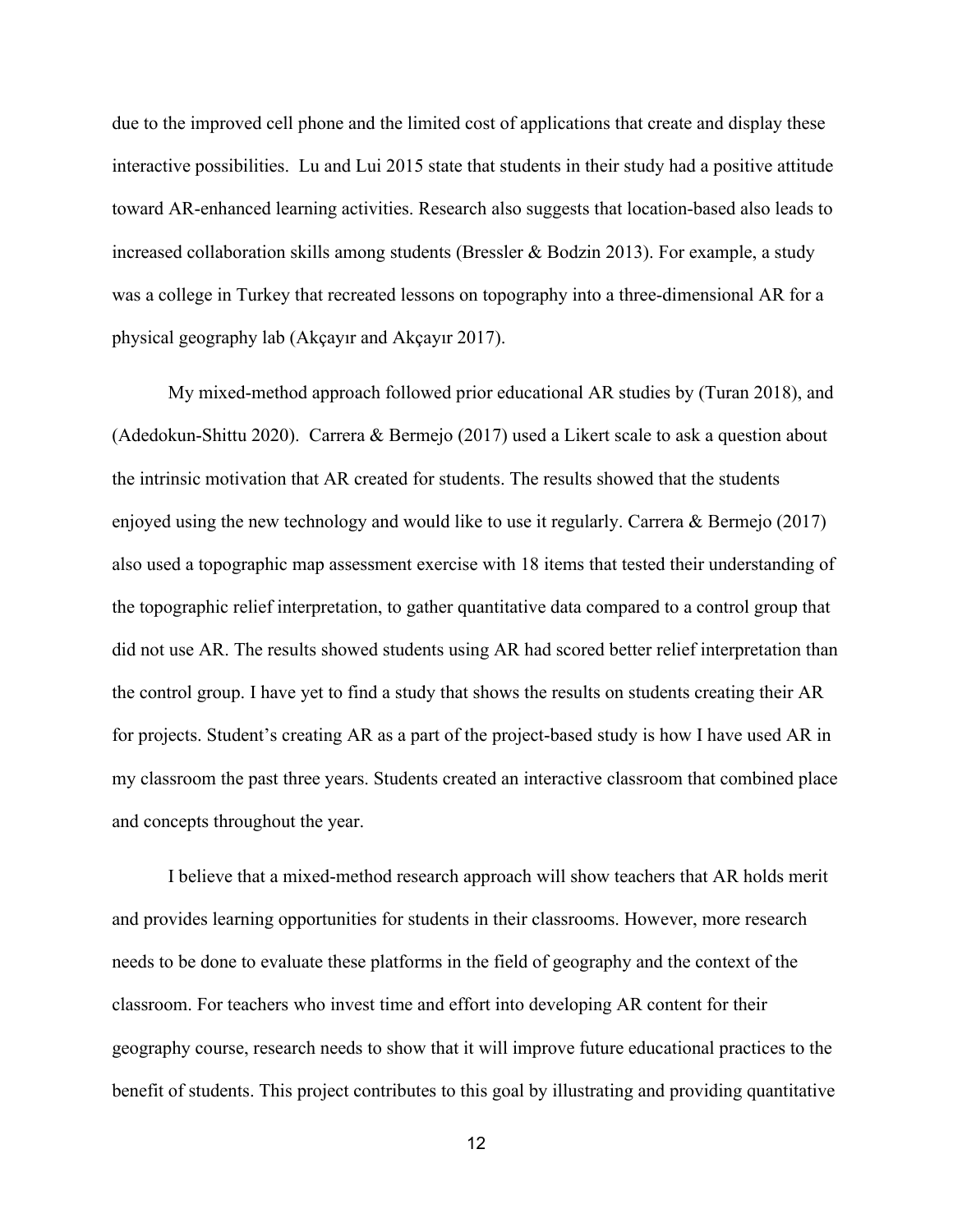due to the improved cell phone and the limited cost of applications that create and display these interactive possibilities. Lu and Lui 2015 state that students in their study had a positive attitude toward AR-enhanced learning activities. Research also suggests that location-based also leads to increased collaboration skills among students (Bressler & Bodzin 2013). For example, a study was a college in Turkey that recreated lessons on topography into a three-dimensional AR for a physical geography lab (Akçayır and Akçayır 2017).

My mixed-method approach followed prior educational AR studies by (Turan 2018), and (Adedokun-Shittu 2020). Carrera & Bermejo (2017) used a Likert scale to ask a question about the intrinsic motivation that AR created for students. The results showed that the students enjoyed using the new technology and would like to use it regularly. Carrera & Bermejo (2017) also used a topographic map assessment exercise with 18 items that tested their understanding of the topographic relief interpretation, to gather quantitative data compared to a control group that did not use AR. The results showed students using AR had scored better relief interpretation than the control group. I have yet to find a study that shows the results on students creating their AR for projects. Student's creating AR as a part of the project-based study is how I have used AR in my classroom the past three years. Students created an interactive classroom that combined place and concepts throughout the year.

I believe that a mixed-method research approach will show teachers that AR holds merit and provides learning opportunities for students in their classrooms. However, more research needs to be done to evaluate these platforms in the field of geography and the context of the classroom. For teachers who invest time and effort into developing AR content for their geography course, research needs to show that it will improve future educational practices to the benefit of students. This project contributes to this goal by illustrating and providing quantitative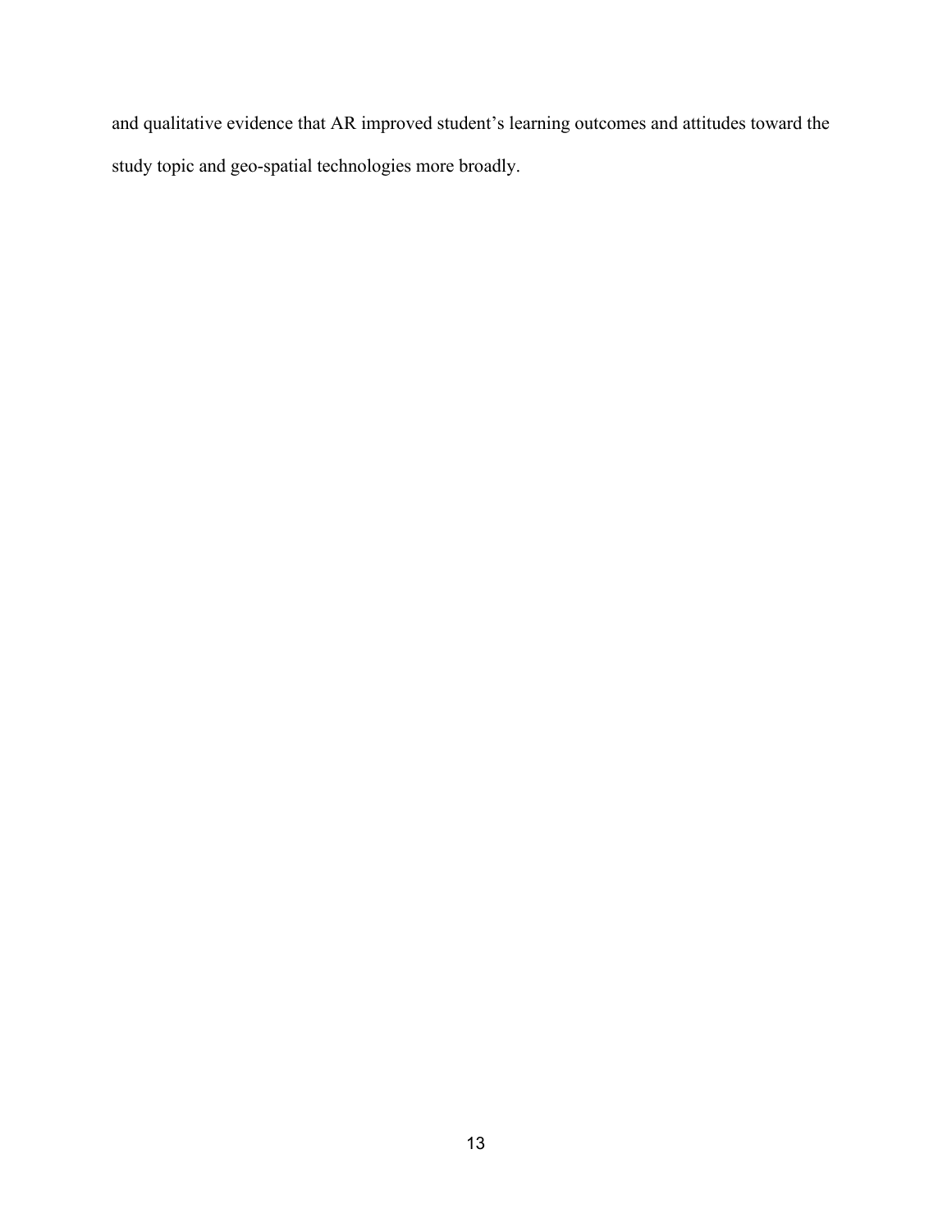and qualitative evidence that AR improved student's learning outcomes and attitudes toward the study topic and geo-spatial technologies more broadly.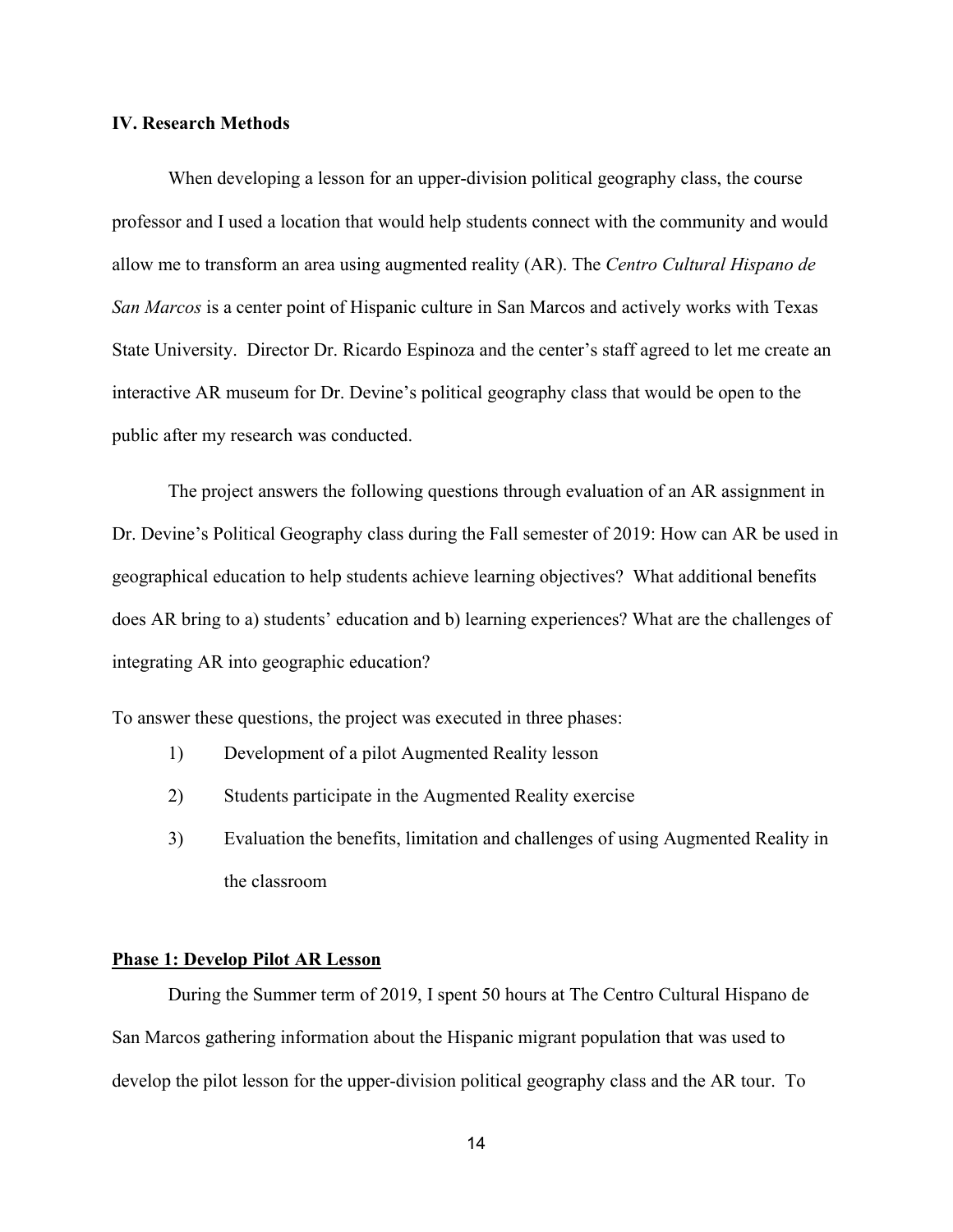## IV. Research Methods

When developing a lesson for an upper-division political geography class, the course professor and I used a location that would help students connect with the community and would allow me to transform an area using augmented reality (AR). The *Centro Cultural Hispano de San Marcos* is a center point of Hispanic culture in San Marcos and actively works with Texas State University. Director Dr. Ricardo Espinoza and the center's staff agreed to let me create an interactive AR museum for Dr. Devine's political geography class that would be open to the public after my research was conducted.

The project answers the following questions through evaluation of an AR assignment in Dr. Devine's Political Geography class during the Fall semester of 2019: How can AR be used in geographical education to help students achieve learning objectives? What additional benefits does AR bring to a) students' education and b) learning experiences? What are the challenges of integrating AR into geographic education?

To answer these questions, the project was executed in three phases:

1) Development of a pilot Augmented Reality lesson
2) Students participate in the Augmented Reality exercise
3) Evaluation the benefits, limitation and challenges of using Augmented Reality in the classroom

### Phase 1: Develop Pilot AR Lesson

During the Summer term of 2019, I spent 50 hours at The Centro Cultural Hispano de San Marcos gathering information about the Hispanic migrant population that was used to develop the pilot lesson for the upper-division political geography class and the AR tour. To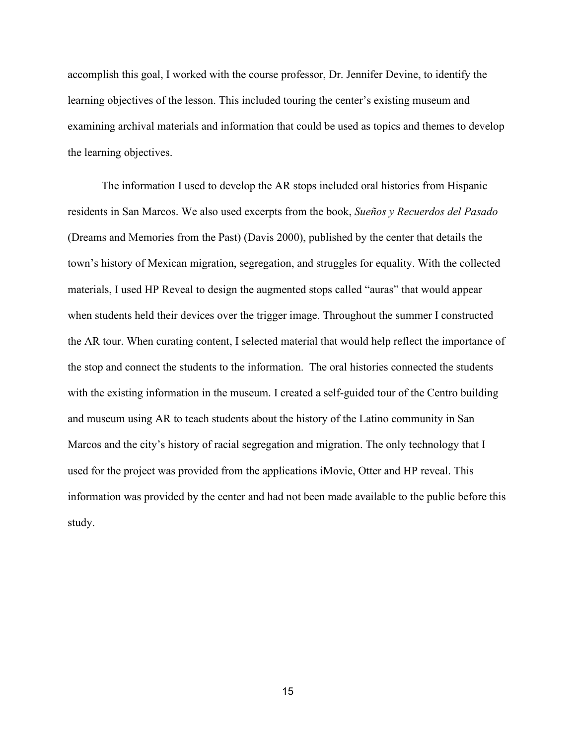accomplish this goal, I worked with the course professor, Dr. Jennifer Devine, to identify the learning objectives of the lesson. This included touring the center's existing museum and examining archival materials and information that could be used as topics and themes to develop the learning objectives.

The information I used to develop the AR stops included oral histories from Hispanic residents in San Marcos. We also used excerpts from the book, *Sueños y Recuerdos del Pasado* (Dreams and Memories from the Past) (Davis 2000), published by the center that details the town's history of Mexican migration, segregation, and struggles for equality. With the collected materials, I used HP Reveal to design the augmented stops called "auras" that would appear when students held their devices over the trigger image. Throughout the summer I constructed the AR tour. When curating content, I selected material that would help reflect the importance of the stop and connect the students to the information. The oral histories connected the students with the existing information in the museum. I created a self-guided tour of the Centro building and museum using AR to teach students about the history of the Latino community in San Marcos and the city's history of racial segregation and migration. The only technology that I used for the project was provided from the applications iMovie, Otter and HP reveal. This information was provided by the center and had not been made available to the public before this study.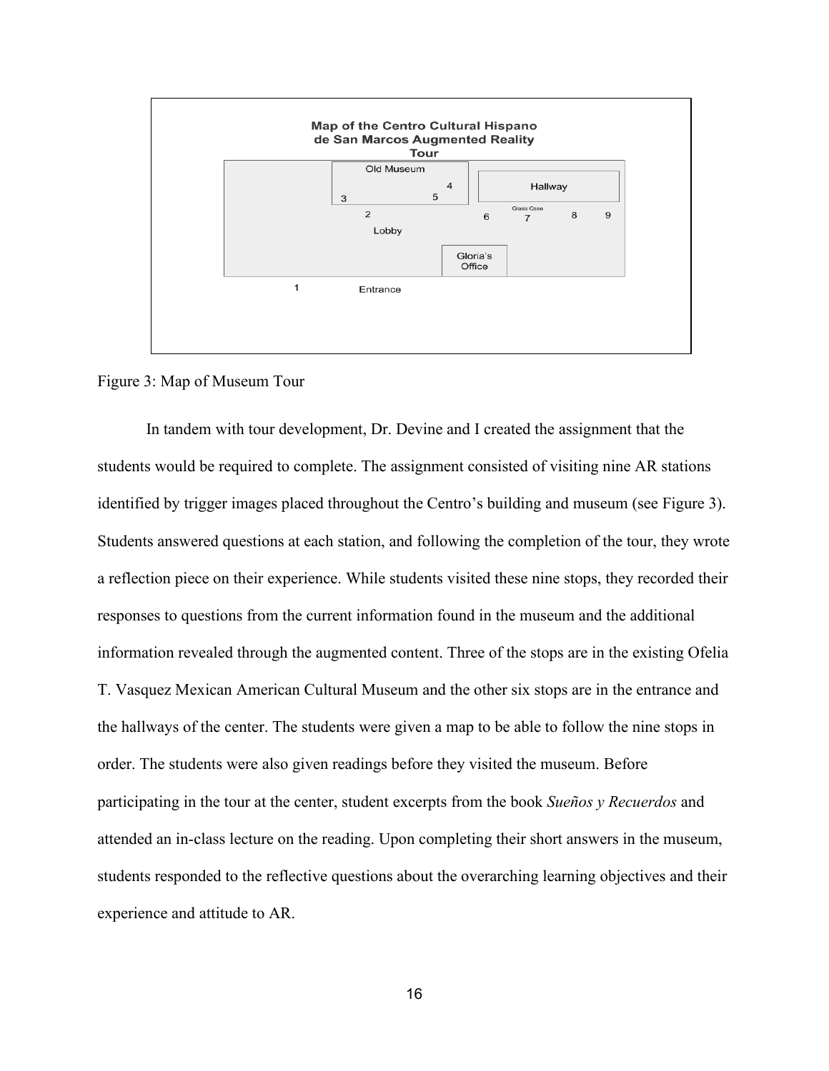Map of the Centro Cultural Hispano de San Marcos Augmented Reality Tour

Old Museum — 3, 4, 5
Hallway
2 — Lobby
6 — Glass Case 7 — 8 — 9
Gloria's Office
1 — Entrance

Figure 3: Map of Museum Tour

In tandem with tour development, Dr. Devine and I created the assignment that the students would be required to complete. The assignment consisted of visiting nine AR stations identified by trigger images placed throughout the Centro's building and museum (see Figure 3). Students answered questions at each station, and following the completion of the tour, they wrote a reflection piece on their experience. While students visited these nine stops, they recorded their responses to questions from the current information found in the museum and the additional information revealed through the augmented content. Three of the stops are in the existing Ofelia T. Vasquez Mexican American Cultural Museum and the other six stops are in the entrance and the hallways of the center. The students were given a map to be able to follow the nine stops in order. The students were also given readings before they visited the museum. Before participating in the tour at the center, student excerpts from the book *Sueños y Recuerdos* and attended an in-class lecture on the reading. Upon completing their short answers in the museum, students responded to the reflective questions about the overarching learning objectives and their experience and attitude to AR.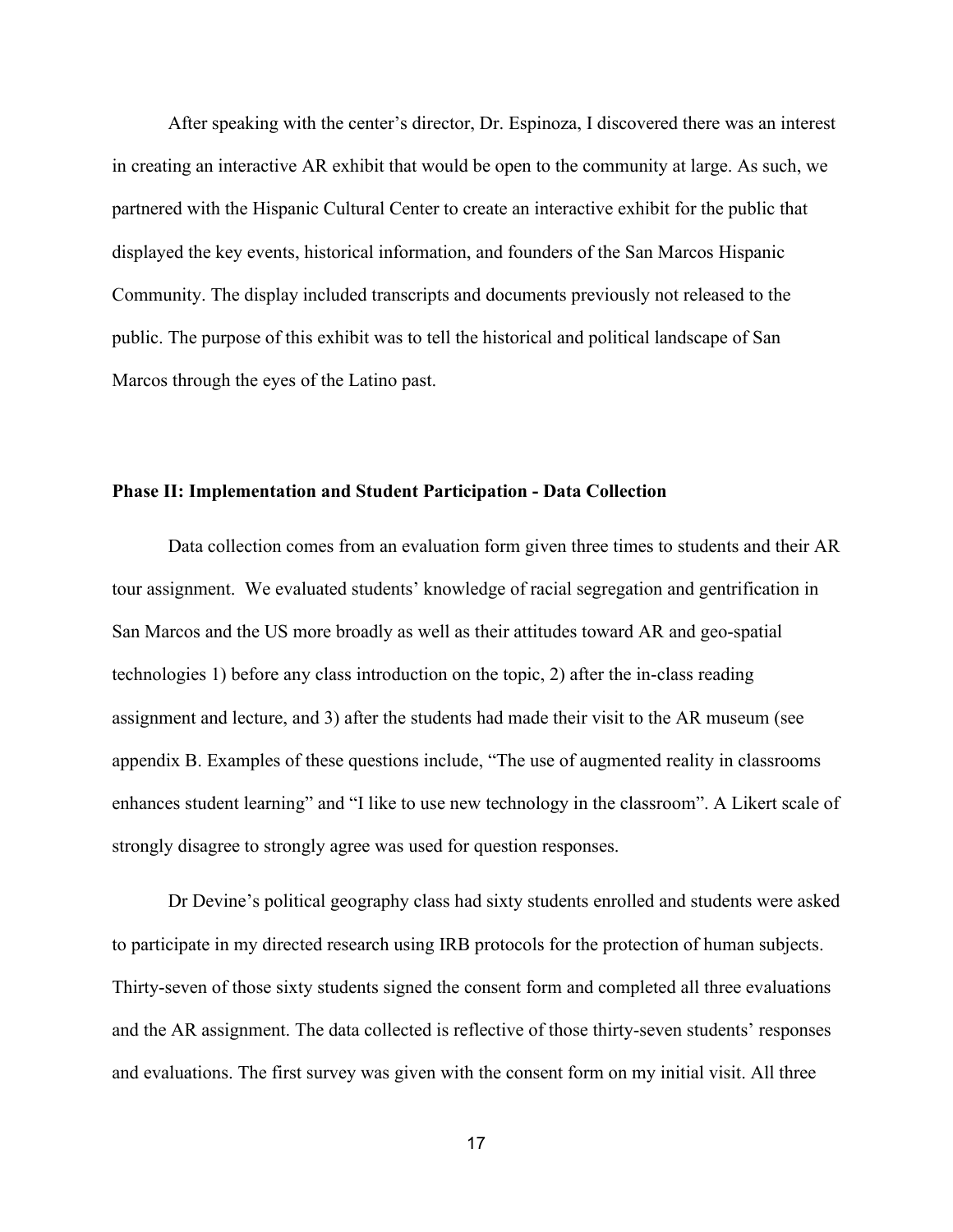After speaking with the center's director, Dr. Espinoza, I discovered there was an interest in creating an interactive AR exhibit that would be open to the community at large. As such, we partnered with the Hispanic Cultural Center to create an interactive exhibit for the public that displayed the key events, historical information, and founders of the San Marcos Hispanic Community. The display included transcripts and documents previously not released to the public. The purpose of this exhibit was to tell the historical and political landscape of San Marcos through the eyes of the Latino past.

**Phase II: Implementation and Student Participation - Data Collection**

Data collection comes from an evaluation form given three times to students and their AR tour assignment. We evaluated students' knowledge of racial segregation and gentrification in San Marcos and the US more broadly as well as their attitudes toward AR and geo-spatial technologies 1) before any class introduction on the topic, 2) after the in-class reading assignment and lecture, and 3) after the students had made their visit to the AR museum (see appendix B. Examples of these questions include, "The use of augmented reality in classrooms enhances student learning" and "I like to use new technology in the classroom". A Likert scale of strongly disagree to strongly agree was used for question responses.

Dr Devine's political geography class had sixty students enrolled and students were asked to participate in my directed research using IRB protocols for the protection of human subjects. Thirty-seven of those sixty students signed the consent form and completed all three evaluations and the AR assignment. The data collected is reflective of those thirty-seven students' responses and evaluations. The first survey was given with the consent form on my initial visit. All three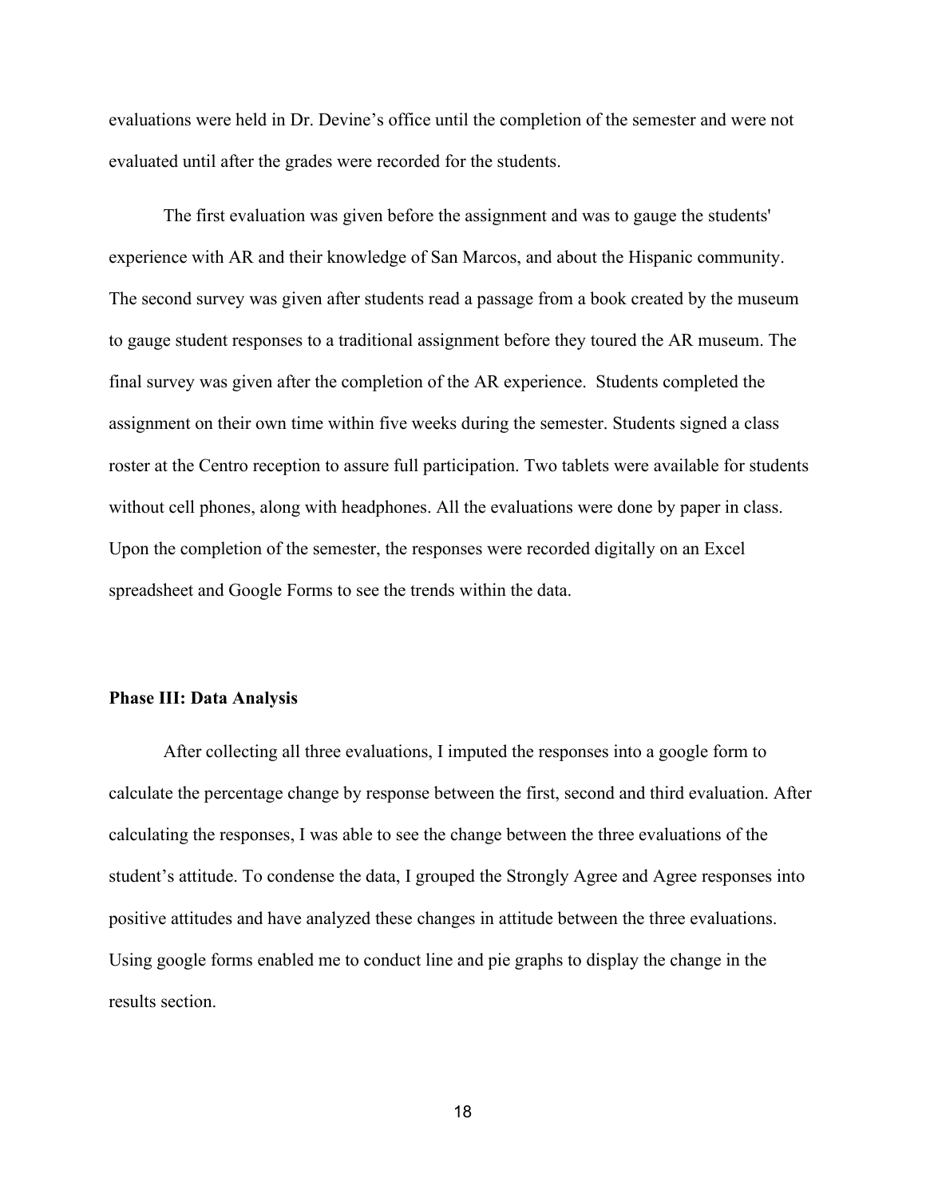evaluations were held in Dr. Devine's office until the completion of the semester and were not evaluated until after the grades were recorded for the students.

The first evaluation was given before the assignment and was to gauge the students' experience with AR and their knowledge of San Marcos, and about the Hispanic community. The second survey was given after students read a passage from a book created by the museum to gauge student responses to a traditional assignment before they toured the AR museum. The final survey was given after the completion of the AR experience. Students completed the assignment on their own time within five weeks during the semester. Students signed a class roster at the Centro reception to assure full participation. Two tablets were available for students without cell phones, along with headphones. All the evaluations were done by paper in class. Upon the completion of the semester, the responses were recorded digitally on an Excel spreadsheet and Google Forms to see the trends within the data.

**Phase III: Data Analysis**

After collecting all three evaluations, I imputed the responses into a google form to calculate the percentage change by response between the first, second and third evaluation. After calculating the responses, I was able to see the change between the three evaluations of the student's attitude. To condense the data, I grouped the Strongly Agree and Agree responses into positive attitudes and have analyzed these changes in attitude between the three evaluations. Using google forms enabled me to conduct line and pie graphs to display the change in the results section.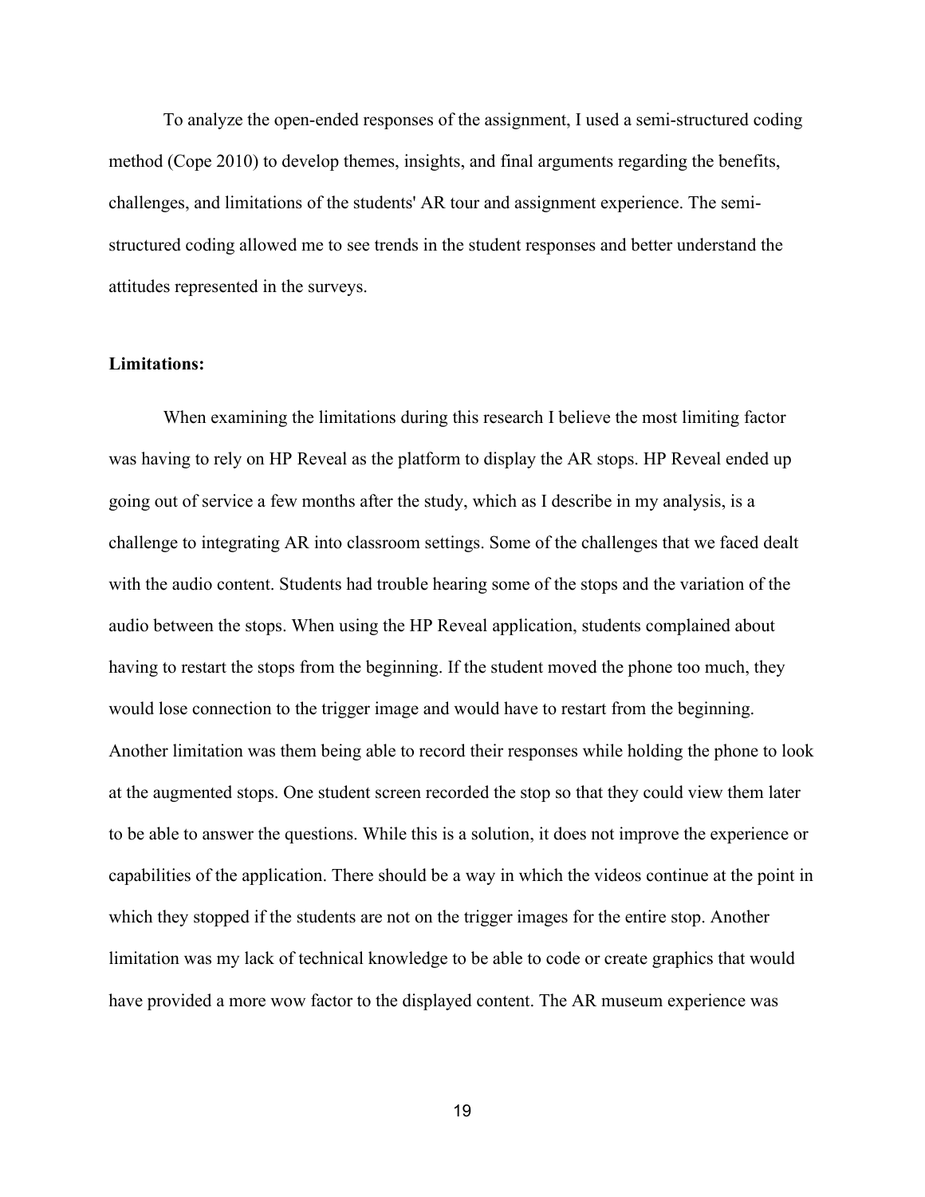To analyze the open-ended responses of the assignment, I used a semi-structured coding method (Cope 2010) to develop themes, insights, and final arguments regarding the benefits, challenges, and limitations of the students' AR tour and assignment experience. The semi-structured coding allowed me to see trends in the student responses and better understand the attitudes represented in the surveys.

**Limitations:**

When examining the limitations during this research I believe the most limiting factor was having to rely on HP Reveal as the platform to display the AR stops. HP Reveal ended up going out of service a few months after the study, which as I describe in my analysis, is a challenge to integrating AR into classroom settings. Some of the challenges that we faced dealt with the audio content. Students had trouble hearing some of the stops and the variation of the audio between the stops. When using the HP Reveal application, students complained about having to restart the stops from the beginning. If the student moved the phone too much, they would lose connection to the trigger image and would have to restart from the beginning. Another limitation was them being able to record their responses while holding the phone to look at the augmented stops. One student screen recorded the stop so that they could view them later to be able to answer the questions. While this is a solution, it does not improve the experience or capabilities of the application. There should be a way in which the videos continue at the point in which they stopped if the students are not on the trigger images for the entire stop. Another limitation was my lack of technical knowledge to be able to code or create graphics that would have provided a more wow factor to the displayed content. The AR museum experience was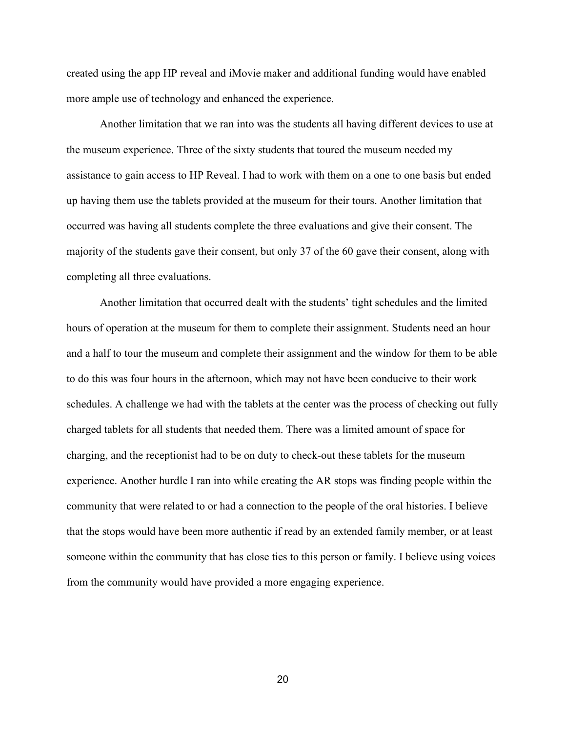created using the app HP reveal and iMovie maker and additional funding would have enabled more ample use of technology and enhanced the experience.

Another limitation that we ran into was the students all having different devices to use at the museum experience. Three of the sixty students that toured the museum needed my assistance to gain access to HP Reveal. I had to work with them on a one to one basis but ended up having them use the tablets provided at the museum for their tours. Another limitation that occurred was having all students complete the three evaluations and give their consent. The majority of the students gave their consent, but only 37 of the 60 gave their consent, along with completing all three evaluations.

Another limitation that occurred dealt with the students' tight schedules and the limited hours of operation at the museum for them to complete their assignment. Students need an hour and a half to tour the museum and complete their assignment and the window for them to be able to do this was four hours in the afternoon, which may not have been conducive to their work schedules. A challenge we had with the tablets at the center was the process of checking out fully charged tablets for all students that needed them. There was a limited amount of space for charging, and the receptionist had to be on duty to check-out these tablets for the museum experience. Another hurdle I ran into while creating the AR stops was finding people within the community that were related to or had a connection to the people of the oral histories. I believe that the stops would have been more authentic if read by an extended family member, or at least someone within the community that has close ties to this person or family. I believe using voices from the community would have provided a more engaging experience.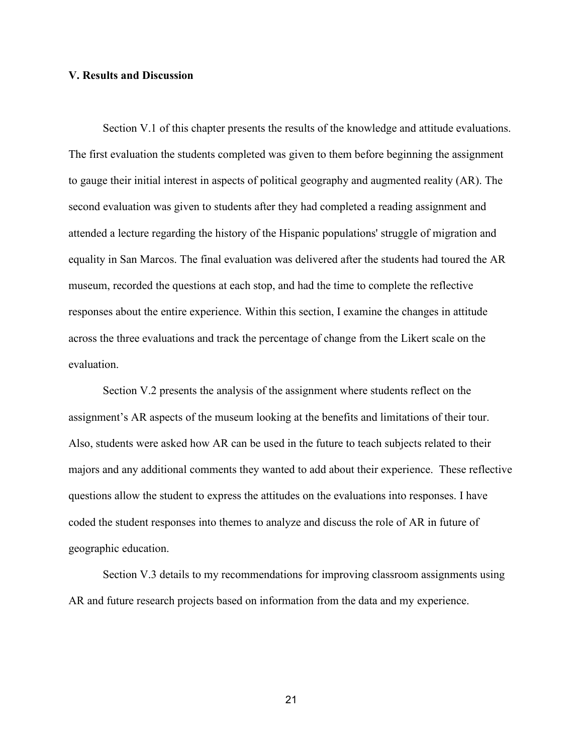## V. Results and Discussion

Section V.1 of this chapter presents the results of the knowledge and attitude evaluations. The first evaluation the students completed was given to them before beginning the assignment to gauge their initial interest in aspects of political geography and augmented reality (AR). The second evaluation was given to students after they had completed a reading assignment and attended a lecture regarding the history of the Hispanic populations' struggle of migration and equality in San Marcos. The final evaluation was delivered after the students had toured the AR museum, recorded the questions at each stop, and had the time to complete the reflective responses about the entire experience. Within this section, I examine the changes in attitude across the three evaluations and track the percentage of change from the Likert scale on the evaluation.

Section V.2 presents the analysis of the assignment where students reflect on the assignment's AR aspects of the museum looking at the benefits and limitations of their tour. Also, students were asked how AR can be used in the future to teach subjects related to their majors and any additional comments they wanted to add about their experience. These reflective questions allow the student to express the attitudes on the evaluations into responses. I have coded the student responses into themes to analyze and discuss the role of AR in future of geographic education.

Section V.3 details to my recommendations for improving classroom assignments using AR and future research projects based on information from the data and my experience.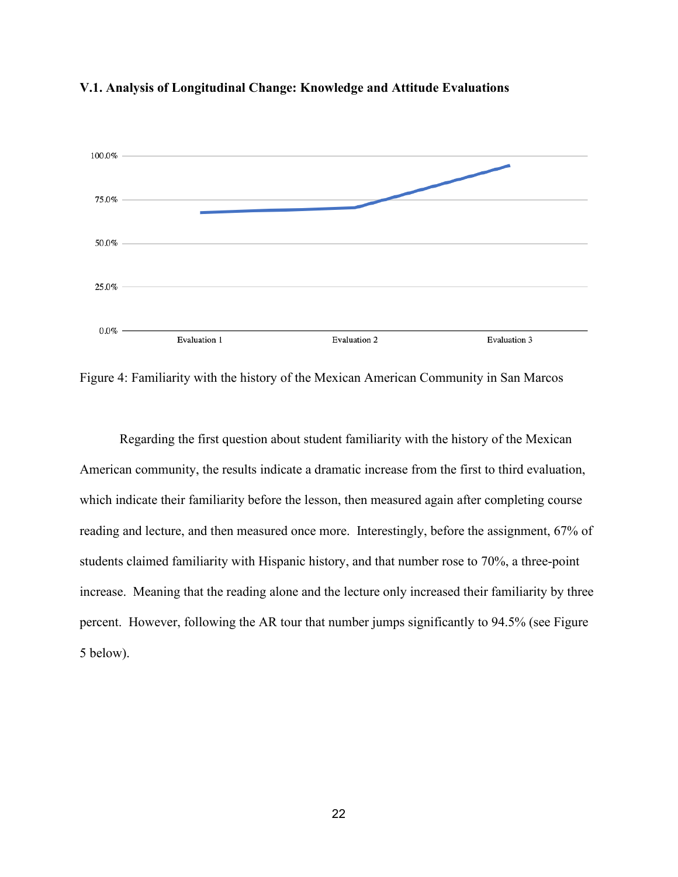### V.1. Analysis of Longitudinal Change: Knowledge and Attitude Evaluations

Figure 4: Familiarity with the history of the Mexican American Community in San Marcos

Regarding the first question about student familiarity with the history of the Mexican American community, the results indicate a dramatic increase from the first to third evaluation, which indicate their familiarity before the lesson, then measured again after completing course reading and lecture, and then measured once more. Interestingly, before the assignment, 67% of students claimed familiarity with Hispanic history, and that number rose to 70%, a three-point increase. Meaning that the reading alone and the lecture only increased their familiarity by three percent. However, following the AR tour that number jumps significantly to 94.5% (see Figure 5 below).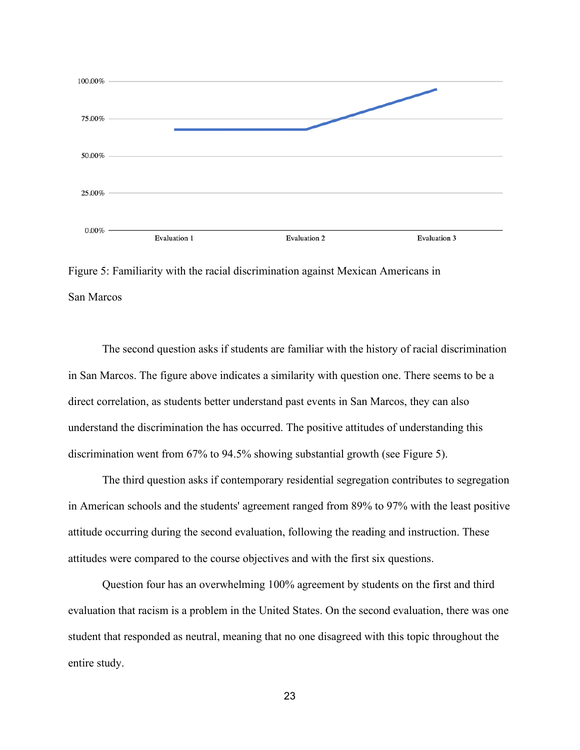Figure 5: Familiarity with the racial discrimination against Mexican Americans in San Marcos

The second question asks if students are familiar with the history of racial discrimination in San Marcos. The figure above indicates a similarity with question one. There seems to be a direct correlation, as students better understand past events in San Marcos, they can also understand the discrimination the has occurred. The positive attitudes of understanding this discrimination went from 67% to 94.5% showing substantial growth (see Figure 5).

The third question asks if contemporary residential segregation contributes to segregation in American schools and the students' agreement ranged from 89% to 97% with the least positive attitude occurring during the second evaluation, following the reading and instruction. These attitudes were compared to the course objectives and with the first six questions.

Question four has an overwhelming 100% agreement by students on the first and third evaluation that racism is a problem in the United States. On the second evaluation, there was one student that responded as neutral, meaning that no one disagreed with this topic throughout the entire study.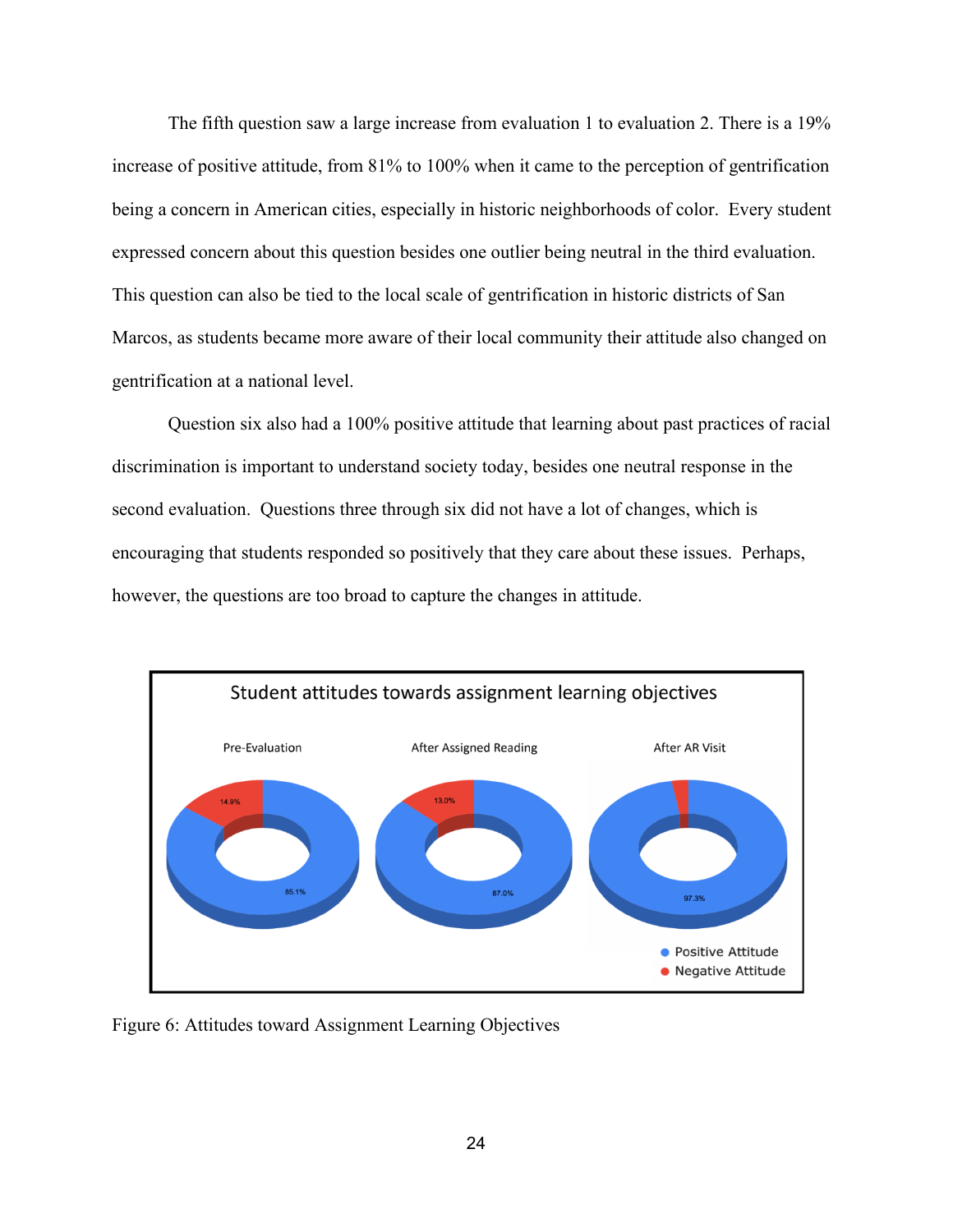The fifth question saw a large increase from evaluation 1 to evaluation 2. There is a 19% increase of positive attitude, from 81% to 100% when it came to the perception of gentrification being a concern in American cities, especially in historic neighborhoods of color. Every student expressed concern about this question besides one outlier being neutral in the third evaluation. This question can also be tied to the local scale of gentrification in historic districts of San Marcos, as students became more aware of their local community their attitude also changed on gentrification at a national level.

Question six also had a 100% positive attitude that learning about past practices of racial discrimination is important to understand society today, besides one neutral response in the second evaluation. Questions three through six did not have a lot of changes, which is encouraging that students responded so positively that they care about these issues. Perhaps, however, the questions are too broad to capture the changes in attitude.

Student attitudes towards assignment learning objectives

Pre-Evaluation: 14.9% Negative Attitude, 85.1% Positive Attitude

After Assigned Reading: 13.0% Negative Attitude, 87.0% Positive Attitude

After AR Visit: 97.3% Positive Attitude

Figure 6: Attitudes toward Assignment Learning Objectives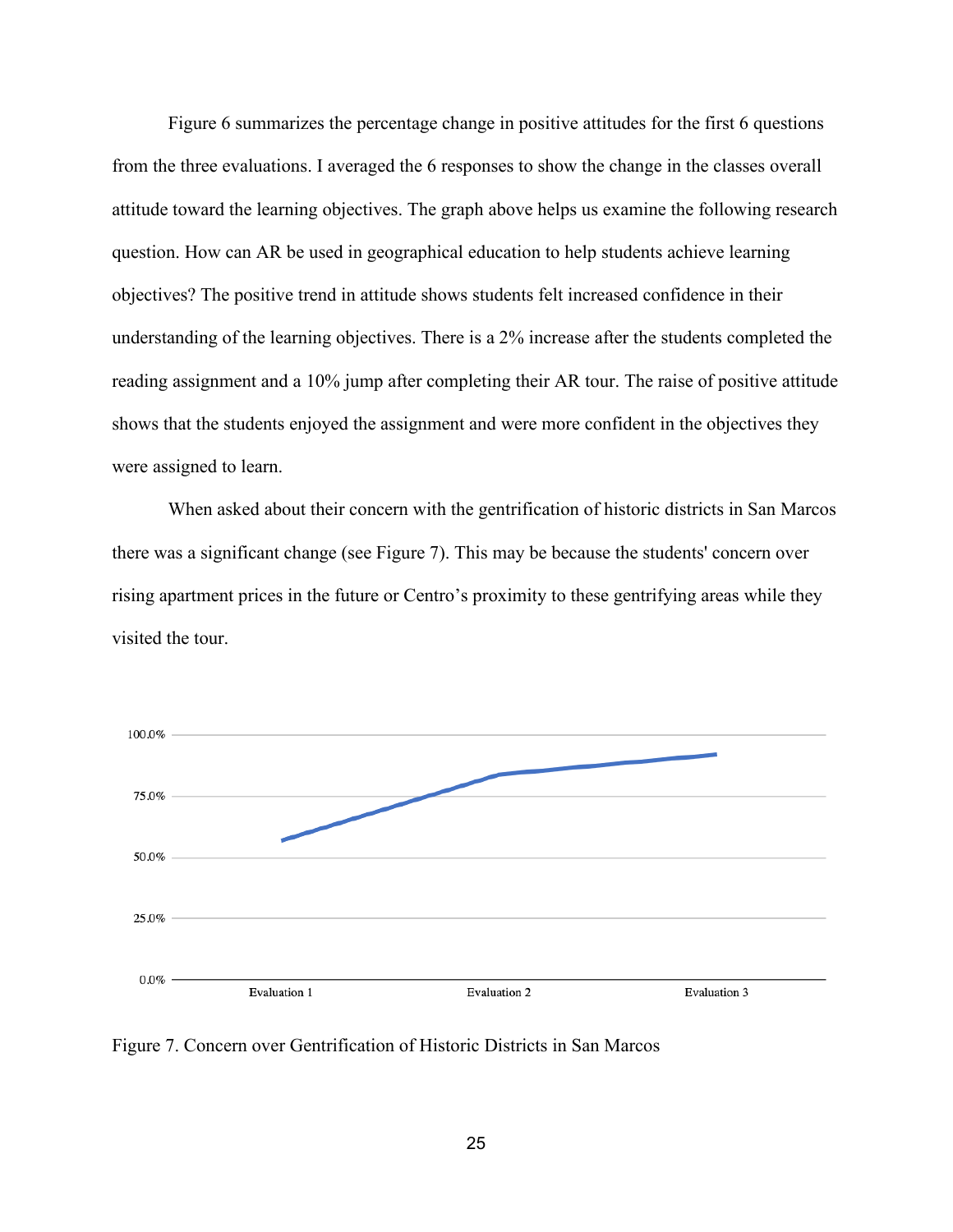Figure 6 summarizes the percentage change in positive attitudes for the first 6 questions from the three evaluations. I averaged the 6 responses to show the change in the classes overall attitude toward the learning objectives. The graph above helps us examine the following research question. How can AR be used in geographical education to help students achieve learning objectives? The positive trend in attitude shows students felt increased confidence in their understanding of the learning objectives. There is a 2% increase after the students completed the reading assignment and a 10% jump after completing their AR tour. The raise of positive attitude shows that the students enjoyed the assignment and were more confident in the objectives they were assigned to learn.

When asked about their concern with the gentrification of historic districts in San Marcos there was a significant change (see Figure 7). This may be because the students' concern over rising apartment prices in the future or Centro's proximity to these gentrifying areas while they visited the tour.

Figure 7. Concern over Gentrification of Historic Districts in San Marcos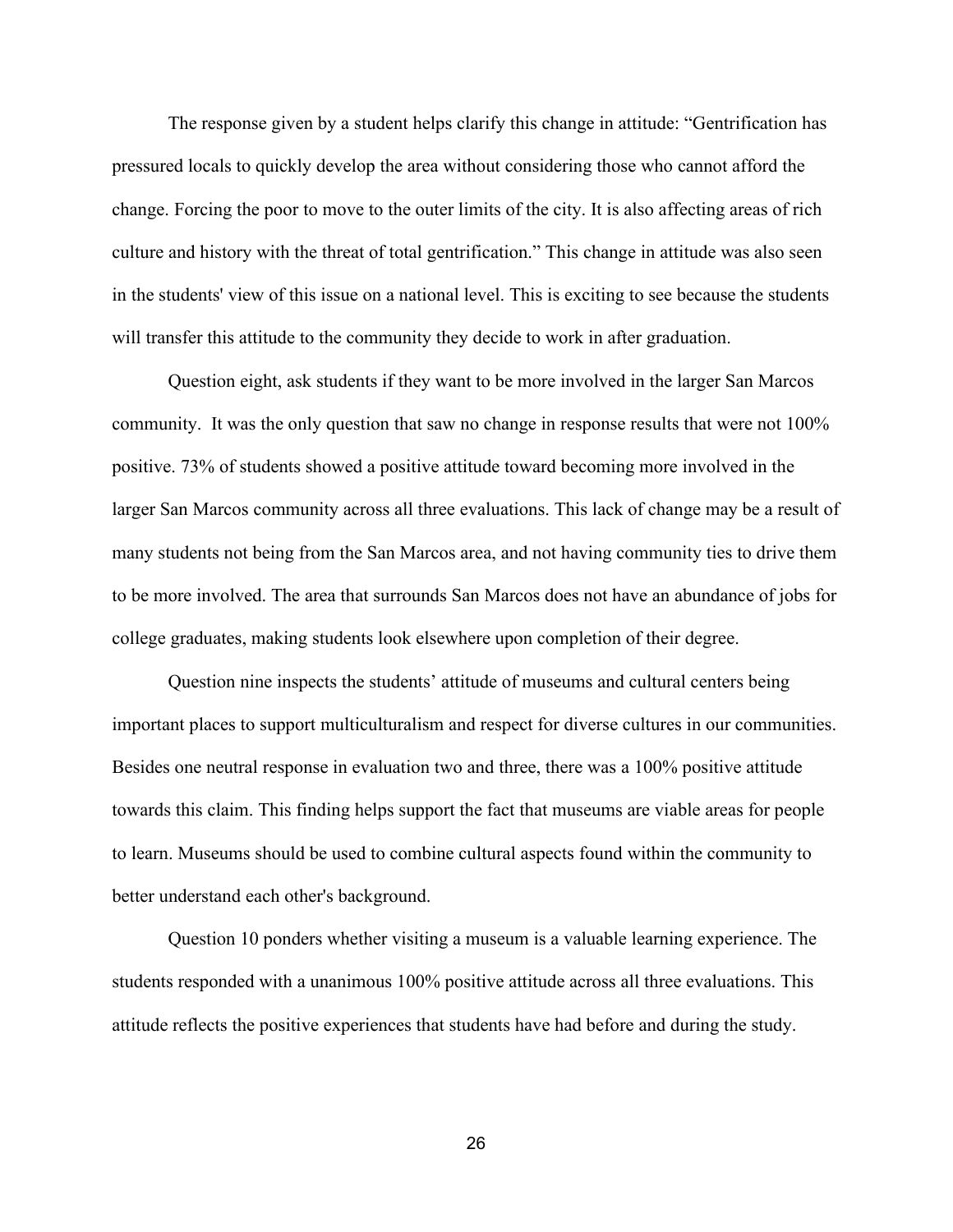The response given by a student helps clarify this change in attitude: "Gentrification has pressured locals to quickly develop the area without considering those who cannot afford the change. Forcing the poor to move to the outer limits of the city. It is also affecting areas of rich culture and history with the threat of total gentrification." This change in attitude was also seen in the students' view of this issue on a national level. This is exciting to see because the students will transfer this attitude to the community they decide to work in after graduation.

Question eight, ask students if they want to be more involved in the larger San Marcos community. It was the only question that saw no change in response results that were not 100% positive. 73% of students showed a positive attitude toward becoming more involved in the larger San Marcos community across all three evaluations. This lack of change may be a result of many students not being from the San Marcos area, and not having community ties to drive them to be more involved. The area that surrounds San Marcos does not have an abundance of jobs for college graduates, making students look elsewhere upon completion of their degree.

Question nine inspects the students' attitude of museums and cultural centers being important places to support multiculturalism and respect for diverse cultures in our communities. Besides one neutral response in evaluation two and three, there was a 100% positive attitude towards this claim. This finding helps support the fact that museums are viable areas for people to learn. Museums should be used to combine cultural aspects found within the community to better understand each other's background.

Question 10 ponders whether visiting a museum is a valuable learning experience. The students responded with a unanimous 100% positive attitude across all three evaluations. This attitude reflects the positive experiences that students have had before and during the study.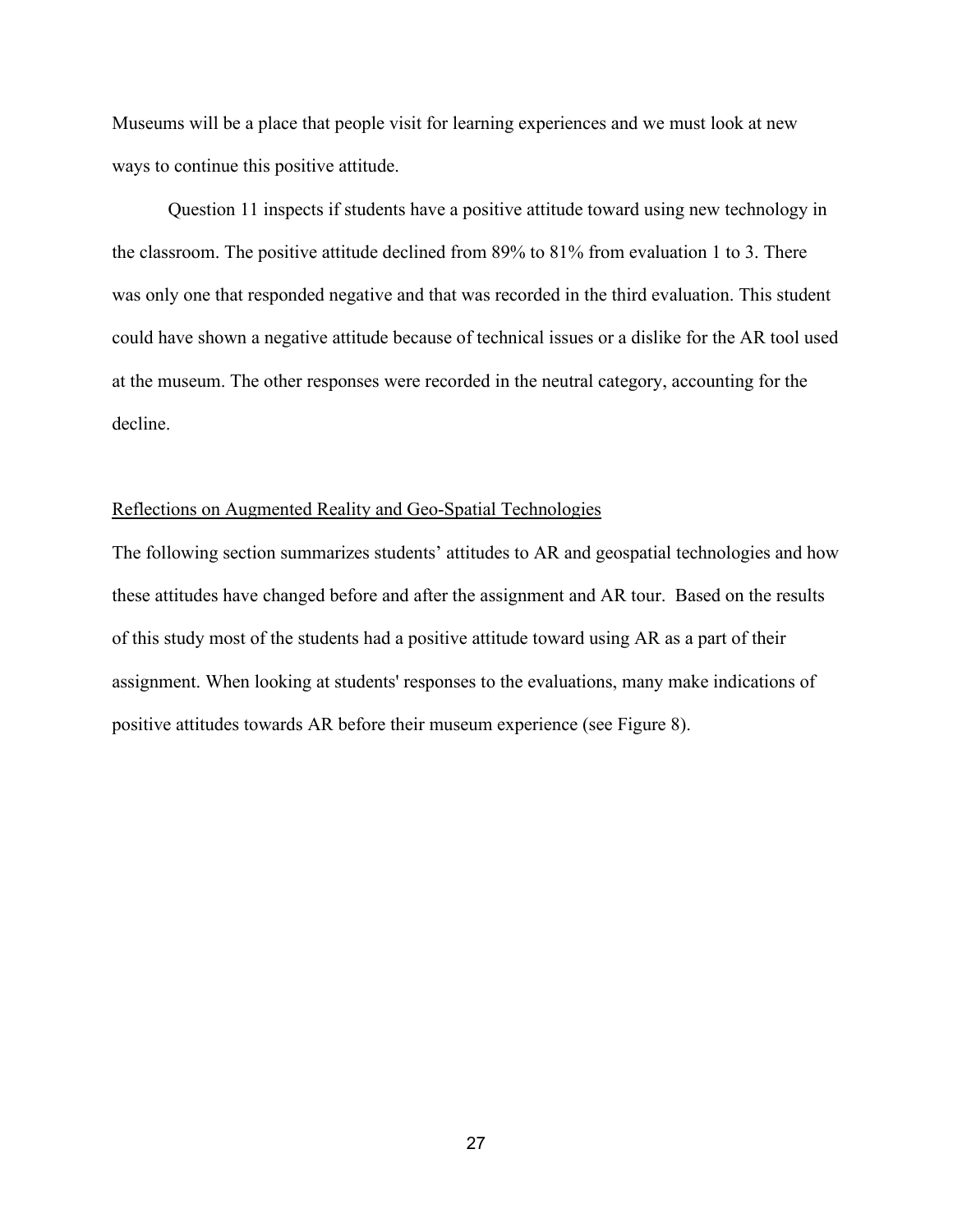Museums will be a place that people visit for learning experiences and we must look at new ways to continue this positive attitude.

Question 11 inspects if students have a positive attitude toward using new technology in the classroom. The positive attitude declined from 89% to 81% from evaluation 1 to 3. There was only one that responded negative and that was recorded in the third evaluation. This student could have shown a negative attitude because of technical issues or a dislike for the AR tool used at the museum. The other responses were recorded in the neutral category, accounting for the decline.

<u>Reflections on Augmented Reality and Geo-Spatial Technologies</u>

The following section summarizes students' attitudes to AR and geospatial technologies and how these attitudes have changed before and after the assignment and AR tour. Based on the results of this study most of the students had a positive attitude toward using AR as a part of their assignment. When looking at students' responses to the evaluations, many make indications of positive attitudes towards AR before their museum experience (see Figure 8).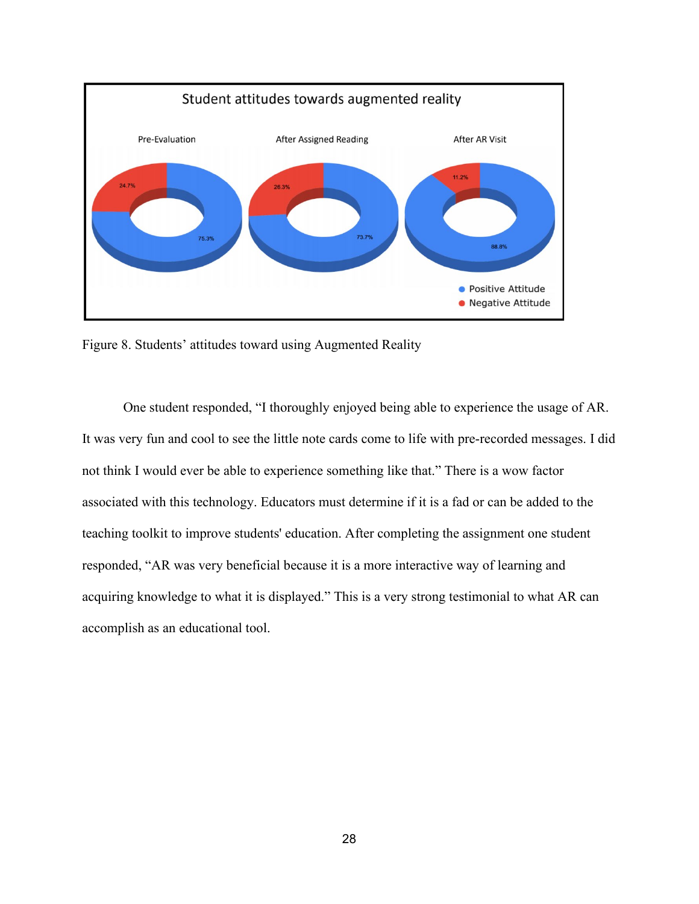Figure 8. Students' attitudes toward using Augmented Reality

One student responded, "I thoroughly enjoyed being able to experience the usage of AR. It was very fun and cool to see the little note cards come to life with pre-recorded messages. I did not think I would ever be able to experience something like that." There is a wow factor associated with this technology. Educators must determine if it is a fad or can be added to the teaching toolkit to improve students' education. After completing the assignment one student responded, "AR was very beneficial because it is a more interactive way of learning and acquiring knowledge to what it is displayed." This is a very strong testimonial to what AR can accomplish as an educational tool.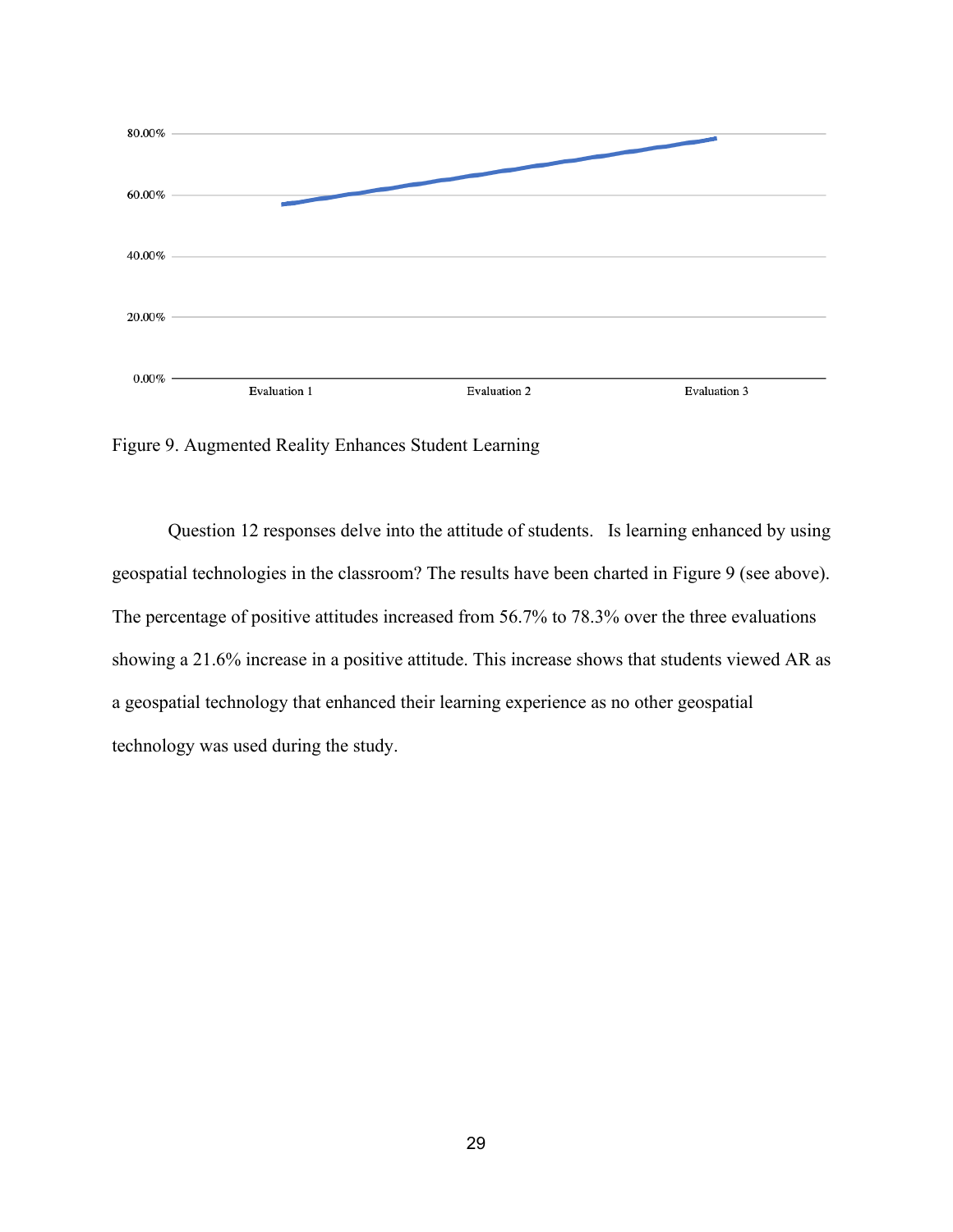Figure 9. Augmented Reality Enhances Student Learning

Question 12 responses delve into the attitude of students. Is learning enhanced by using geospatial technologies in the classroom? The results have been charted in Figure 9 (see above). The percentage of positive attitudes increased from 56.7% to 78.3% over the three evaluations showing a 21.6% increase in a positive attitude. This increase shows that students viewed AR as a geospatial technology that enhanced their learning experience as no other geospatial technology was used during the study.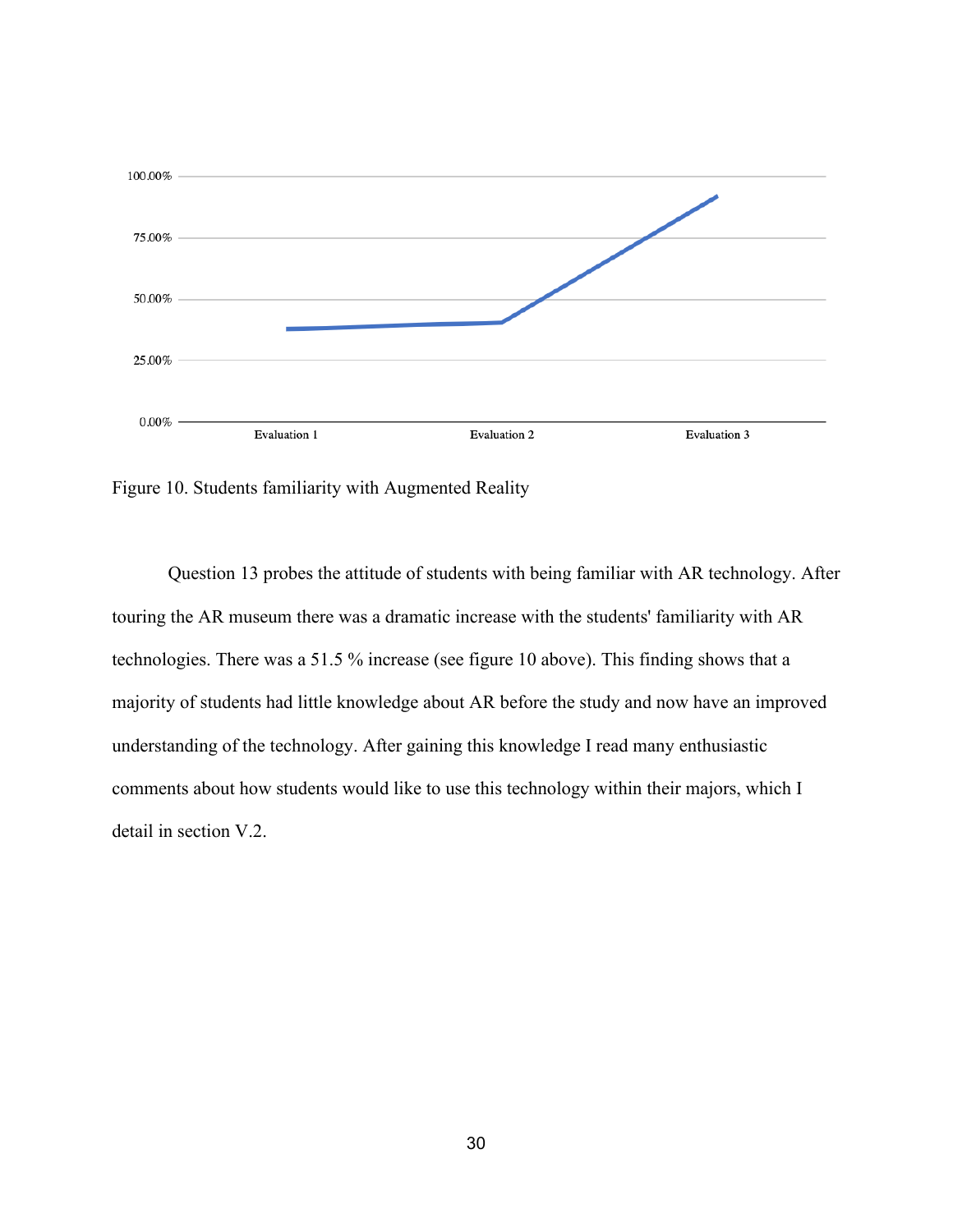Figure 10. Students familiarity with Augmented Reality

Question 13 probes the attitude of students with being familiar with AR technology. After touring the AR museum there was a dramatic increase with the students' familiarity with AR technologies. There was a 51.5 % increase (see figure 10 above). This finding shows that a majority of students had little knowledge about AR before the study and now have an improved understanding of the technology. After gaining this knowledge I read many enthusiastic comments about how students would like to use this technology within their majors, which I detail in section V.2.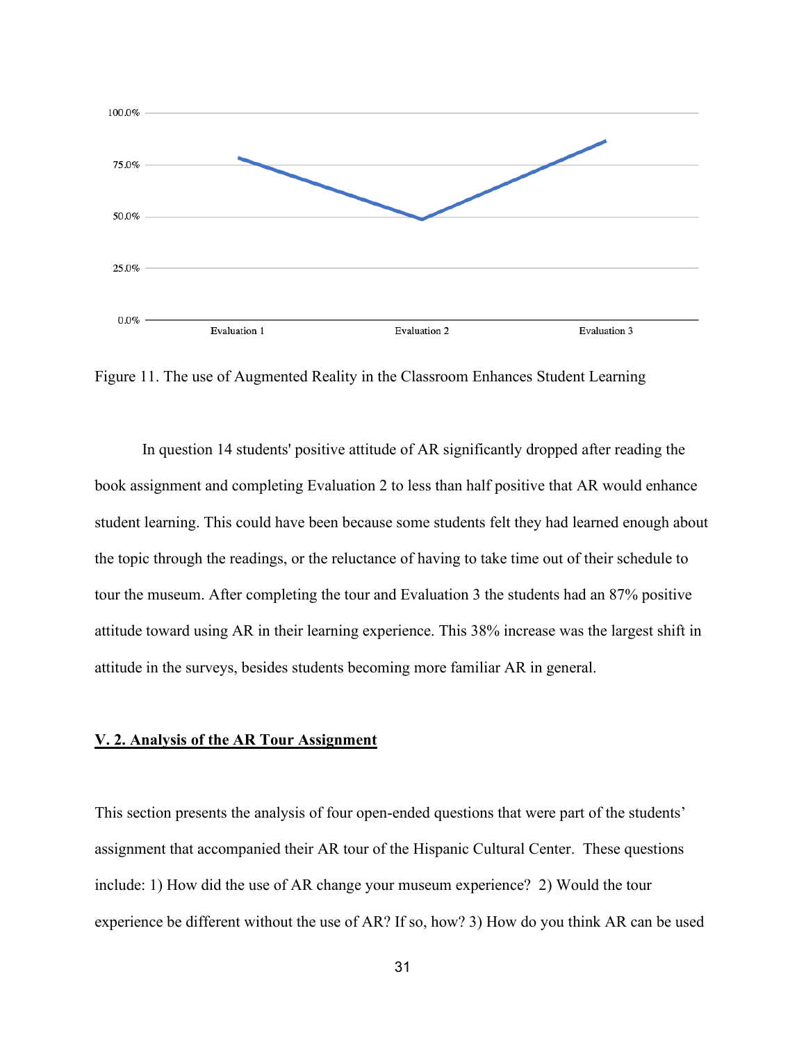Figure 11. The use of Augmented Reality in the Classroom Enhances Student Learning

In question 14 students' positive attitude of AR significantly dropped after reading the book assignment and completing Evaluation 2 to less than half positive that AR would enhance student learning. This could have been because some students felt they had learned enough about the topic through the readings, or the reluctance of having to take time out of their schedule to tour the museum. After completing the tour and Evaluation 3 the students had an 87% positive attitude toward using AR in their learning experience. This 38% increase was the largest shift in attitude in the surveys, besides students becoming more familiar AR in general.

## V. 2. Analysis of the AR Tour Assignment

This section presents the analysis of four open-ended questions that were part of the students' assignment that accompanied their AR tour of the Hispanic Cultural Center. These questions include: 1) How did the use of AR change your museum experience? 2) Would the tour experience be different without the use of AR? If so, how? 3) How do you think AR can be used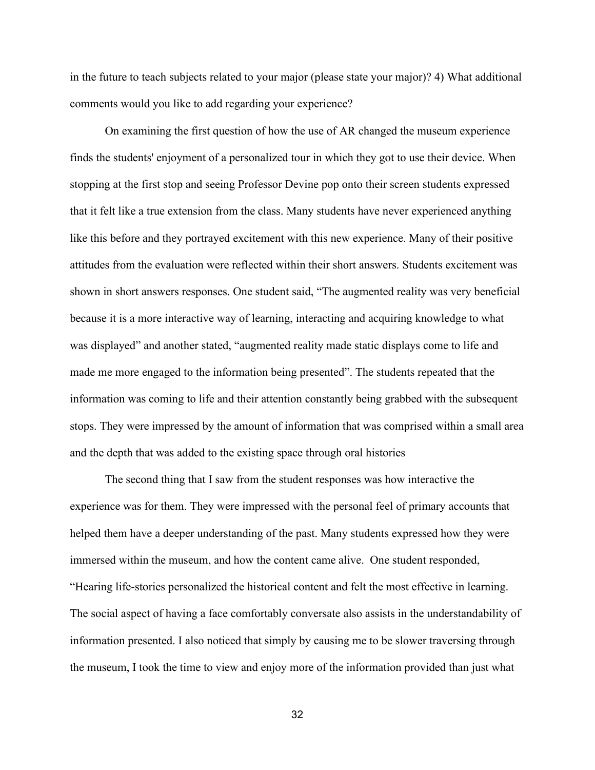in the future to teach subjects related to your major (please state your major)? 4) What additional comments would you like to add regarding your experience?

On examining the first question of how the use of AR changed the museum experience finds the students' enjoyment of a personalized tour in which they got to use their device. When stopping at the first stop and seeing Professor Devine pop onto their screen students expressed that it felt like a true extension from the class. Many students have never experienced anything like this before and they portrayed excitement with this new experience. Many of their positive attitudes from the evaluation were reflected within their short answers. Students excitement was shown in short answers responses. One student said, "The augmented reality was very beneficial because it is a more interactive way of learning, interacting and acquiring knowledge to what was displayed" and another stated, "augmented reality made static displays come to life and made me more engaged to the information being presented". The students repeated that the information was coming to life and their attention constantly being grabbed with the subsequent stops. They were impressed by the amount of information that was comprised within a small area and the depth that was added to the existing space through oral histories

The second thing that I saw from the student responses was how interactive the experience was for them. They were impressed with the personal feel of primary accounts that helped them have a deeper understanding of the past. Many students expressed how they were immersed within the museum, and how the content came alive. One student responded, "Hearing life-stories personalized the historical content and felt the most effective in learning. The social aspect of having a face comfortably conversate also assists in the understandability of information presented. I also noticed that simply by causing me to be slower traversing through the museum, I took the time to view and enjoy more of the information provided than just what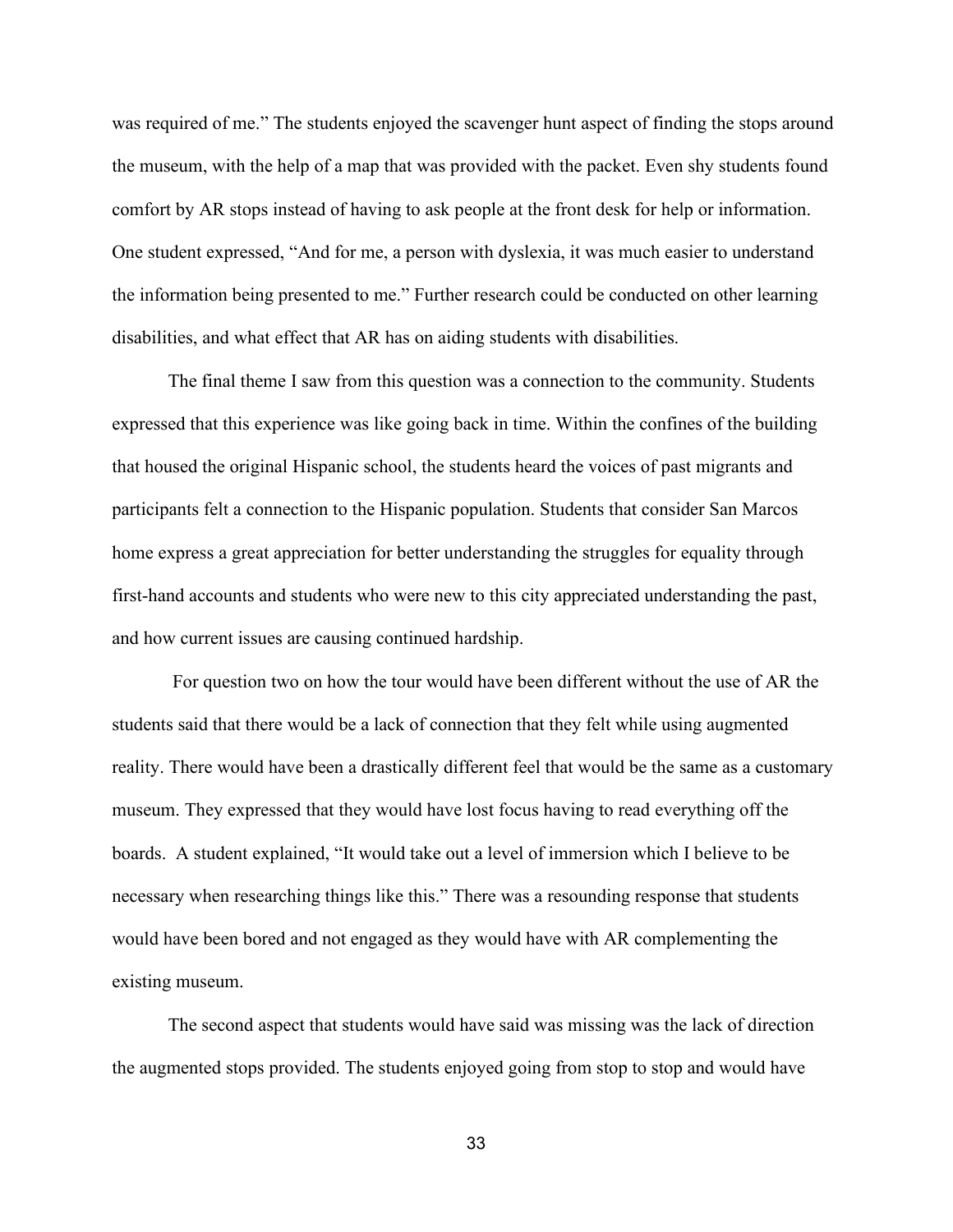was required of me." The students enjoyed the scavenger hunt aspect of finding the stops around the museum, with the help of a map that was provided with the packet. Even shy students found comfort by AR stops instead of having to ask people at the front desk for help or information. One student expressed, "And for me, a person with dyslexia, it was much easier to understand the information being presented to me." Further research could be conducted on other learning disabilities, and what effect that AR has on aiding students with disabilities.

The final theme I saw from this question was a connection to the community. Students expressed that this experience was like going back in time. Within the confines of the building that housed the original Hispanic school, the students heard the voices of past migrants and participants felt a connection to the Hispanic population. Students that consider San Marcos home express a great appreciation for better understanding the struggles for equality through first-hand accounts and students who were new to this city appreciated understanding the past, and how current issues are causing continued hardship.

For question two on how the tour would have been different without the use of AR the students said that there would be a lack of connection that they felt while using augmented reality. There would have been a drastically different feel that would be the same as a customary museum. They expressed that they would have lost focus having to read everything off the boards. A student explained, "It would take out a level of immersion which I believe to be necessary when researching things like this." There was a resounding response that students would have been bored and not engaged as they would have with AR complementing the existing museum.

The second aspect that students would have said was missing was the lack of direction the augmented stops provided. The students enjoyed going from stop to stop and would have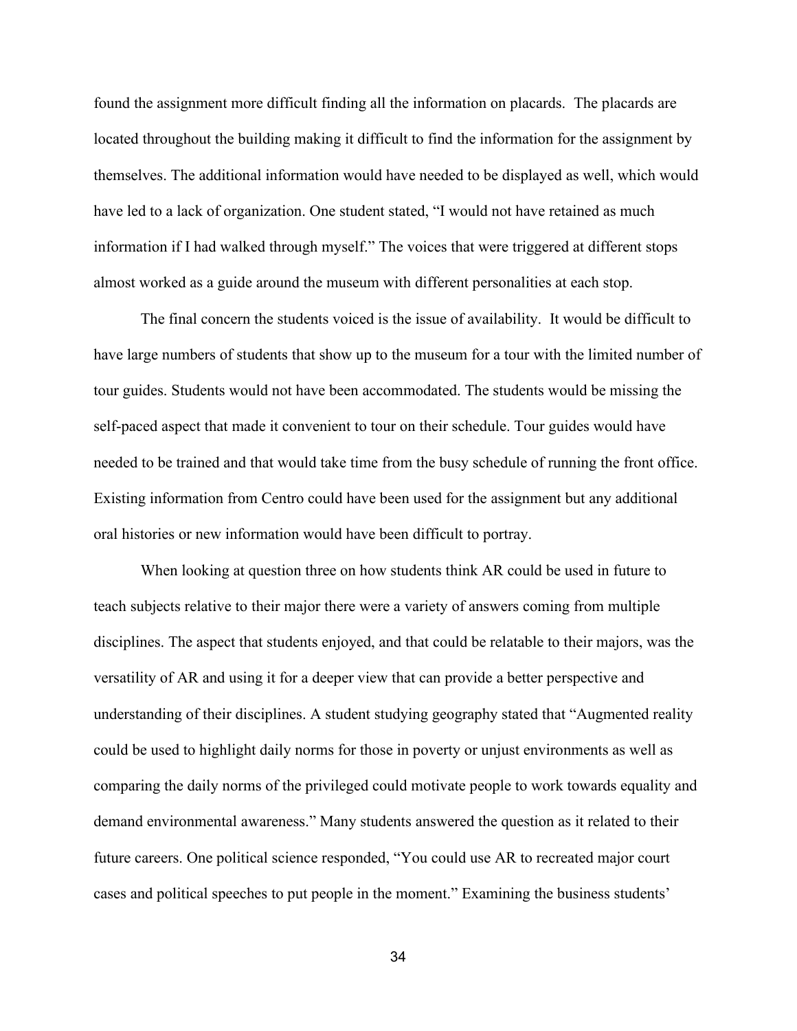found the assignment more difficult finding all the information on placards. The placards are located throughout the building making it difficult to find the information for the assignment by themselves. The additional information would have needed to be displayed as well, which would have led to a lack of organization. One student stated, "I would not have retained as much information if I had walked through myself." The voices that were triggered at different stops almost worked as a guide around the museum with different personalities at each stop.

The final concern the students voiced is the issue of availability. It would be difficult to have large numbers of students that show up to the museum for a tour with the limited number of tour guides. Students would not have been accommodated. The students would be missing the self-paced aspect that made it convenient to tour on their schedule. Tour guides would have needed to be trained and that would take time from the busy schedule of running the front office. Existing information from Centro could have been used for the assignment but any additional oral histories or new information would have been difficult to portray.

When looking at question three on how students think AR could be used in future to teach subjects relative to their major there were a variety of answers coming from multiple disciplines. The aspect that students enjoyed, and that could be relatable to their majors, was the versatility of AR and using it for a deeper view that can provide a better perspective and understanding of their disciplines. A student studying geography stated that "Augmented reality could be used to highlight daily norms for those in poverty or unjust environments as well as comparing the daily norms of the privileged could motivate people to work towards equality and demand environmental awareness." Many students answered the question as it related to their future careers. One political science responded, "You could use AR to recreated major court cases and political speeches to put people in the moment." Examining the business students'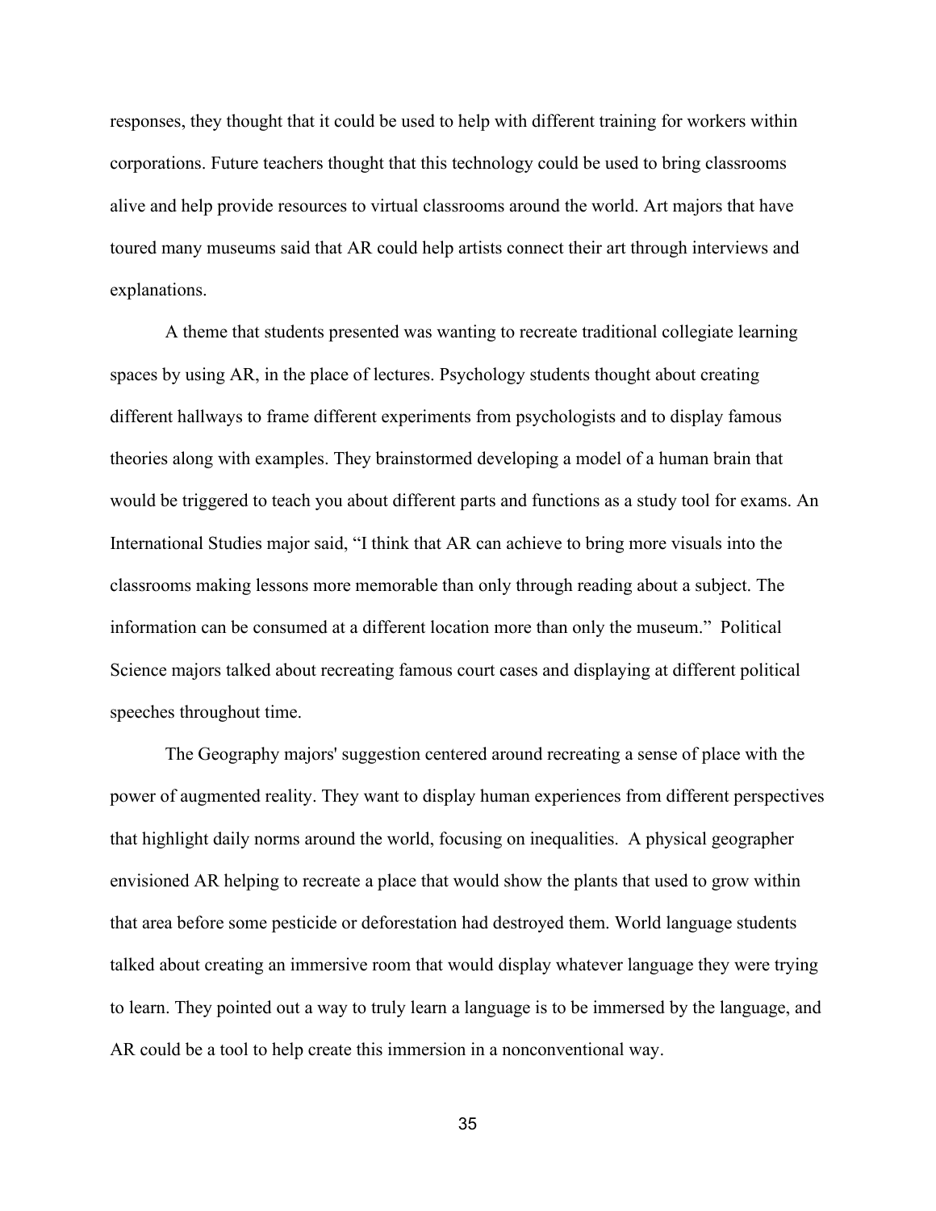responses, they thought that it could be used to help with different training for workers within corporations. Future teachers thought that this technology could be used to bring classrooms alive and help provide resources to virtual classrooms around the world. Art majors that have toured many museums said that AR could help artists connect their art through interviews and explanations.

A theme that students presented was wanting to recreate traditional collegiate learning spaces by using AR, in the place of lectures. Psychology students thought about creating different hallways to frame different experiments from psychologists and to display famous theories along with examples. They brainstormed developing a model of a human brain that would be triggered to teach you about different parts and functions as a study tool for exams. An International Studies major said, "I think that AR can achieve to bring more visuals into the classrooms making lessons more memorable than only through reading about a subject. The information can be consumed at a different location more than only the museum." Political Science majors talked about recreating famous court cases and displaying at different political speeches throughout time.

The Geography majors' suggestion centered around recreating a sense of place with the power of augmented reality. They want to display human experiences from different perspectives that highlight daily norms around the world, focusing on inequalities. A physical geographer envisioned AR helping to recreate a place that would show the plants that used to grow within that area before some pesticide or deforestation had destroyed them. World language students talked about creating an immersive room that would display whatever language they were trying to learn. They pointed out a way to truly learn a language is to be immersed by the language, and AR could be a tool to help create this immersion in a nonconventional way.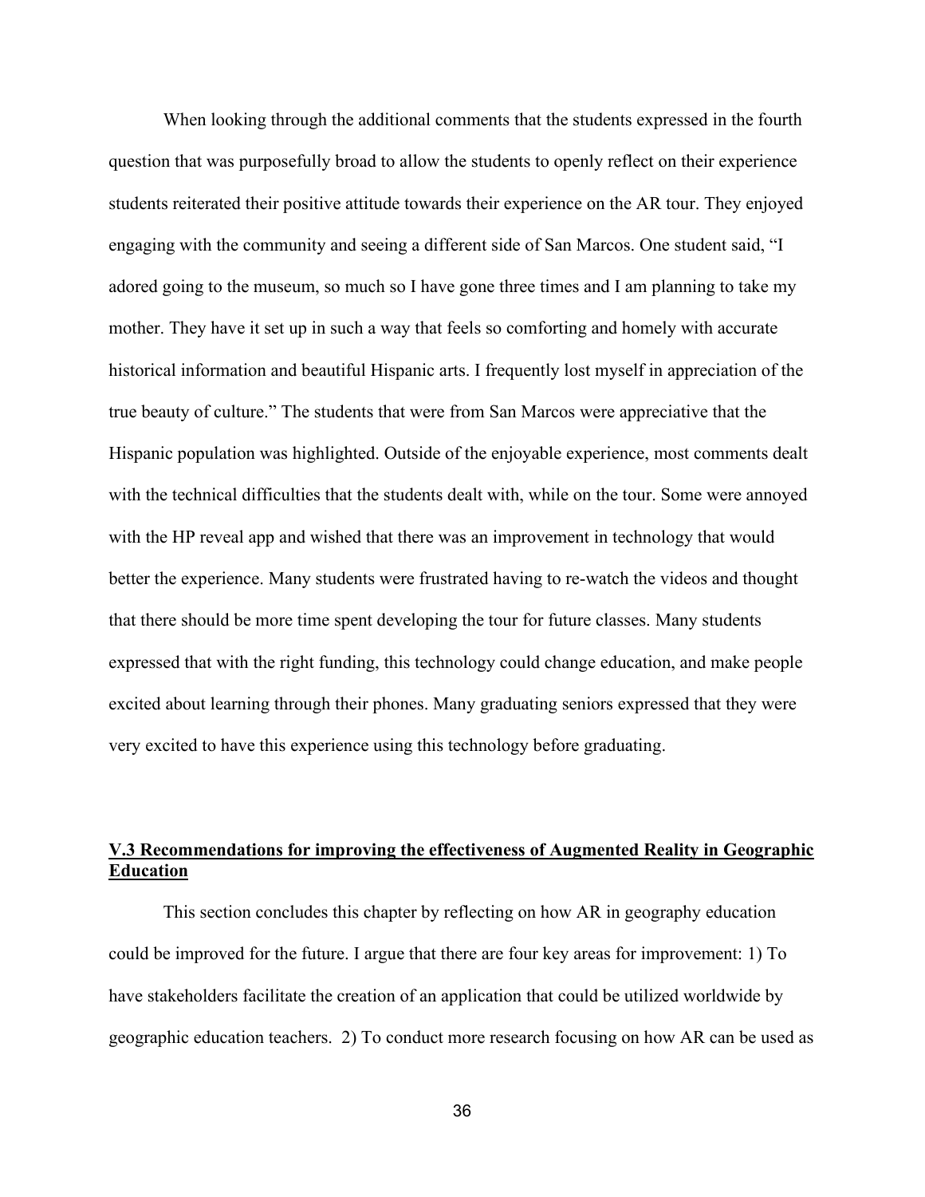When looking through the additional comments that the students expressed in the fourth question that was purposefully broad to allow the students to openly reflect on their experience students reiterated their positive attitude towards their experience on the AR tour. They enjoyed engaging with the community and seeing a different side of San Marcos. One student said, "I adored going to the museum, so much so I have gone three times and I am planning to take my mother. They have it set up in such a way that feels so comforting and homely with accurate historical information and beautiful Hispanic arts. I frequently lost myself in appreciation of the true beauty of culture." The students that were from San Marcos were appreciative that the Hispanic population was highlighted. Outside of the enjoyable experience, most comments dealt with the technical difficulties that the students dealt with, while on the tour. Some were annoyed with the HP reveal app and wished that there was an improvement in technology that would better the experience. Many students were frustrated having to re-watch the videos and thought that there should be more time spent developing the tour for future classes. Many students expressed that with the right funding, this technology could change education, and make people excited about learning through their phones. Many graduating seniors expressed that they were very excited to have this experience using this technology before graduating.

## **V.3 Recommendations for improving the effectiveness of Augmented Reality in Geographic Education**

This section concludes this chapter by reflecting on how AR in geography education could be improved for the future. I argue that there are four key areas for improvement: 1) To have stakeholders facilitate the creation of an application that could be utilized worldwide by geographic education teachers. 2) To conduct more research focusing on how AR can be used as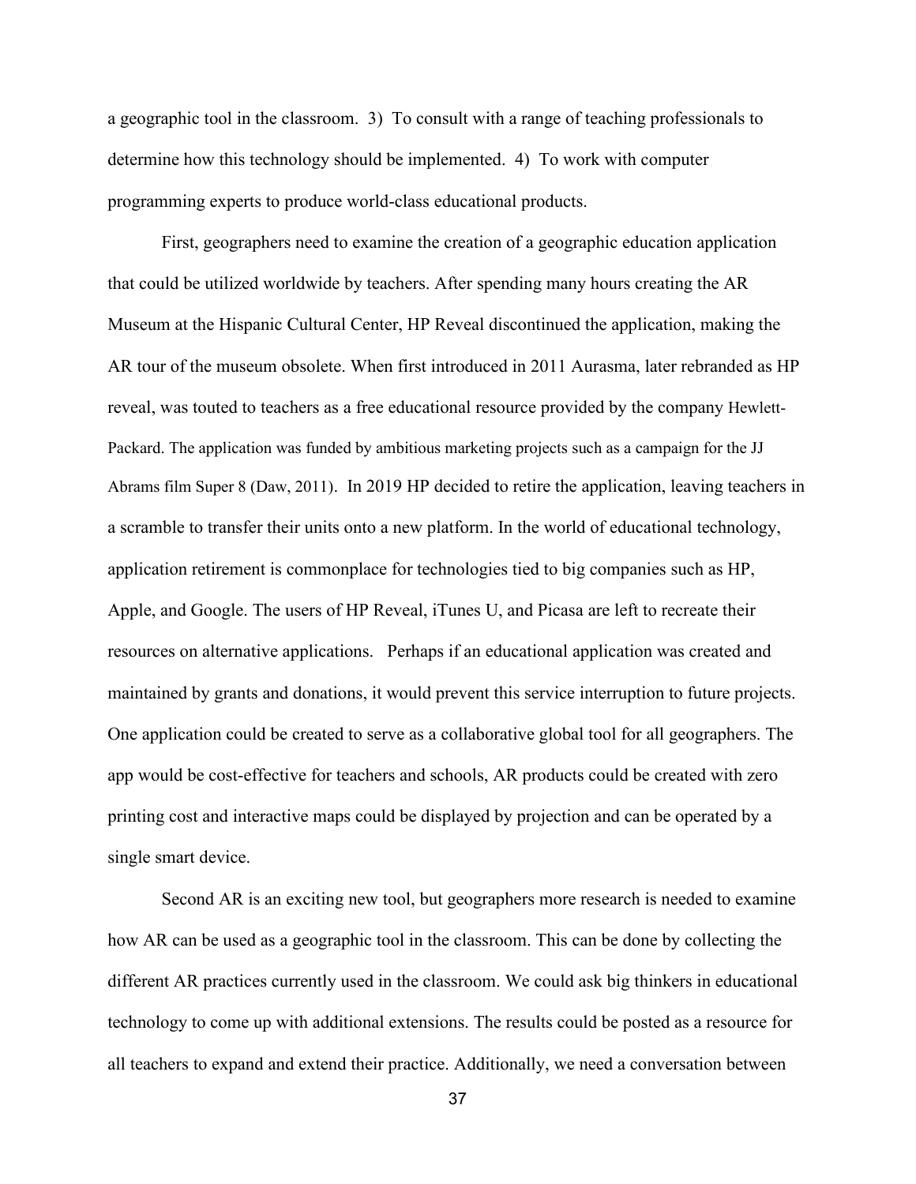a geographic tool in the classroom. 3) To consult with a range of teaching professionals to determine how this technology should be implemented. 4) To work with computer programming experts to produce world-class educational products.

First, geographers need to examine the creation of a geographic education application that could be utilized worldwide by teachers. After spending many hours creating the AR Museum at the Hispanic Cultural Center, HP Reveal discontinued the application, making the AR tour of the museum obsolete. When first introduced in 2011 Aurasma, later rebranded as HP reveal, was touted to teachers as a free educational resource provided by the company Hewlett-Packard. The application was funded by ambitious marketing projects such as a campaign for the JJ Abrams film Super 8 (Daw, 2011). In 2019 HP decided to retire the application, leaving teachers in a scramble to transfer their units onto a new platform. In the world of educational technology, application retirement is commonplace for technologies tied to big companies such as HP, Apple, and Google. The users of HP Reveal, iTunes U, and Picasa are left to recreate their resources on alternative applications. Perhaps if an educational application was created and maintained by grants and donations, it would prevent this service interruption to future projects. One application could be created to serve as a collaborative global tool for all geographers. The app would be cost-effective for teachers and schools, AR products could be created with zero printing cost and interactive maps could be displayed by projection and can be operated by a single smart device.

Second AR is an exciting new tool, but geographers more research is needed to examine how AR can be used as a geographic tool in the classroom. This can be done by collecting the different AR practices currently used in the classroom. We could ask big thinkers in educational technology to come up with additional extensions. The results could be posted as a resource for all teachers to expand and extend their practice. Additionally, we need a conversation between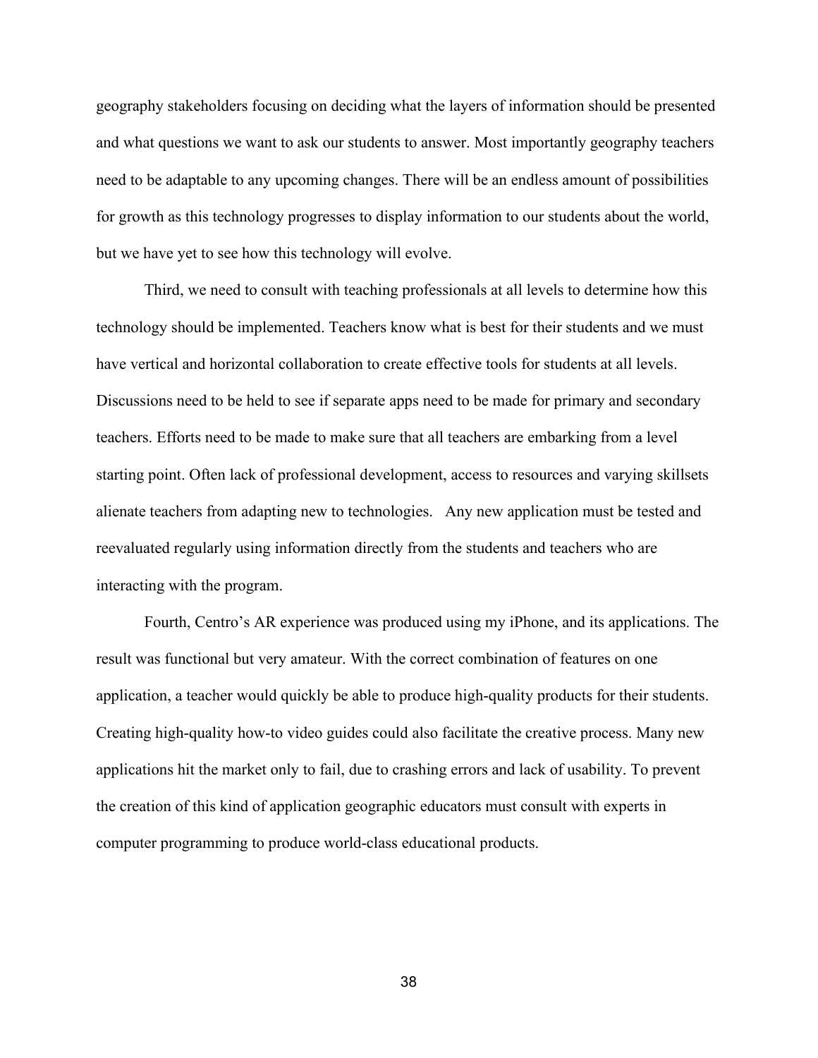geography stakeholders focusing on deciding what the layers of information should be presented and what questions we want to ask our students to answer. Most importantly geography teachers need to be adaptable to any upcoming changes. There will be an endless amount of possibilities for growth as this technology progresses to display information to our students about the world, but we have yet to see how this technology will evolve.

Third, we need to consult with teaching professionals at all levels to determine how this technology should be implemented. Teachers know what is best for their students and we must have vertical and horizontal collaboration to create effective tools for students at all levels. Discussions need to be held to see if separate apps need to be made for primary and secondary teachers. Efforts need to be made to make sure that all teachers are embarking from a level starting point. Often lack of professional development, access to resources and varying skillsets alienate teachers from adapting new to technologies.   Any new application must be tested and reevaluated regularly using information directly from the students and teachers who are interacting with the program.

Fourth, Centro's AR experience was produced using my iPhone, and its applications. The result was functional but very amateur. With the correct combination of features on one application, a teacher would quickly be able to produce high-quality products for their students. Creating high-quality how-to video guides could also facilitate the creative process. Many new applications hit the market only to fail, due to crashing errors and lack of usability. To prevent the creation of this kind of application geographic educators must consult with experts in computer programming to produce world-class educational products.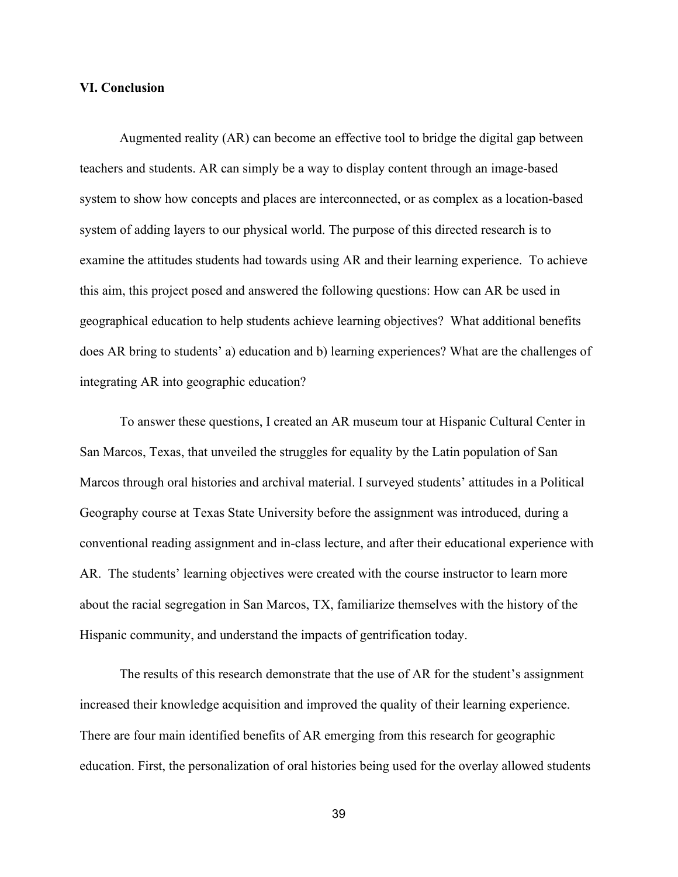## VI. Conclusion

Augmented reality (AR) can become an effective tool to bridge the digital gap between teachers and students. AR can simply be a way to display content through an image-based system to show how concepts and places are interconnected, or as complex as a location-based system of adding layers to our physical world. The purpose of this directed research is to examine the attitudes students had towards using AR and their learning experience. To achieve this aim, this project posed and answered the following questions: How can AR be used in geographical education to help students achieve learning objectives? What additional benefits does AR bring to students' a) education and b) learning experiences? What are the challenges of integrating AR into geographic education?

To answer these questions, I created an AR museum tour at Hispanic Cultural Center in San Marcos, Texas, that unveiled the struggles for equality by the Latin population of San Marcos through oral histories and archival material. I surveyed students' attitudes in a Political Geography course at Texas State University before the assignment was introduced, during a conventional reading assignment and in-class lecture, and after their educational experience with AR. The students' learning objectives were created with the course instructor to learn more about the racial segregation in San Marcos, TX, familiarize themselves with the history of the Hispanic community, and understand the impacts of gentrification today.

The results of this research demonstrate that the use of AR for the student's assignment increased their knowledge acquisition and improved the quality of their learning experience. There are four main identified benefits of AR emerging from this research for geographic education. First, the personalization of oral histories being used for the overlay allowed students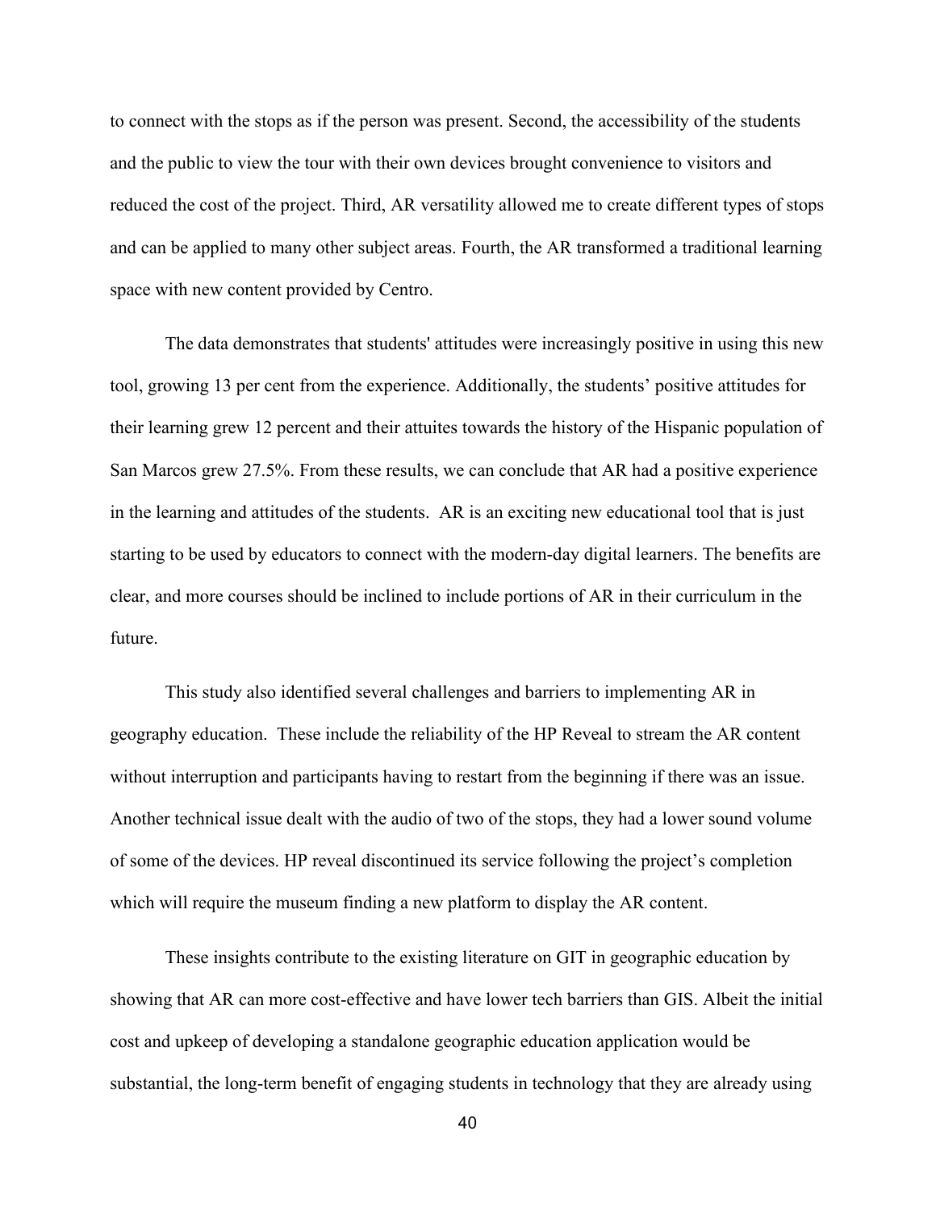to connect with the stops as if the person was present. Second, the accessibility of the students and the public to view the tour with their own devices brought convenience to visitors and reduced the cost of the project. Third, AR versatility allowed me to create different types of stops and can be applied to many other subject areas. Fourth, the AR transformed a traditional learning space with new content provided by Centro.

The data demonstrates that students' attitudes were increasingly positive in using this new tool, growing 13 per cent from the experience. Additionally, the students' positive attitudes for their learning grew 12 percent and their attuites towards the history of the Hispanic population of San Marcos grew 27.5%. From these results, we can conclude that AR had a positive experience in the learning and attitudes of the students. AR is an exciting new educational tool that is just starting to be used by educators to connect with the modern-day digital learners. The benefits are clear, and more courses should be inclined to include portions of AR in their curriculum in the future.

This study also identified several challenges and barriers to implementing AR in geography education. These include the reliability of the HP Reveal to stream the AR content without interruption and participants having to restart from the beginning if there was an issue. Another technical issue dealt with the audio of two of the stops, they had a lower sound volume of some of the devices. HP reveal discontinued its service following the project's completion which will require the museum finding a new platform to display the AR content.

These insights contribute to the existing literature on GIT in geographic education by showing that AR can more cost-effective and have lower tech barriers than GIS. Albeit the initial cost and upkeep of developing a standalone geographic education application would be substantial, the long-term benefit of engaging students in technology that they are already using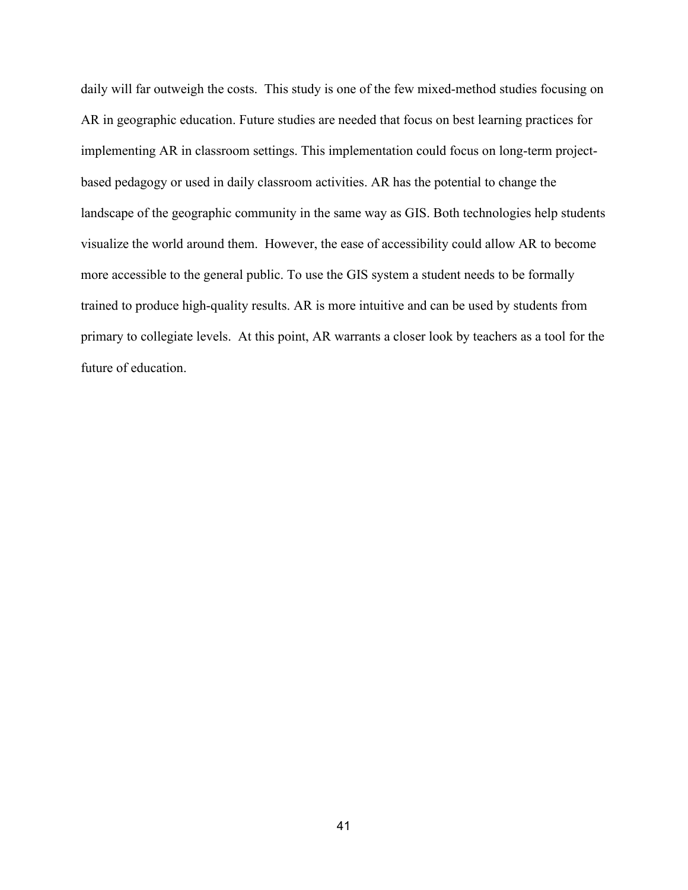daily will far outweigh the costs. This study is one of the few mixed-method studies focusing on AR in geographic education. Future studies are needed that focus on best learning practices for implementing AR in classroom settings. This implementation could focus on long-term project-based pedagogy or used in daily classroom activities. AR has the potential to change the landscape of the geographic community in the same way as GIS. Both technologies help students visualize the world around them. However, the ease of accessibility could allow AR to become more accessible to the general public. To use the GIS system a student needs to be formally trained to produce high-quality results. AR is more intuitive and can be used by students from primary to collegiate levels. At this point, AR warrants a closer look by teachers as a tool for the future of education.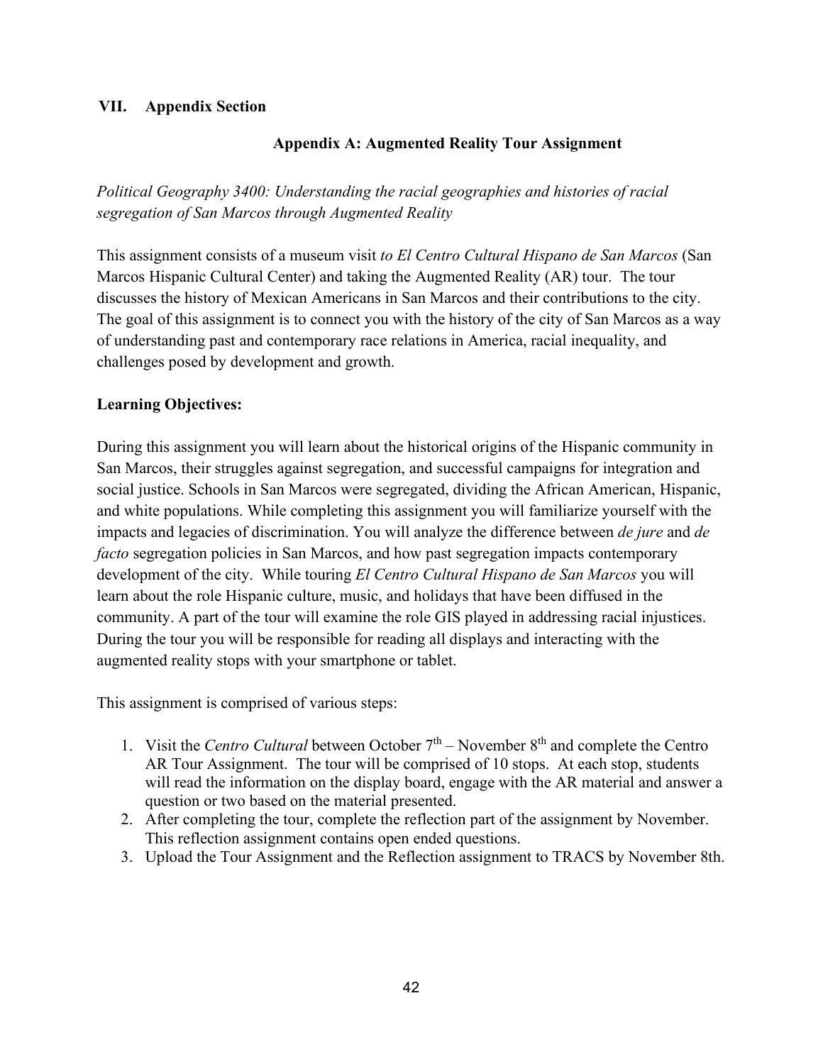## VII. Appendix Section

### Appendix A: Augmented Reality Tour Assignment

*Political Geography 3400: Understanding the racial geographies and histories of racial segregation of San Marcos through Augmented Reality*

This assignment consists of a museum visit *to El Centro Cultural Hispano de San Marcos* (San Marcos Hispanic Cultural Center) and taking the Augmented Reality (AR) tour. The tour discusses the history of Mexican Americans in San Marcos and their contributions to the city. The goal of this assignment is to connect you with the history of the city of San Marcos as a way of understanding past and contemporary race relations in America, racial inequality, and challenges posed by development and growth.

**Learning Objectives:**

During this assignment you will learn about the historical origins of the Hispanic community in San Marcos, their struggles against segregation, and successful campaigns for integration and social justice. Schools in San Marcos were segregated, dividing the African American, Hispanic, and white populations. While completing this assignment you will familiarize yourself with the impacts and legacies of discrimination. You will analyze the difference between *de jure* and *de facto* segregation policies in San Marcos, and how past segregation impacts contemporary development of the city. While touring *El Centro Cultural Hispano de San Marcos* you will learn about the role Hispanic culture, music, and holidays that have been diffused in the community. A part of the tour will examine the role GIS played in addressing racial injustices. During the tour you will be responsible for reading all displays and interacting with the augmented reality stops with your smartphone or tablet.

This assignment is comprised of various steps:

1. Visit the *Centro Cultural* between October 7th – November 8th and complete the Centro AR Tour Assignment. The tour will be comprised of 10 stops. At each stop, students will read the information on the display board, engage with the AR material and answer a question or two based on the material presented.
2. After completing the tour, complete the reflection part of the assignment by November. This reflection assignment contains open ended questions.
3. Upload the Tour Assignment and the Reflection assignment to TRACS by November 8th.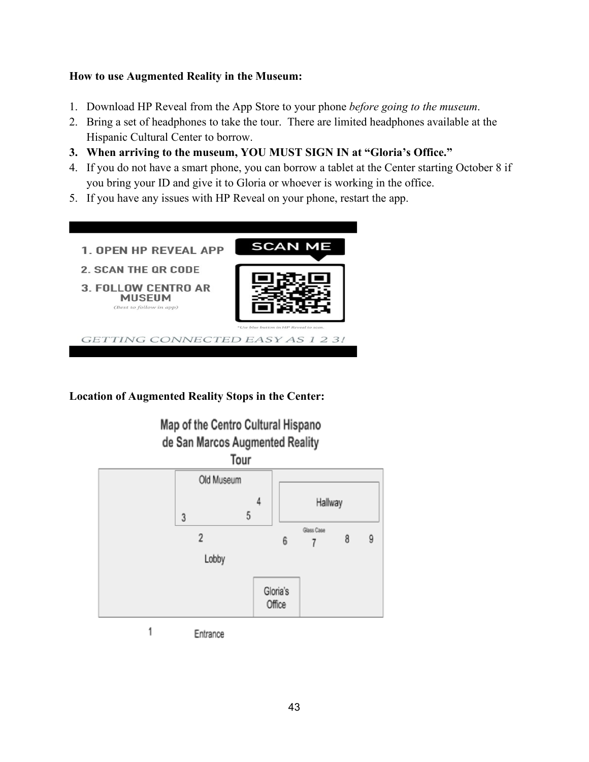**How to use Augmented Reality in the Museum:**

1. Download HP Reveal from the App Store to your phone *before going to the museum*.
2. Bring a set of headphones to take the tour. There are limited headphones available at the Hispanic Cultural Center to borrow.
3. **When arriving to the museum, YOU MUST SIGN IN at "Gloria's Office."**
4. If you do not have a smart phone, you can borrow a tablet at the Center starting October 8 if you bring your ID and give it to Gloria or whoever is working in the office.
5. If you have any issues with HP Reveal on your phone, restart the app.

1. OPEN HP REVEAL APP
2. SCAN THE QR CODE
3. FOLLOW CENTRO AR MUSEUM
(Best to follow in app)

SCAN ME

*Use blue button in HP Reveal to scan.

GETTING CONNECTED EASY AS 1 2 3!

**Location of Augmented Reality Stops in the Center:**

Map of the Centro Cultural Hispano de San Marcos Augmented Reality Tour

Old Museum: 3, 4, 5
Hallway
Glass Case: 7
2, 6, 8, 9
Lobby
Gloria's Office
1 Entrance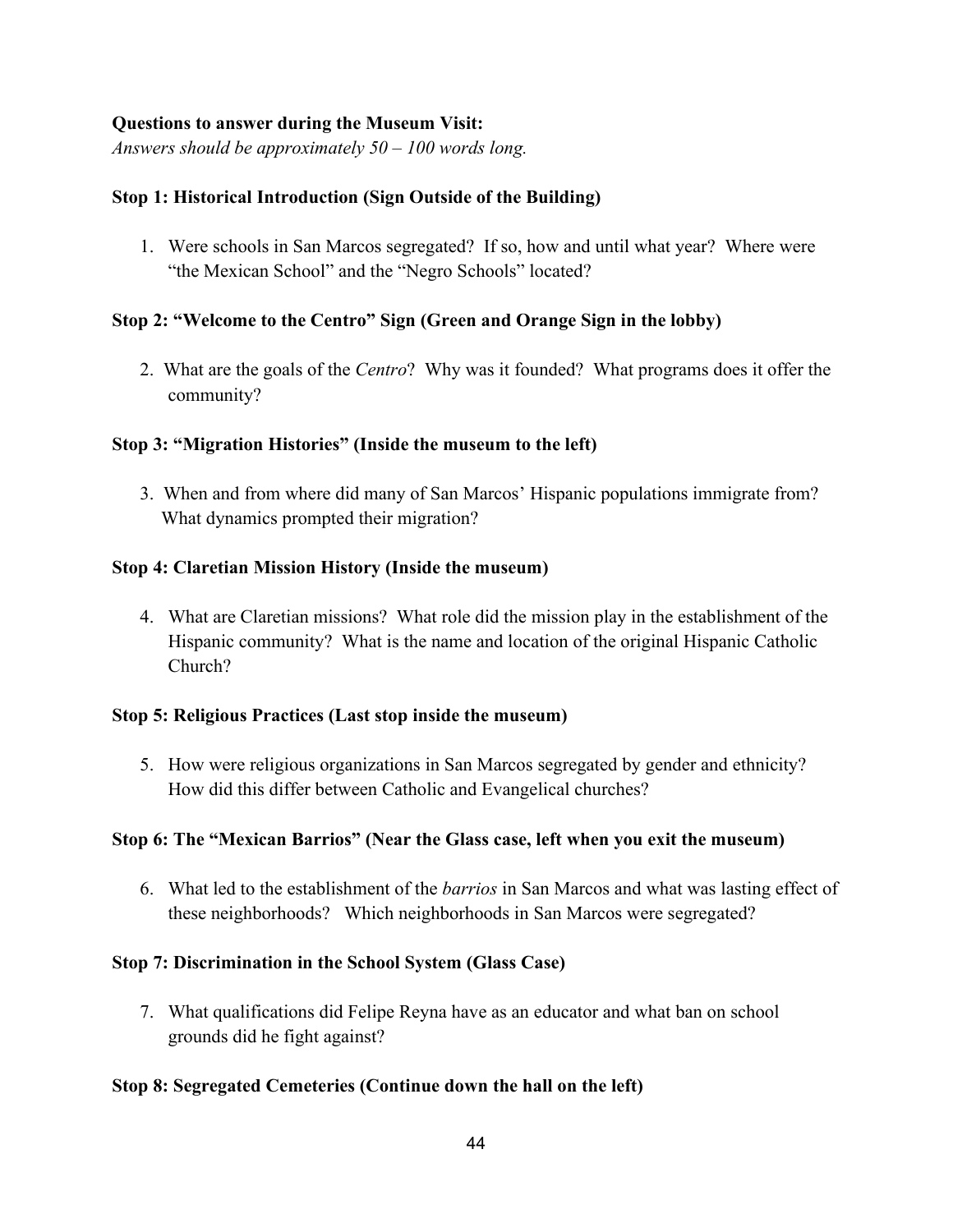**Questions to answer during the Museum Visit:**
*Answers should be approximately 50 – 100 words long.*

**Stop 1: Historical Introduction (Sign Outside of the Building)**

1. Were schools in San Marcos segregated? If so, how and until what year? Where were "the Mexican School" and the "Negro Schools" located?

**Stop 2: "Welcome to the Centro" Sign (Green and Orange Sign in the lobby)**

2. What are the goals of the *Centro*? Why was it founded? What programs does it offer the community?

**Stop 3: "Migration Histories" (Inside the museum to the left)**

3. When and from where did many of San Marcos' Hispanic populations immigrate from? What dynamics prompted their migration?

**Stop 4: Claretian Mission History (Inside the museum)**

4. What are Claretian missions? What role did the mission play in the establishment of the Hispanic community? What is the name and location of the original Hispanic Catholic Church?

**Stop 5: Religious Practices (Last stop inside the museum)**

5. How were religious organizations in San Marcos segregated by gender and ethnicity? How did this differ between Catholic and Evangelical churches?

**Stop 6: The "Mexican Barrios" (Near the Glass case, left when you exit the museum)**

6. What led to the establishment of the *barrios* in San Marcos and what was lasting effect of these neighborhoods? Which neighborhoods in San Marcos were segregated?

**Stop 7: Discrimination in the School System (Glass Case)**

7. What qualifications did Felipe Reyna have as an educator and what ban on school grounds did he fight against?

**Stop 8: Segregated Cemeteries (Continue down the hall on the left)**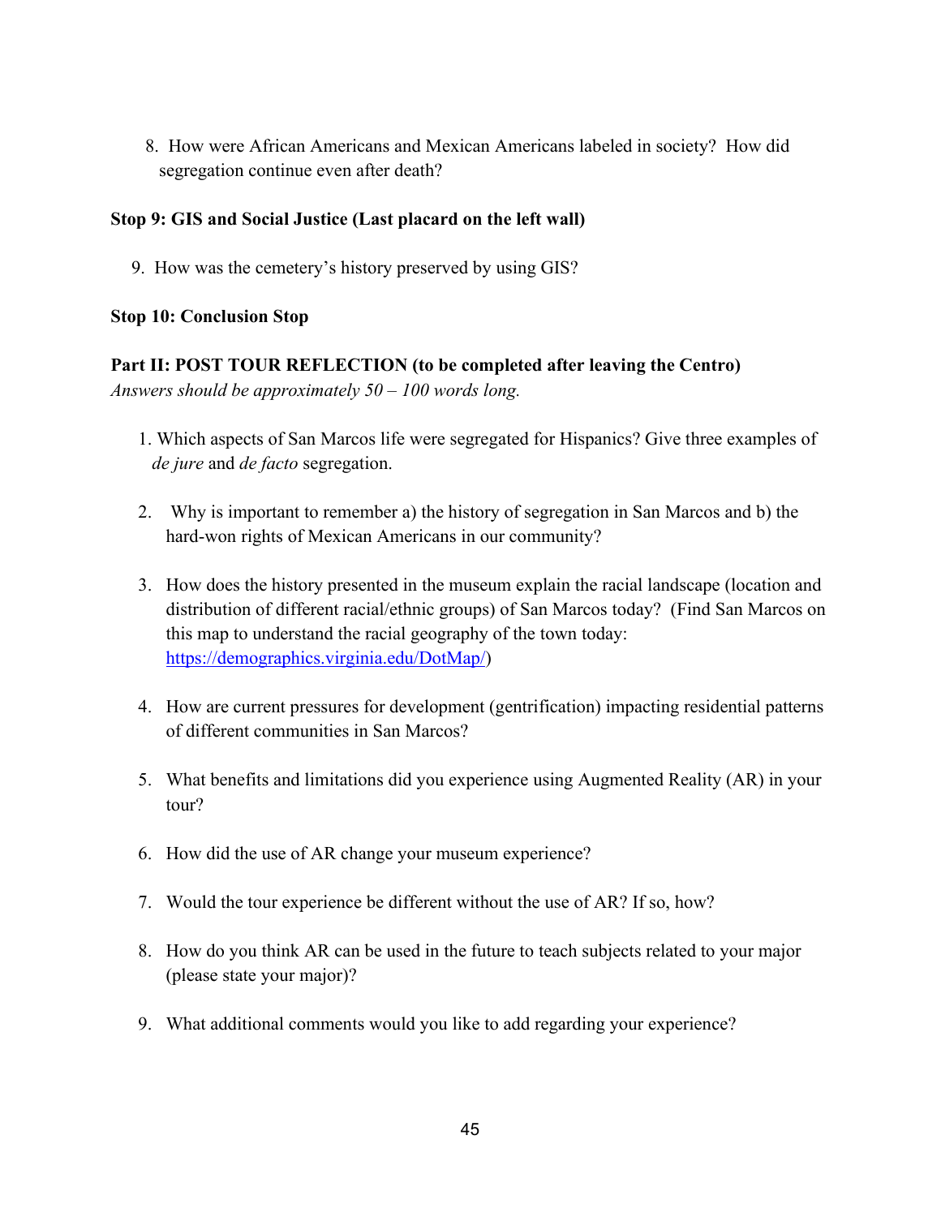8. How were African Americans and Mexican Americans labeled in society? How did segregation continue even after death?

**Stop 9: GIS and Social Justice (Last placard on the left wall)**

9. How was the cemetery's history preserved by using GIS?

**Stop 10: Conclusion Stop**

**Part II: POST TOUR REFLECTION (to be completed after leaving the Centro)**
*Answers should be approximately 50 – 100 words long.*

1. Which aspects of San Marcos life were segregated for Hispanics? Give three examples of *de jure* and *de facto* segregation.

2. Why is important to remember a) the history of segregation in San Marcos and b) the hard-won rights of Mexican Americans in our community?

3. How does the history presented in the museum explain the racial landscape (location and distribution of different racial/ethnic groups) of San Marcos today? (Find San Marcos on this map to understand the racial geography of the town today: https://demographics.virginia.edu/DotMap/)

4. How are current pressures for development (gentrification) impacting residential patterns of different communities in San Marcos?

5. What benefits and limitations did you experience using Augmented Reality (AR) in your tour?

6. How did the use of AR change your museum experience?

7. Would the tour experience be different without the use of AR? If so, how?

8. How do you think AR can be used in the future to teach subjects related to your major (please state your major)?

9. What additional comments would you like to add regarding your experience?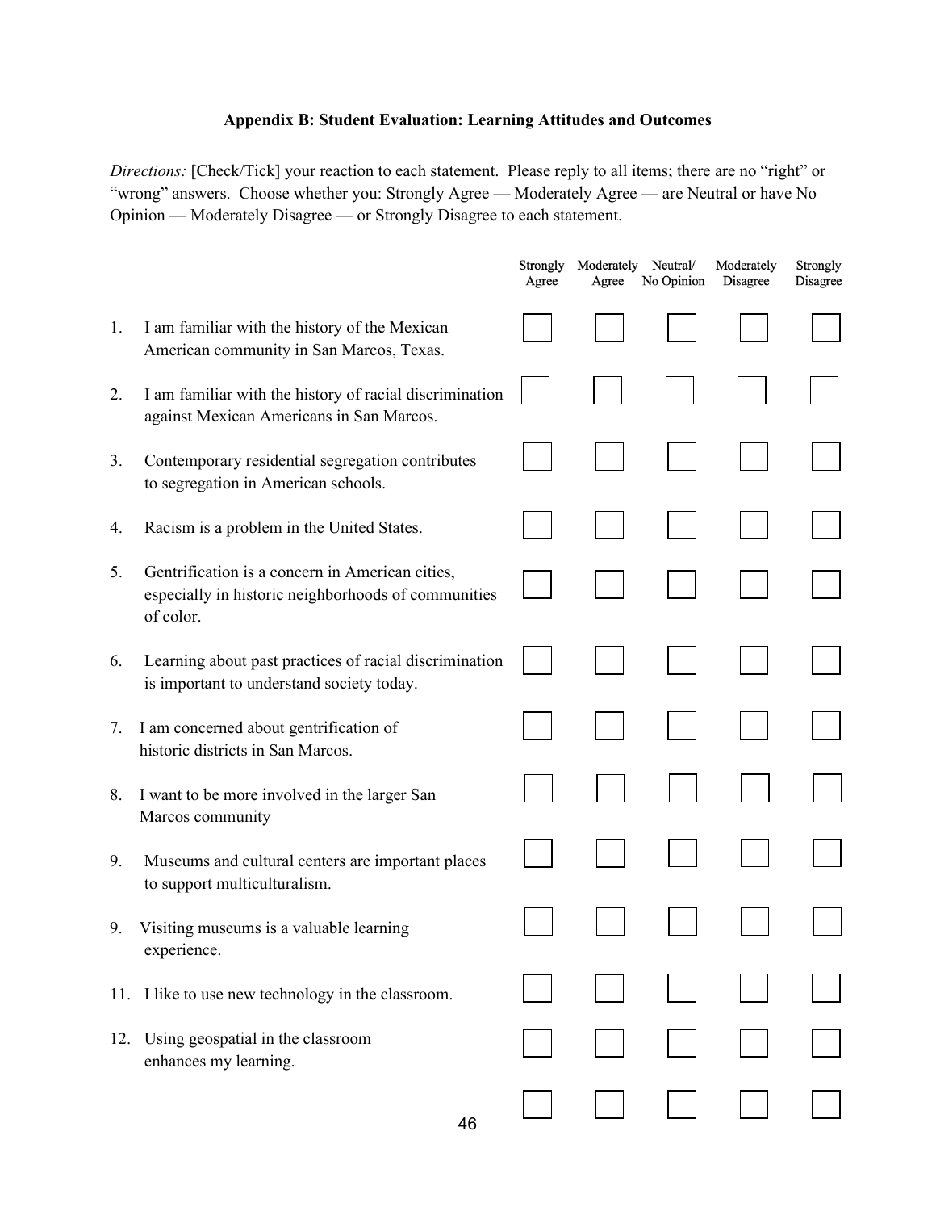**Appendix B: Student Evaluation: Learning Attitudes and Outcomes**

*Directions:* [Check/Tick] your reaction to each statement. Please reply to all items; there are no "right" or "wrong" answers. Choose whether you: Strongly Agree — Moderately Agree — are Neutral or have No Opinion — Moderately Disagree — or Strongly Disagree to each statement.

| | | Strongly Agree | Moderately Agree | Neutral/ No Opinion | Moderately Disagree | Strongly Disagree |
|---|---|---|---|---|---|---|
| 1. | I am familiar with the history of the Mexican American community in San Marcos, Texas. | ☐ | ☐ | ☐ | ☐ | ☐ |
| 2. | I am familiar with the history of racial discrimination against Mexican Americans in San Marcos. | ☐ | ☐ | ☐ | ☐ | ☐ |
| 3. | Contemporary residential segregation contributes to segregation in American schools. | ☐ | ☐ | ☐ | ☐ | ☐ |
| 4. | Racism is a problem in the United States. | ☐ | ☐ | ☐ | ☐ | ☐ |
| 5. | Gentrification is a concern in American cities, especially in historic neighborhoods of communities of color. | ☐ | ☐ | ☐ | ☐ | ☐ |
| 6. | Learning about past practices of racial discrimination is important to understand society today. | ☐ | ☐ | ☐ | ☐ | ☐ |
| 7. | I am concerned about gentrification of historic districts in San Marcos. | ☐ | ☐ | ☐ | ☐ | ☐ |
| 8. | I want to be more involved in the larger San Marcos community | ☐ | ☐ | ☐ | ☐ | ☐ |
| 9. | Museums and cultural centers are important places to support multiculturalism. | ☐ | ☐ | ☐ | ☐ | ☐ |
| 9. | Visiting museums is a valuable learning experience. | ☐ | ☐ | ☐ | ☐ | ☐ |
| 11. | I like to use new technology in the classroom. | ☐ | ☐ | ☐ | ☐ | ☐ |
| 12. | Using geospatial in the classroom enhances my learning. | ☐ | ☐ | ☐ | ☐ | ☐ |
| | | ☐ | ☐ | ☐ | ☐ | ☐ |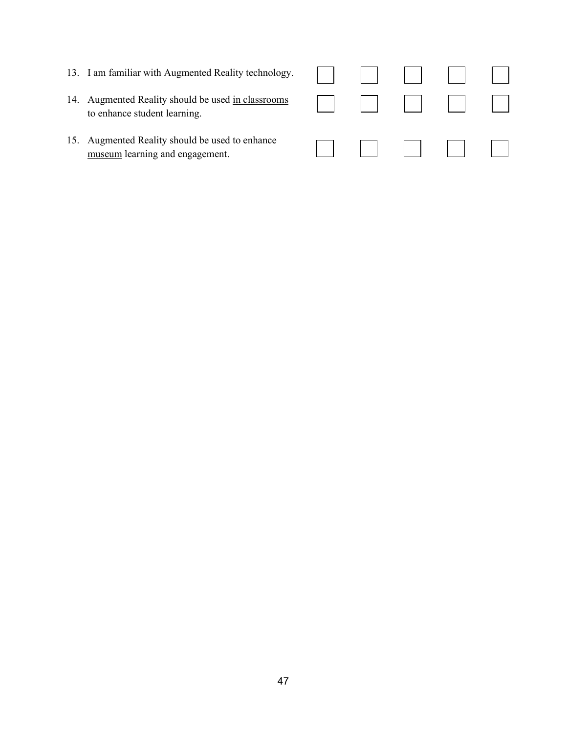| | | | | | |
|---|---|---|---|---|---|
| 13. I am familiar with Augmented Reality technology. | ☐ | ☐ | ☐ | ☐ | ☐ |
| 14. Augmented Reality should be used <u>in classrooms</u> to enhance student learning. | ☐ | ☐ | ☐ | ☐ | ☐ |
| 15. Augmented Reality should be used to enhance <u>museum</u> learning and engagement. | ☐ | ☐ | ☐ | ☐ | ☐ |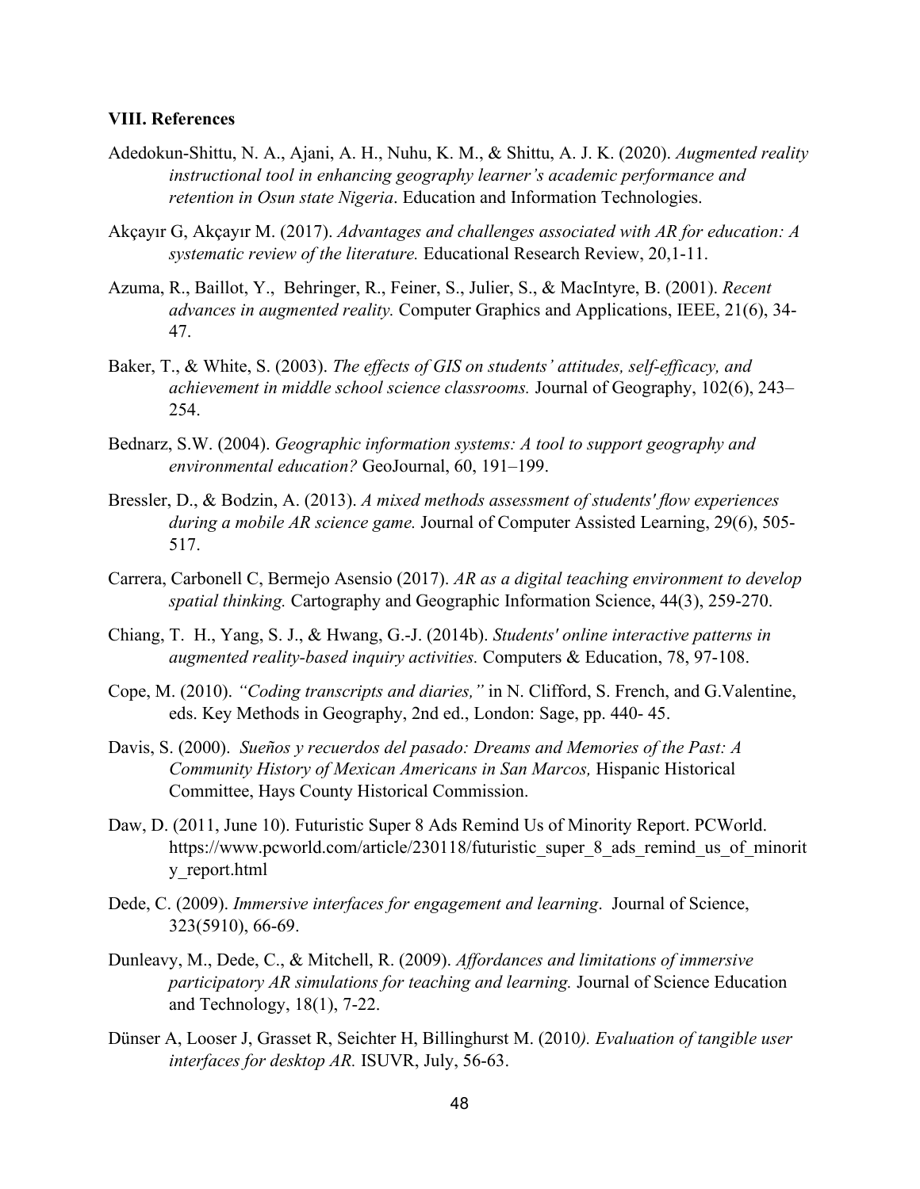### VIII. References

Adedokun-Shittu, N. A., Ajani, A. H., Nuhu, K. M., & Shittu, A. J. K. (2020). *Augmented reality instructional tool in enhancing geography learner's academic performance and retention in Osun state Nigeria*. Education and Information Technologies.

Akçayır G, Akçayır M. (2017). *Advantages and challenges associated with AR for education: A systematic review of the literature.* Educational Research Review, 20,1-11.

Azuma, R., Baillot, Y., Behringer, R., Feiner, S., Julier, S., & MacIntyre, B. (2001). *Recent advances in augmented reality.* Computer Graphics and Applications, IEEE, 21(6), 34-47.

Baker, T., & White, S. (2003). *The effects of GIS on students' attitudes, self-efficacy, and achievement in middle school science classrooms.* Journal of Geography, 102(6), 243–254.

Bednarz, S.W. (2004). *Geographic information systems: A tool to support geography and environmental education?* GeoJournal, 60, 191–199.

Bressler, D., & Bodzin, A. (2013). *A mixed methods assessment of students' flow experiences during a mobile AR science game.* Journal of Computer Assisted Learning, 29(6), 505-517.

Carrera, Carbonell C, Bermejo Asensio (2017). *AR as a digital teaching environment to develop spatial thinking.* Cartography and Geographic Information Science, 44(3), 259-270.

Chiang, T. H., Yang, S. J., & Hwang, G.-J. (2014b). *Students' online interactive patterns in augmented reality-based inquiry activities.* Computers & Education, 78, 97-108.

Cope, M. (2010). *"Coding transcripts and diaries,"* in N. Clifford, S. French, and G.Valentine, eds. Key Methods in Geography, 2nd ed., London: Sage, pp. 440- 45.

Davis, S. (2000). *Sueños y recuerdos del pasado: Dreams and Memories of the Past: A Community History of Mexican Americans in San Marcos,* Hispanic Historical Committee, Hays County Historical Commission.

Daw, D. (2011, June 10). Futuristic Super 8 Ads Remind Us of Minority Report. PCWorld. https://www.pcworld.com/article/230118/futuristic_super_8_ads_remind_us_of_minority_report.html

Dede, C. (2009). *Immersive interfaces for engagement and learning*. Journal of Science, 323(5910), 66-69.

Dunleavy, M., Dede, C., & Mitchell, R. (2009). *Affordances and limitations of immersive participatory AR simulations for teaching and learning.* Journal of Science Education and Technology, 18(1), 7-22.

Dünser A, Looser J, Grasset R, Seichter H, Billinghurst M. (2010*). Evaluation of tangible user interfaces for desktop AR.* ISUVR, July, 56-63.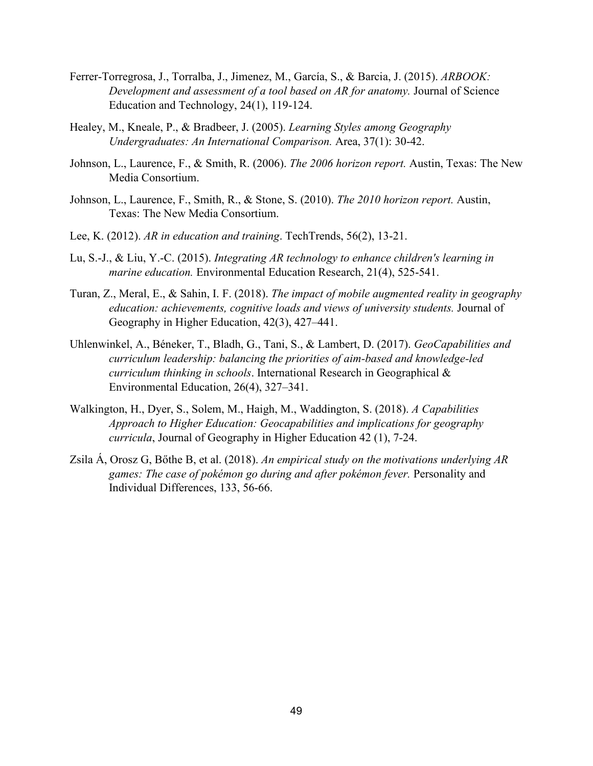Ferrer-Torregrosa, J., Torralba, J., Jimenez, M., García, S., & Barcia, J. (2015). *ARBOOK: Development and assessment of a tool based on AR for anatomy.* Journal of Science Education and Technology, 24(1), 119-124.

Healey, M., Kneale, P., & Bradbeer, J. (2005). *Learning Styles among Geography Undergraduates: An International Comparison.* Area, 37(1): 30-42.

Johnson, L., Laurence, F., & Smith, R. (2006). *The 2006 horizon report.* Austin, Texas: The New Media Consortium.

Johnson, L., Laurence, F., Smith, R., & Stone, S. (2010). *The 2010 horizon report.* Austin, Texas: The New Media Consortium.

Lee, K. (2012). *AR in education and training*. TechTrends, 56(2), 13-21.

Lu, S.-J., & Liu, Y.-C. (2015). *Integrating AR technology to enhance children's learning in marine education.* Environmental Education Research, 21(4), 525-541.

Turan, Z., Meral, E., & Sahin, I. F. (2018). *The impact of mobile augmented reality in geography education: achievements, cognitive loads and views of university students.* Journal of Geography in Higher Education, 42(3), 427–441.

Uhlenwinkel, A., Béneker, T., Bladh, G., Tani, S., & Lambert, D. (2017). *GeoCapabilities and curriculum leadership: balancing the priorities of aim-based and knowledge-led curriculum thinking in schools*. International Research in Geographical & Environmental Education, 26(4), 327–341.

Walkington, H., Dyer, S., Solem, M., Haigh, M., Waddington, S. (2018). *A Capabilities Approach to Higher Education: Geocapabilities and implications for geography curricula*, Journal of Geography in Higher Education 42 (1), 7-24.

Zsila Á, Orosz G, Bőthe B, et al. (2018). *An empirical study on the motivations underlying AR games: The case of pokémon go during and after pokémon fever.* Personality and Individual Differences, 133, 56-66.